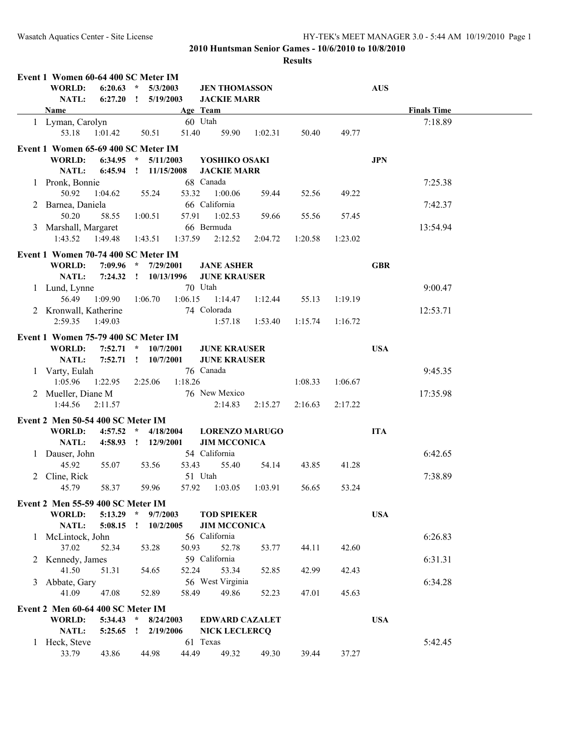# 2010 Huntsman Senior Games - 10/6/2010 to 10/8/2010

## Results

### Event 1 Women 60-64 400 SC Meter IM

**WORLD:** 6:20.63 * 5/3/2003 **JEN THOMASSON** **AUS**
**NATL:** 6:27.20 ! 5/19/2003 **JACKIE MARR**

| | Name | Age | Team | Finals Time | Split 1 | Split 2 | Split 3 | Split 4 | Split 5 | Split 6 | Split 7 | Split 8 |
|---|---|---|---|---|---|---|---|---|---|---|---|---|
| 1 | Lyman, Carolyn | 60 | Utah | 7:18.89 | 53.18 | 1:01.42 | 50.51 | 51.40 | 59.90 | 1:02.31 | 50.40 | 49.77 |

### Event 1 Women 65-69 400 SC Meter IM

**WORLD:** 6:34.95 * 5/11/2003 **YOSHIKO OSAKI** **JPN**
**NATL:** 6:45.94 ! 11/15/2008 **JACKIE MARR**

| | Name | Age | Team | Finals Time | Split 1 | Split 2 | Split 3 | Split 4 | Split 5 | Split 6 | Split 7 | Split 8 |
|---|---|---|---|---|---|---|---|---|---|---|---|---|
| 1 | Pronk, Bonnie | 68 | Canada | 7:25.38 | 50.92 | 1:04.62 | 55.24 | 53.32 | 1:00.06 | 59.44 | 52.56 | 49.22 |
| 2 | Barnea, Daniela | 66 | California | 7:42.37 | 50.20 | 58.55 | 1:00.51 | 57.91 | 1:02.53 | 59.66 | 55.56 | 57.45 |
| 3 | Marshall, Margaret | 66 | Bermuda | 13:54.94 | 1:43.52 | 1:49.48 | 1:43.51 | 1:37.59 | 2:12.52 | 2:04.72 | 1:20.58 | 1:23.02 |

### Event 1 Women 70-74 400 SC Meter IM

**WORLD:** 7:09.96 * 7/29/2001 **JANE ASHER** **GBR**
**NATL:** 7:24.32 ! 10/13/1996 **JUNE KRAUSER**

| | Name | Age | Team | Finals Time | Split 1 | Split 2 | Split 3 | Split 4 | Split 5 | Split 6 | Split 7 | Split 8 |
|---|---|---|---|---|---|---|---|---|---|---|---|---|
| 1 | Lund, Lynne | 70 | Utah | 9:00.47 | 56.49 | 1:09.90 | 1:06.70 | 1:06.15 | 1:14.47 | 1:12.44 | 55.13 | 1:19.19 |
| 2 | Kronwall, Katherine | 74 | Colorado | 12:53.71 | 2:59.35 | 1:49.03 | | | 1:57.18 | 1:53.40 | 1:15.74 | 1:16.72 |

### Event 1 Women 75-79 400 SC Meter IM

**WORLD:** 7:52.71 * 10/7/2001 **JUNE KRAUSER** **USA**
**NATL:** 7:52.71 ! 10/7/2001 **JUNE KRAUSER**

| | Name | Age | Team | Finals Time | Split 1 | Split 2 | Split 3 | Split 4 | Split 5 | Split 6 | Split 7 | Split 8 |
|---|---|---|---|---|---|---|---|---|---|---|---|---|
| 1 | Varty, Eulah | 76 | Canada | 9:45.35 | 1:05.96 | 1:22.95 | 2:25.06 | 1:18.26 | | | 1:08.33 | 1:06.67 |
| 2 | Mueller, Diane M | 76 | New Mexico | 17:35.98 | 1:44.56 | 2:11.57 | | | 2:14.83 | 2:15.27 | 2:16.63 | 2:17.22 |

### Event 2 Men 50-54 400 SC Meter IM

**WORLD:** 4:57.52 * 4/18/2004 **LORENZO MARUGO** **ITA**
**NATL:** 4:58.93 ! 12/9/2001 **JIM MCCONICA**

| | Name | Age | Team | Finals Time | Split 1 | Split 2 | Split 3 | Split 4 | Split 5 | Split 6 | Split 7 | Split 8 |
|---|---|---|---|---|---|---|---|---|---|---|---|---|
| 1 | Dauser, John | 54 | California | 6:42.65 | 45.92 | 55.07 | 53.56 | 53.43 | 55.40 | 54.14 | 43.85 | 41.28 |
| 2 | Cline, Rick | 51 | Utah | 7:38.89 | 45.79 | 58.37 | 59.96 | 57.92 | 1:03.05 | 1:03.91 | 56.65 | 53.24 |

### Event 2 Men 55-59 400 SC Meter IM

**WORLD:** 5:13.29 * 9/7/2003 **TOD SPIEKER** **USA**
**NATL:** 5:08.15 ! 10/2/2005 **JIM MCCONICA**

| | Name | Age | Team | Finals Time | Split 1 | Split 2 | Split 3 | Split 4 | Split 5 | Split 6 | Split 7 | Split 8 |
|---|---|---|---|---|---|---|---|---|---|---|---|---|
| 1 | McLintock, John | 56 | California | 6:26.83 | 37.02 | 52.34 | 53.28 | 50.93 | 52.78 | 53.77 | 44.11 | 42.60 |
| 2 | Kennedy, James | 59 | California | 6:31.31 | 41.50 | 51.31 | 54.65 | 52.24 | 53.34 | 52.85 | 42.99 | 42.43 |
| 3 | Abbate, Gary | 56 | West Virginia | 6:34.28 | 41.09 | 47.08 | 52.89 | 58.49 | 49.86 | 52.23 | 47.01 | 45.63 |

### Event 2 Men 60-64 400 SC Meter IM

**WORLD:** 5:34.43 * 8/24/2003 **EDWARD CAZALET** **USA**
**NATL:** 5:25.65 ! 2/19/2006 **NICK LECLERCQ**

| | Name | Age | Team | Finals Time | Split 1 | Split 2 | Split 3 | Split 4 | Split 5 | Split 6 | Split 7 | Split 8 |
|---|---|---|---|---|---|---|---|---|---|---|---|---|
| 1 | Heck, Steve | 61 | Texas | 5:42.45 | 33.79 | 43.86 | 44.98 | 44.49 | 49.32 | 49.30 | 39.44 | 37.27 |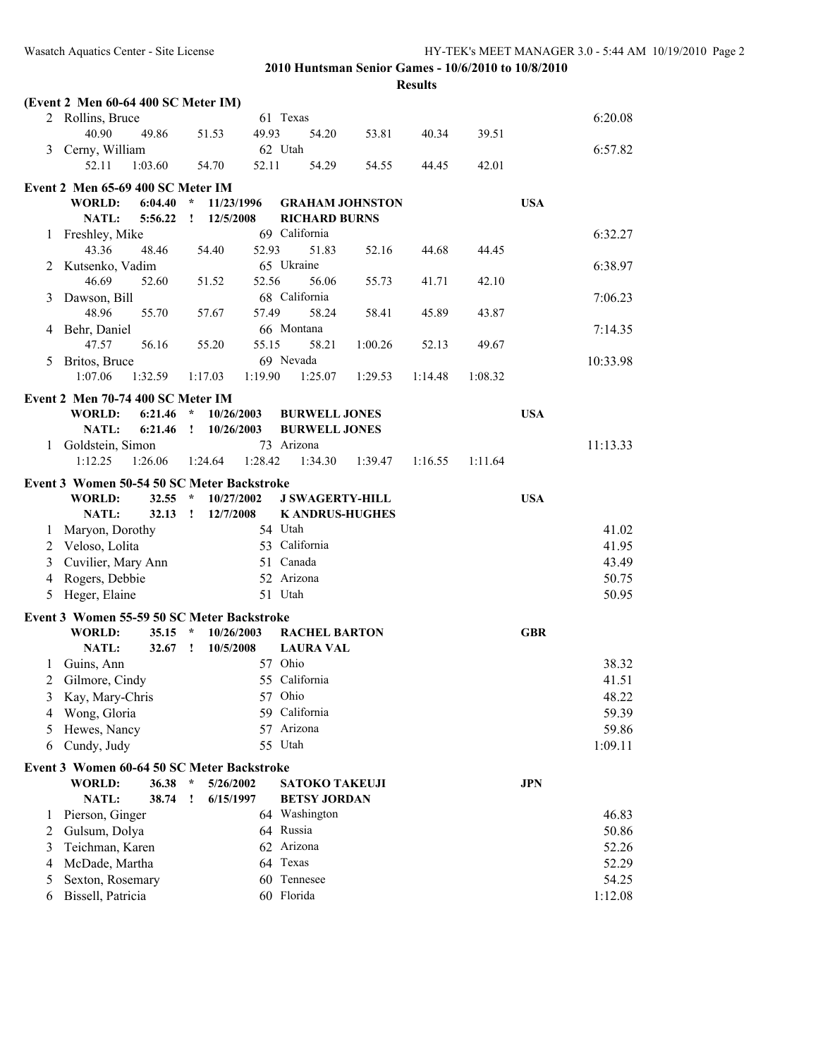**2010 Huntsman Senior Games - 10/6/2010 to 10/8/2010**

**Results**

**(Event 2 Men 60-64 400 SC Meter IM)**

| Place | Name | Age | Team | Finals Time |
|---|---|---|---|---|
| 2 | Rollins, Bruce | 61 | Texas | 6:20.08 |
| | 40.90 49.86 51.53 49.93 54.20 53.81 40.34 39.51 | | | |
| 3 | Cerny, William | 62 | Utah | 6:57.82 |
| | 52.11 1:03.60 54.70 52.11 54.29 54.55 44.45 42.01 | | | |

**Event 2 Men 65-69 400 SC Meter IM**

WORLD: 6:04.40 * 11/23/1996 GRAHAM JOHNSTON USA
NATL: 5:56.22 ! 12/5/2008 RICHARD BURNS

| Place | Name | Age | Team | Finals Time |
|---|---|---|---|---|
| 1 | Freshley, Mike | 69 | California | 6:32.27 |
| | 43.36 48.46 54.40 52.93 51.83 52.16 44.68 44.45 | | | |
| 2 | Kutsenko, Vadim | 65 | Ukraine | 6:38.97 |
| | 46.69 52.60 51.52 52.56 56.06 55.73 41.71 42.10 | | | |
| 3 | Dawson, Bill | 68 | California | 7:06.23 |
| | 48.96 55.70 57.67 57.49 58.24 58.41 45.89 43.87 | | | |
| 4 | Behr, Daniel | 66 | Montana | 7:14.35 |
| | 47.57 56.16 55.20 55.15 58.21 1:00.26 52.13 49.67 | | | |
| 5 | Britos, Bruce | 69 | Nevada | 10:33.98 |
| | 1:07.06 1:32.59 1:17.03 1:19.90 1:25.07 1:29.53 1:14.48 1:08.32 | | | |

**Event 2 Men 70-74 400 SC Meter IM**

WORLD: 6:21.46 * 10/26/2003 BURWELL JONES USA
NATL: 6:21.46 ! 10/26/2003 BURWELL JONES

| Place | Name | Age | Team | Finals Time |
|---|---|---|---|---|
| 1 | Goldstein, Simon | 73 | Arizona | 11:13.33 |
| | 1:12.25 1:26.06 1:24.64 1:28.42 1:34.30 1:39.47 1:16.55 1:11.64 | | | |

**Event 3 Women 50-54 50 SC Meter Backstroke**

WORLD: 32.55 * 10/27/2002 J SWAGERTY-HILL USA
NATL: 32.13 ! 12/7/2008 K ANDRUS-HUGHES

| Place | Name | Age | Team | Finals Time |
|---|---|---|---|---|
| 1 | Maryon, Dorothy | 54 | Utah | 41.02 |
| 2 | Veloso, Lolita | 53 | California | 41.95 |
| 3 | Cuvilier, Mary Ann | 51 | Canada | 43.49 |
| 4 | Rogers, Debbie | 52 | Arizona | 50.75 |
| 5 | Heger, Elaine | 51 | Utah | 50.95 |

**Event 3 Women 55-59 50 SC Meter Backstroke**

WORLD: 35.15 * 10/26/2003 RACHEL BARTON GBR
NATL: 32.67 ! 10/5/2008 LAURA VAL

| Place | Name | Age | Team | Finals Time |
|---|---|---|---|---|
| 1 | Guins, Ann | 57 | Ohio | 38.32 |
| 2 | Gilmore, Cindy | 55 | California | 41.51 |
| 3 | Kay, Mary-Chris | 57 | Ohio | 48.22 |
| 4 | Wong, Gloria | 59 | California | 59.39 |
| 5 | Hewes, Nancy | 57 | Arizona | 59.86 |
| 6 | Cundy, Judy | 55 | Utah | 1:09.11 |

**Event 3 Women 60-64 50 SC Meter Backstroke**

WORLD: 36.38 * 5/26/2002 SATOKO TAKEUJI JPN
NATL: 38.74 ! 6/15/1997 BETSY JORDAN

| Place | Name | Age | Team | Finals Time |
|---|---|---|---|---|
| 1 | Pierson, Ginger | 64 | Washington | 46.83 |
| 2 | Gulsum, Dolya | 64 | Russia | 50.86 |
| 3 | Teichman, Karen | 62 | Arizona | 52.26 |
| 4 | McDade, Martha | 64 | Texas | 52.29 |
| 5 | Sexton, Rosemary | 60 | Tennesee | 54.25 |
| 6 | Bissell, Patricia | 60 | Florida | 1:12.08 |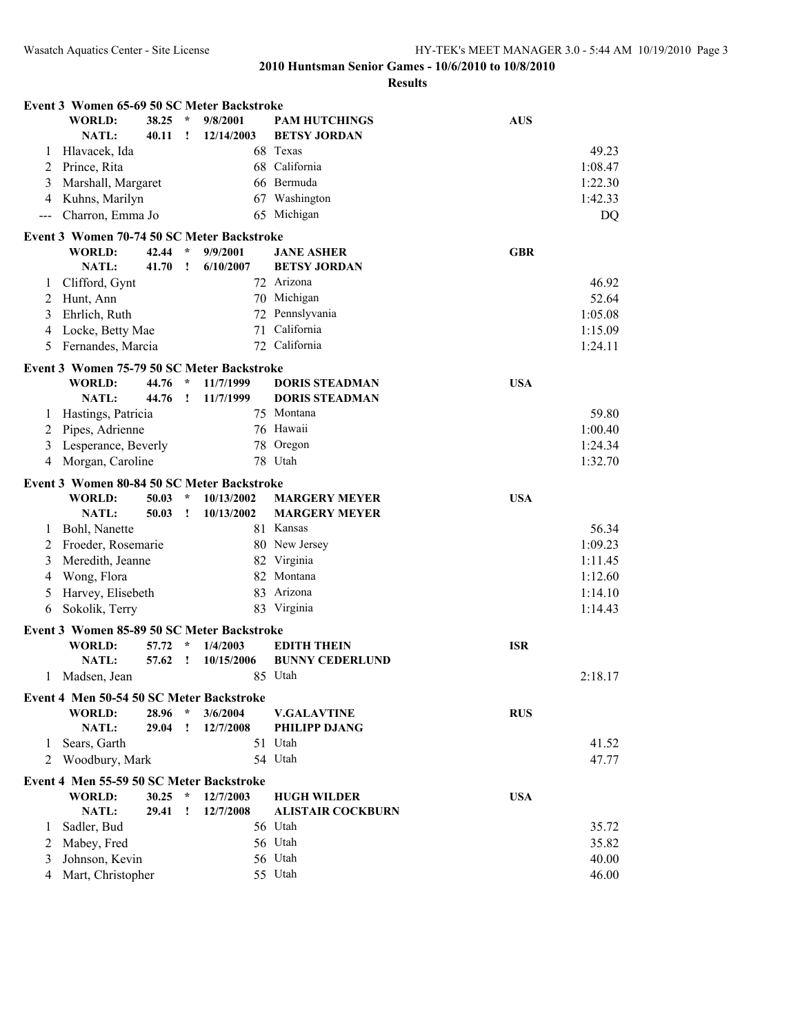**2010 Huntsman Senior Games - 10/6/2010 to 10/8/2010**

**Results**

### Event 3 Women 65-69 50 SC Meter Backstroke

| | | | | | | | | |
|---|---|---|---|---|---|---|---|---|
| | **WORLD:** | **38.25** | **\*** | **9/8/2001** | **PAM HUTCHINGS** | **AUS** | |
| | **NATL:** | **40.11** | **!** | **12/14/2003** | **BETSY JORDAN** | | |
| 1 | Hlavacek, Ida | | | 68 | Texas | | 49.23 |
| 2 | Prince, Rita | | | 68 | California | | 1:08.47 |
| 3 | Marshall, Margaret | | | 66 | Bermuda | | 1:22.30 |
| 4 | Kuhns, Marilyn | | | 67 | Washington | | 1:42.33 |
| --- | Charron, Emma Jo | | | 65 | Michigan | | DQ |

### Event 3 Women 70-74 50 SC Meter Backstroke

| | | | | | | | |
|---|---|---|---|---|---|---|---|
| | **WORLD:** | **42.44** | **\*** | **9/9/2001** | **JANE ASHER** | **GBR** | |
| | **NATL:** | **41.70** | **!** | **6/10/2007** | **BETSY JORDAN** | | |
| 1 | Clifford, Gynt | | | 72 | Arizona | | 46.92 |
| 2 | Hunt, Ann | | | 70 | Michigan | | 52.64 |
| 3 | Ehrlich, Ruth | | | 72 | Pennslyvania | | 1:05.08 |
| 4 | Locke, Betty Mae | | | 71 | California | | 1:15.09 |
| 5 | Fernandes, Marcia | | | 72 | California | | 1:24.11 |

### Event 3 Women 75-79 50 SC Meter Backstroke

| | | | | | | | |
|---|---|---|---|---|---|---|---|
| | **WORLD:** | **44.76** | **\*** | **11/7/1999** | **DORIS STEADMAN** | **USA** | |
| | **NATL:** | **44.76** | **!** | **11/7/1999** | **DORIS STEADMAN** | | |
| 1 | Hastings, Patricia | | | 75 | Montana | | 59.80 |
| 2 | Pipes, Adrienne | | | 76 | Hawaii | | 1:00.40 |
| 3 | Lesperance, Beverly | | | 78 | Oregon | | 1:24.34 |
| 4 | Morgan, Caroline | | | 78 | Utah | | 1:32.70 |

### Event 3 Women 80-84 50 SC Meter Backstroke

| | | | | | | | |
|---|---|---|---|---|---|---|---|
| | **WORLD:** | **50.03** | **\*** | **10/13/2002** | **MARGERY MEYER** | **USA** | |
| | **NATL:** | **50.03** | **!** | **10/13/2002** | **MARGERY MEYER** | | |
| 1 | Bohl, Nanette | | | 81 | Kansas | | 56.34 |
| 2 | Froeder, Rosemarie | | | 80 | New Jersey | | 1:09.23 |
| 3 | Meredith, Jeanne | | | 82 | Virginia | | 1:11.45 |
| 4 | Wong, Flora | | | 82 | Montana | | 1:12.60 |
| 5 | Harvey, Elisebeth | | | 83 | Arizona | | 1:14.10 |
| 6 | Sokolik, Terry | | | 83 | Virginia | | 1:14.43 |

### Event 3 Women 85-89 50 SC Meter Backstroke

| | | | | | | | |
|---|---|---|---|---|---|---|---|
| | **WORLD:** | **57.72** | **\*** | **1/4/2003** | **EDITH THEIN** | **ISR** | |
| | **NATL:** | **57.62** | **!** | **10/15/2006** | **BUNNY CEDERLUND** | | |
| 1 | Madsen, Jean | | | 85 | Utah | | 2:18.17 |

### Event 4 Men 50-54 50 SC Meter Backstroke

| | | | | | | | |
|---|---|---|---|---|---|---|---|
| | **WORLD:** | **28.96** | **\*** | **3/6/2004** | **V.GALAVTINE** | **RUS** | |
| | **NATL:** | **29.04** | **!** | **12/7/2008** | **PHILIPP DJANG** | | |
| 1 | Sears, Garth | | | 51 | Utah | | 41.52 |
| 2 | Woodbury, Mark | | | 54 | Utah | | 47.77 |

### Event 4 Men 55-59 50 SC Meter Backstroke

| | | | | | | | |
|---|---|---|---|---|---|---|---|
| | **WORLD:** | **30.25** | **\*** | **12/7/2003** | **HUGH WILDER** | **USA** | |
| | **NATL:** | **29.41** | **!** | **12/7/2008** | **ALISTAIR COCKBURN** | | |
| 1 | Sadler, Bud | | | 56 | Utah | | 35.72 |
| 2 | Mabey, Fred | | | 56 | Utah | | 35.82 |
| 3 | Johnson, Kevin | | | 56 | Utah | | 40.00 |
| 4 | Mart, Christopher | | | 55 | Utah | | 46.00 |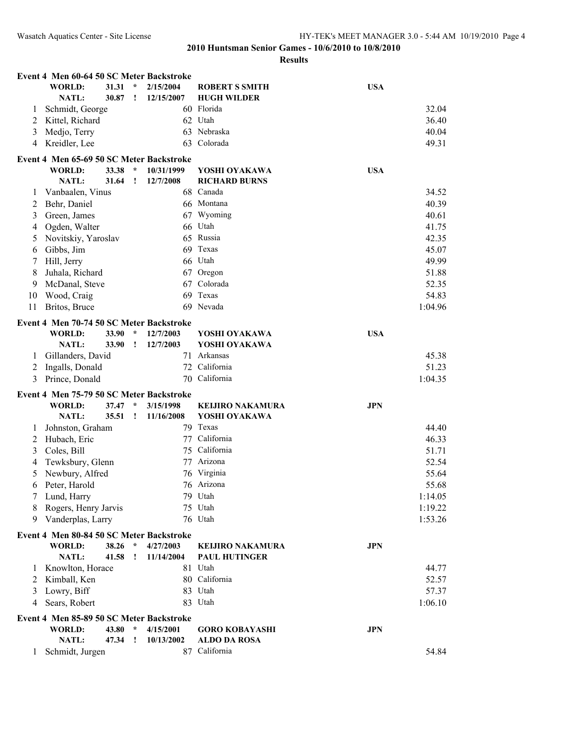## 2010 Huntsman Senior Games - 10/6/2010 to 10/8/2010

### Results

#### Event 4 Men 60-64 50 SC Meter Backstroke

| | | | | | | |
|---|---|---|---|---|---|---|
| WORLD: | 31.31 | * | 2/15/2004 | ROBERT S SMITH | USA | |
| NATL: | 30.87 | ! | 12/15/2007 | HUGH WILDER | | |

| Place | Name | Age | Team | Time |
|---|---|---|---|---|
| 1 | Schmidt, George | 60 | Florida | 32.04 |
| 2 | Kittel, Richard | 62 | Utah | 36.40 |
| 3 | Medjo, Terry | 63 | Nebraska | 40.04 |
| 4 | Kreidler, Lee | 63 | Colorada | 49.31 |

#### Event 4 Men 65-69 50 SC Meter Backstroke

| | | | | | |
|---|---|---|---|---|---|
| WORLD: | 33.38 | * | 10/31/1999 | YOSHI OYAKAWA | USA |
| NATL: | 31.64 | ! | 12/7/2008 | RICHARD BURNS | |

| Place | Name | Age | Team | Time |
|---|---|---|---|---|
| 1 | Vanbaalen, Vinus | 68 | Canada | 34.52 |
| 2 | Behr, Daniel | 66 | Montana | 40.39 |
| 3 | Green, James | 67 | Wyoming | 40.61 |
| 4 | Ogden, Walter | 66 | Utah | 41.75 |
| 5 | Novitskiy, Yaroslav | 65 | Russia | 42.35 |
| 6 | Gibbs, Jim | 69 | Texas | 45.07 |
| 7 | Hill, Jerry | 66 | Utah | 49.99 |
| 8 | Juhala, Richard | 67 | Oregon | 51.88 |
| 9 | McDanal, Steve | 67 | Colorada | 52.35 |
| 10 | Wood, Craig | 69 | Texas | 54.83 |
| 11 | Britos, Bruce | 69 | Nevada | 1:04.96 |

#### Event 4 Men 70-74 50 SC Meter Backstroke

| | | | | | |
|---|---|---|---|---|---|
| WORLD: | 33.90 | * | 12/7/2003 | YOSHI OYAKAWA | USA |
| NATL: | 33.90 | ! | 12/7/2003 | YOSHI OYAKAWA | |

| Place | Name | Age | Team | Time |
|---|---|---|---|---|
| 1 | Gillanders, David | 71 | Arkansas | 45.38 |
| 2 | Ingalls, Donald | 72 | California | 51.23 |
| 3 | Prince, Donald | 70 | California | 1:04.35 |

#### Event 4 Men 75-79 50 SC Meter Backstroke

| | | | | | |
|---|---|---|---|---|---|
| WORLD: | 37.47 | * | 3/15/1998 | KEIJIRO NAKAMURA | JPN |
| NATL: | 35.51 | ! | 11/16/2008 | YOSHI OYAKAWA | |

| Place | Name | Age | Team | Time |
|---|---|---|---|---|
| 1 | Johnston, Graham | 79 | Texas | 44.40 |
| 2 | Hubach, Eric | 77 | California | 46.33 |
| 3 | Coles, Bill | 75 | California | 51.71 |
| 4 | Tewksbury, Glenn | 77 | Arizona | 52.54 |
| 5 | Newbury, Alfred | 76 | Virginia | 55.64 |
| 6 | Peter, Harold | 76 | Arizona | 55.68 |
| 7 | Lund, Harry | 79 | Utah | 1:14.05 |
| 8 | Rogers, Henry Jarvis | 75 | Utah | 1:19.22 |
| 9 | Vanderplas, Larry | 76 | Utah | 1:53.26 |

#### Event 4 Men 80-84 50 SC Meter Backstroke

| | | | | | |
|---|---|---|---|---|---|
| WORLD: | 38.26 | * | 4/27/2003 | KEIJIRO NAKAMURA | JPN |
| NATL: | 41.58 | ! | 11/14/2004 | PAUL HUTINGER | |

| Place | Name | Age | Team | Time |
|---|---|---|---|---|
| 1 | Knowlton, Horace | 81 | Utah | 44.77 |
| 2 | Kimball, Ken | 80 | California | 52.57 |
| 3 | Lowry, Biff | 83 | Utah | 57.37 |
| 4 | Sears, Robert | 83 | Utah | 1:06.10 |

#### Event 4 Men 85-89 50 SC Meter Backstroke

| | | | | | |
|---|---|---|---|---|---|
| WORLD: | 43.80 | * | 4/15/2001 | GORO KOBAYASHI | JPN |
| NATL: | 47.34 | ! | 10/13/2002 | ALDO DA ROSA | |

| Place | Name | Age | Team | Time |
|---|---|---|---|---|
| 1 | Schmidt, Jurgen | 87 | California | 54.84 |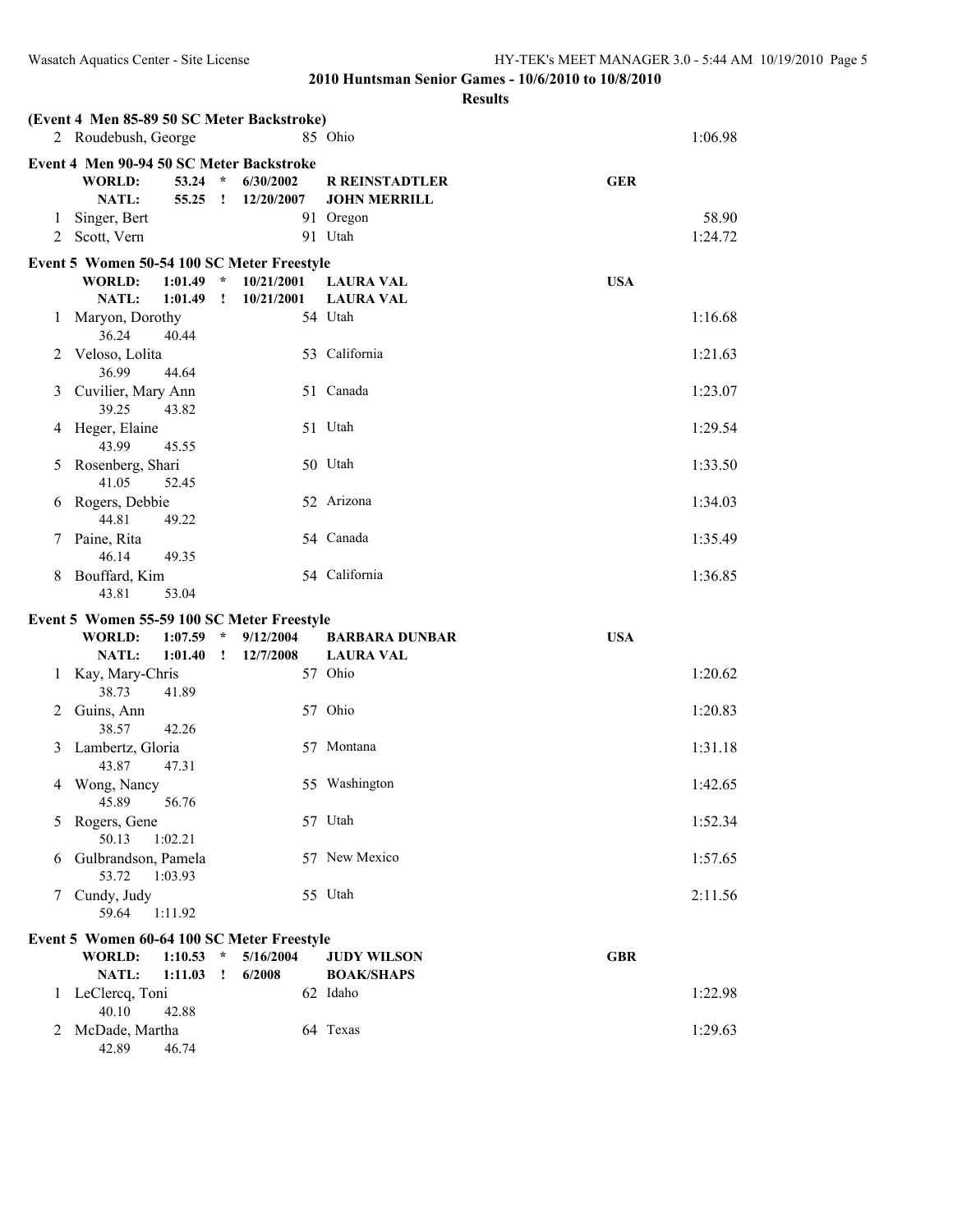**2010 Huntsman Senior Games - 10/6/2010 to 10/8/2010**

**Results**

**(Event 4 Men 85-89 50 SC Meter Backstroke)**

| Place | Name | Age | Team | Time |
|---|---|---|---|---|
| 2 | Roudebush, George | 85 | Ohio | 1:06.98 |

**Event 4 Men 90-94 50 SC Meter Backstroke**

WORLD: 53.24 * 6/30/2002 R REINSTADTLER GER
NATL: 55.25 ! 12/20/2007 JOHN MERRILL

| Place | Name | Age | Team | Time |
|---|---|---|---|---|
| 1 | Singer, Bert | 91 | Oregon | 58.90 |
| 2 | Scott, Vern | 91 | Utah | 1:24.72 |

**Event 5 Women 50-54 100 SC Meter Freestyle**

WORLD: 1:01.49 * 10/21/2001 LAURA VAL USA
NATL: 1:01.49 ! 10/21/2001 LAURA VAL

| Place | Name | Age | Team | Time | Splits |
|---|---|---|---|---|---|
| 1 | Maryon, Dorothy | 54 | Utah | 1:16.68 | 36.24, 40.44 |
| 2 | Veloso, Lolita | 53 | California | 1:21.63 | 36.99, 44.64 |
| 3 | Cuvilier, Mary Ann | 51 | Canada | 1:23.07 | 39.25, 43.82 |
| 4 | Heger, Elaine | 51 | Utah | 1:29.54 | 43.99, 45.55 |
| 5 | Rosenberg, Shari | 50 | Utah | 1:33.50 | 41.05, 52.45 |
| 6 | Rogers, Debbie | 52 | Arizona | 1:34.03 | 44.81, 49.22 |
| 7 | Paine, Rita | 54 | Canada | 1:35.49 | 46.14, 49.35 |
| 8 | Bouffard, Kim | 54 | California | 1:36.85 | 43.81, 53.04 |

**Event 5 Women 55-59 100 SC Meter Freestyle**

WORLD: 1:07.59 * 9/12/2004 BARBARA DUNBAR USA
NATL: 1:01.40 ! 12/7/2008 LAURA VAL

| Place | Name | Age | Team | Time | Splits |
|---|---|---|---|---|---|
| 1 | Kay, Mary-Chris | 57 | Ohio | 1:20.62 | 38.73, 41.89 |
| 2 | Guins, Ann | 57 | Ohio | 1:20.83 | 38.57, 42.26 |
| 3 | Lambertz, Gloria | 57 | Montana | 1:31.18 | 43.87, 47.31 |
| 4 | Wong, Nancy | 55 | Washington | 1:42.65 | 45.89, 56.76 |
| 5 | Rogers, Gene | 57 | Utah | 1:52.34 | 50.13, 1:02.21 |
| 6 | Gulbrandson, Pamela | 57 | New Mexico | 1:57.65 | 53.72, 1:03.93 |
| 7 | Cundy, Judy | 55 | Utah | 2:11.56 | 59.64, 1:11.92 |

**Event 5 Women 60-64 100 SC Meter Freestyle**

WORLD: 1:10.53 * 5/16/2004 JUDY WILSON GBR
NATL: 1:11.03 ! 6/2008 BOAK/SHAPS

| Place | Name | Age | Team | Time | Splits |
|---|---|---|---|---|---|
| 1 | LeClercq, Toni | 62 | Idaho | 1:22.98 | 40.10, 42.88 |
| 2 | McDade, Martha | 64 | Texas | 1:29.63 | 42.89, 46.74 |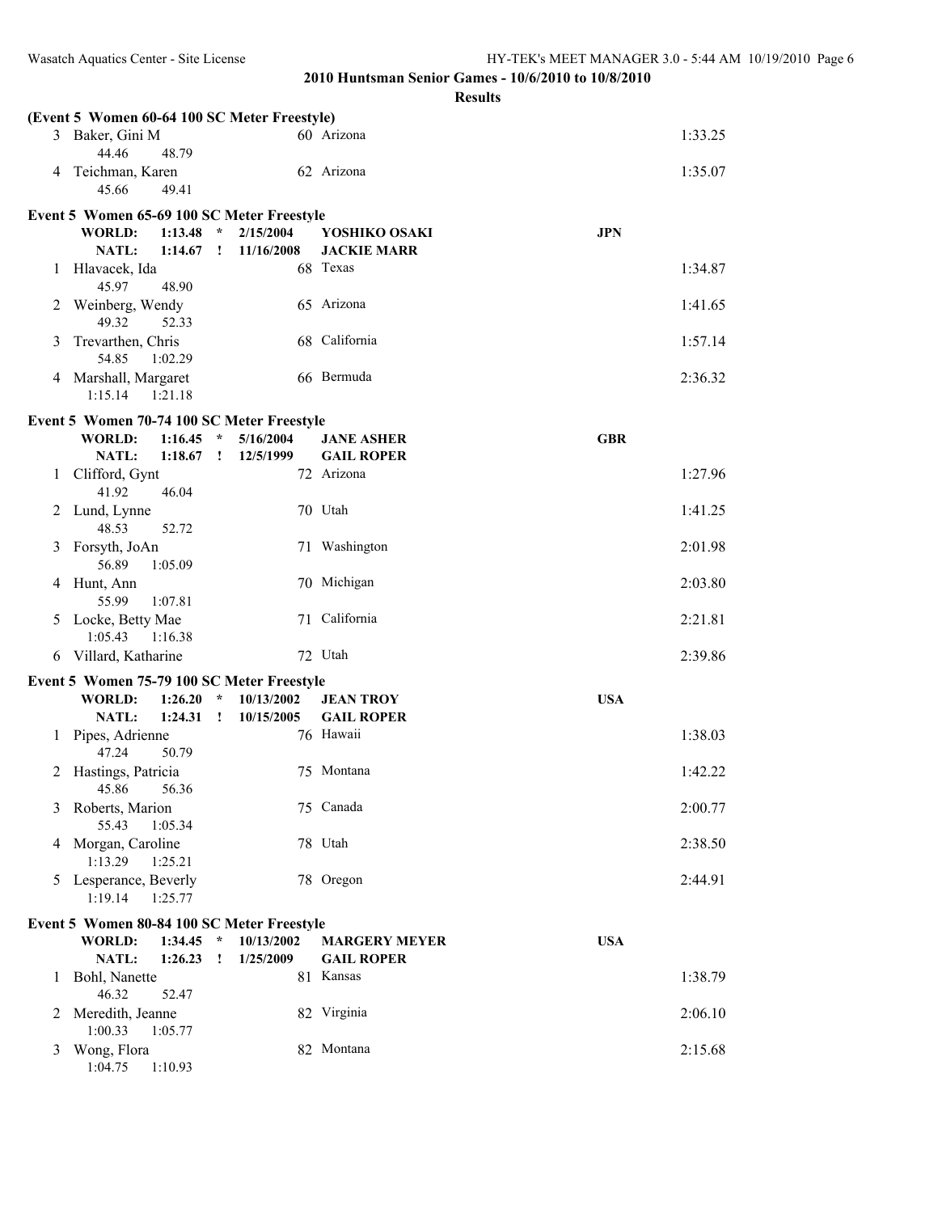**2010 Huntsman Senior Games - 10/6/2010 to 10/8/2010**

**Results**

**(Event 5 Women 60-64 100 SC Meter Freestyle)**

| Place | Name | Age | Team | Time |
|---|---|---|---|---|
| 3 | Baker, Gini M | 60 | Arizona | 1:33.25 |
| | 44.46 48.79 | | | |
| 4 | Teichman, Karen | 62 | Arizona | 1:35.07 |
| | 45.66 49.41 | | | |

**Event 5 Women 65-69 100 SC Meter Freestyle**

**WORLD: 1:13.48 * 2/15/2004 YOSHIKO OSAKI JPN**
**NATL: 1:14.67 ! 11/16/2008 JACKIE MARR**

| Place | Name | Age | Team | Time |
|---|---|---|---|---|
| 1 | Hlavacek, Ida | 68 | Texas | 1:34.87 |
| | 45.97 48.90 | | | |
| 2 | Weinberg, Wendy | 65 | Arizona | 1:41.65 |
| | 49.32 52.33 | | | |
| 3 | Trevarthen, Chris | 68 | California | 1:57.14 |
| | 54.85 1:02.29 | | | |
| 4 | Marshall, Margaret | 66 | Bermuda | 2:36.32 |
| | 1:15.14 1:21.18 | | | |

**Event 5 Women 70-74 100 SC Meter Freestyle**

**WORLD: 1:16.45 * 5/16/2004 JANE ASHER GBR**
**NATL: 1:18.67 ! 12/5/1999 GAIL ROPER**

| Place | Name | Age | Team | Time |
|---|---|---|---|---|
| 1 | Clifford, Gynt | 72 | Arizona | 1:27.96 |
| | 41.92 46.04 | | | |
| 2 | Lund, Lynne | 70 | Utah | 1:41.25 |
| | 48.53 52.72 | | | |
| 3 | Forsyth, JoAn | 71 | Washington | 2:01.98 |
| | 56.89 1:05.09 | | | |
| 4 | Hunt, Ann | 70 | Michigan | 2:03.80 |
| | 55.99 1:07.81 | | | |
| 5 | Locke, Betty Mae | 71 | California | 2:21.81 |
| | 1:05.43 1:16.38 | | | |
| 6 | Villard, Katharine | 72 | Utah | 2:39.86 |

**Event 5 Women 75-79 100 SC Meter Freestyle**

**WORLD: 1:26.20 * 10/13/2002 JEAN TROY USA**
**NATL: 1:24.31 ! 10/15/2005 GAIL ROPER**

| Place | Name | Age | Team | Time |
|---|---|---|---|---|
| 1 | Pipes, Adrienne | 76 | Hawaii | 1:38.03 |
| | 47.24 50.79 | | | |
| 2 | Hastings, Patricia | 75 | Montana | 1:42.22 |
| | 45.86 56.36 | | | |
| 3 | Roberts, Marion | 75 | Canada | 2:00.77 |
| | 55.43 1:05.34 | | | |
| 4 | Morgan, Caroline | 78 | Utah | 2:38.50 |
| | 1:13.29 1:25.21 | | | |
| 5 | Lesperance, Beverly | 78 | Oregon | 2:44.91 |
| | 1:19.14 1:25.77 | | | |

**Event 5 Women 80-84 100 SC Meter Freestyle**

**WORLD: 1:34.45 * 10/13/2002 MARGERY MEYER USA**
**NATL: 1:26.23 ! 1/25/2009 GAIL ROPER**

| Place | Name | Age | Team | Time |
|---|---|---|---|---|
| 1 | Bohl, Nanette | 81 | Kansas | 1:38.79 |
| | 46.32 52.47 | | | |
| 2 | Meredith, Jeanne | 82 | Virginia | 2:06.10 |
| | 1:00.33 1:05.77 | | | |
| 3 | Wong, Flora | 82 | Montana | 2:15.68 |
| | 1:04.75 1:10.93 | | | |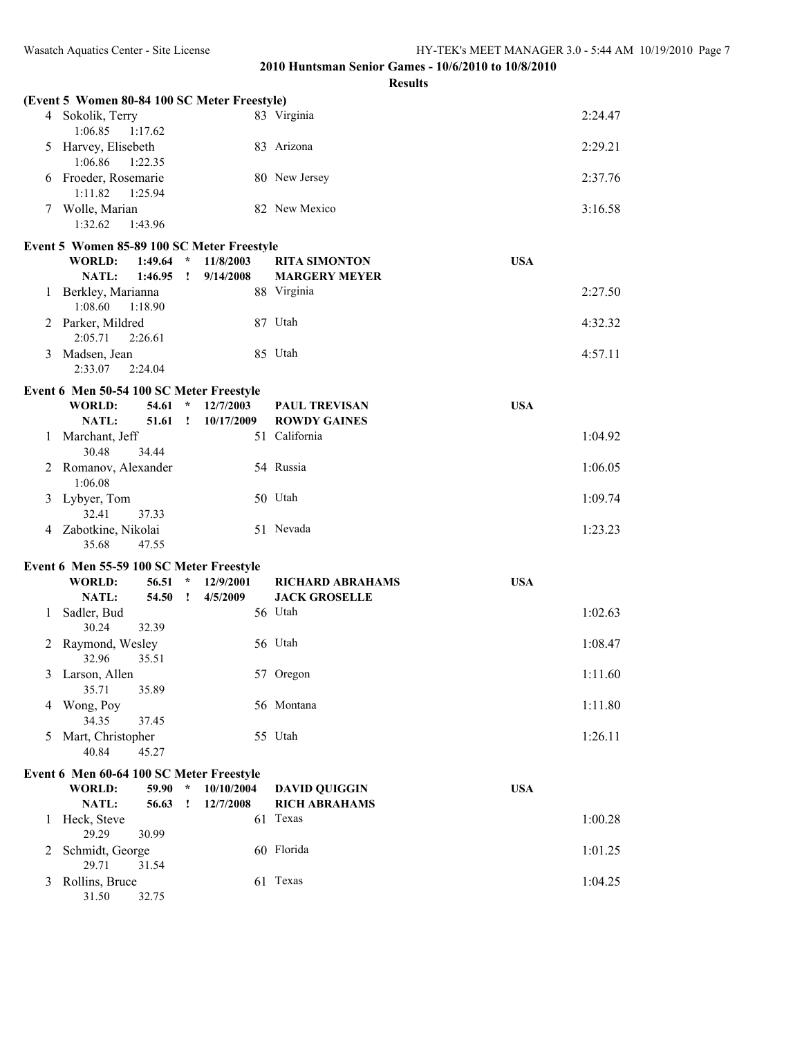## 2010 Huntsman Senior Games - 10/6/2010 to 10/8/2010

### Results

**(Event 5 Women 80-84 100 SC Meter Freestyle)**

| Place | Name | Age | Team | Finals Time |
|---|---|---|---|---|
| 4 | Sokolik, Terry | 83 | Virginia | 2:24.47 |
| | 1:06.85 1:17.62 | | | |
| 5 | Harvey, Elisebeth | 83 | Arizona | 2:29.21 |
| | 1:06.86 1:22.35 | | | |
| 6 | Froeder, Rosemarie | 80 | New Jersey | 2:37.76 |
| | 1:11.82 1:25.94 | | | |
| 7 | Wolle, Marian | 82 | New Mexico | 3:16.58 |
| | 1:32.62 1:43.96 | | | |

**Event 5 Women 85-89 100 SC Meter Freestyle**

WORLD: 1:49.64 * 11/8/2003 RITA SIMONTON USA
NATL: 1:46.95 ! 9/14/2008 MARGERY MEYER

| Place | Name | Age | Team | Finals Time |
|---|---|---|---|---|
| 1 | Berkley, Marianna | 88 | Virginia | 2:27.50 |
| | 1:08.60 1:18.90 | | | |
| 2 | Parker, Mildred | 87 | Utah | 4:32.32 |
| | 2:05.71 2:26.61 | | | |
| 3 | Madsen, Jean | 85 | Utah | 4:57.11 |
| | 2:33.07 2:24.04 | | | |

**Event 6 Men 50-54 100 SC Meter Freestyle**

WORLD: 54.61 * 12/7/2003 PAUL TREVISAN USA
NATL: 51.61 ! 10/17/2009 ROWDY GAINES

| Place | Name | Age | Team | Finals Time |
|---|---|---|---|---|
| 1 | Marchant, Jeff | 51 | California | 1:04.92 |
| | 30.48 34.44 | | | |
| 2 | Romanov, Alexander | 54 | Russia | 1:06.05 |
| | 1:06.08 | | | |
| 3 | Lybyer, Tom | 50 | Utah | 1:09.74 |
| | 32.41 37.33 | | | |
| 4 | Zabotkine, Nikolai | 51 | Nevada | 1:23.23 |
| | 35.68 47.55 | | | |

**Event 6 Men 55-59 100 SC Meter Freestyle**

WORLD: 56.51 * 12/9/2001 RICHARD ABRAHAMS USA
NATL: 54.50 ! 4/5/2009 JACK GROSELLE

| Place | Name | Age | Team | Finals Time |
|---|---|---|---|---|
| 1 | Sadler, Bud | 56 | Utah | 1:02.63 |
| | 30.24 32.39 | | | |
| 2 | Raymond, Wesley | 56 | Utah | 1:08.47 |
| | 32.96 35.51 | | | |
| 3 | Larson, Allen | 57 | Oregon | 1:11.60 |
| | 35.71 35.89 | | | |
| 4 | Wong, Poy | 56 | Montana | 1:11.80 |
| | 34.35 37.45 | | | |
| 5 | Mart, Christopher | 55 | Utah | 1:26.11 |
| | 40.84 45.27 | | | |

**Event 6 Men 60-64 100 SC Meter Freestyle**

WORLD: 59.90 * 10/10/2004 DAVID QUIGGIN USA
NATL: 56.63 ! 12/7/2008 RICH ABRAHAMS

| Place | Name | Age | Team | Finals Time |
|---|---|---|---|---|
| 1 | Heck, Steve | 61 | Texas | 1:00.28 |
| | 29.29 30.99 | | | |
| 2 | Schmidt, George | 60 | Florida | 1:01.25 |
| | 29.71 31.54 | | | |
| 3 | Rollins, Bruce | 61 | Texas | 1:04.25 |
| | 31.50 32.75 | | | |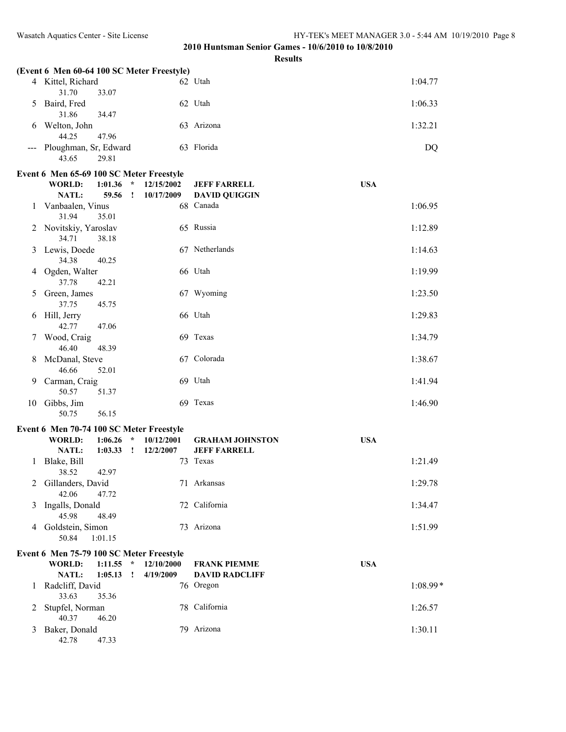## 2010 Huntsman Senior Games - 10/6/2010 to 10/8/2010

### Results

**(Event 6 Men 60-64 100 SC Meter Freestyle)**

| Place | Name | Age | Team | Time |
|---|---|---|---|---|
| 4 | Kittel, Richard | 62 | Utah | 1:04.77 |
| | 31.70 33.07 | | | |
| 5 | Baird, Fred | 62 | Utah | 1:06.33 |
| | 31.86 34.47 | | | |
| 6 | Welton, John | 63 | Arizona | 1:32.21 |
| | 44.25 47.96 | | | |
| --- | Ploughman, Sr, Edward | 63 | Florida | DQ |
| | 43.65 29.81 | | | |

**Event 6 Men 65-69 100 SC Meter Freestyle**

WORLD: 1:01.36 * 12/15/2002 JEFF FARRELL USA
NATL: 59.56 ! 10/17/2009 DAVID QUIGGIN

| Place | Name | Age | Team | Time |
|---|---|---|---|---|
| 1 | Vanbaalen, Vinus | 68 | Canada | 1:06.95 |
| | 31.94 35.01 | | | |
| 2 | Novitskiy, Yaroslav | 65 | Russia | 1:12.89 |
| | 34.71 38.18 | | | |
| 3 | Lewis, Doede | 67 | Netherlands | 1:14.63 |
| | 34.38 40.25 | | | |
| 4 | Ogden, Walter | 66 | Utah | 1:19.99 |
| | 37.78 42.21 | | | |
| 5 | Green, James | 67 | Wyoming | 1:23.50 |
| | 37.75 45.75 | | | |
| 6 | Hill, Jerry | 66 | Utah | 1:29.83 |
| | 42.77 47.06 | | | |
| 7 | Wood, Craig | 69 | Texas | 1:34.79 |
| | 46.40 48.39 | | | |
| 8 | McDanal, Steve | 67 | Colorado | 1:38.67 |
| | 46.66 52.01 | | | |
| 9 | Carman, Craig | 69 | Utah | 1:41.94 |
| | 50.57 51.37 | | | |
| 10 | Gibbs, Jim | 69 | Texas | 1:46.90 |
| | 50.75 56.15 | | | |

**Event 6 Men 70-74 100 SC Meter Freestyle**

WORLD: 1:06.26 * 10/12/2001 GRAHAM JOHNSTON USA
NATL: 1:03.33 ! 12/2/2007 JEFF FARRELL

| Place | Name | Age | Team | Time |
|---|---|---|---|---|
| 1 | Blake, Bill | 73 | Texas | 1:21.49 |
| | 38.52 42.97 | | | |
| 2 | Gillanders, David | 71 | Arkansas | 1:29.78 |
| | 42.06 47.72 | | | |
| 3 | Ingalls, Donald | 72 | California | 1:34.47 |
| | 45.98 48.49 | | | |
| 4 | Goldstein, Simon | 73 | Arizona | 1:51.99 |
| | 50.84 1:01.15 | | | |

**Event 6 Men 75-79 100 SC Meter Freestyle**

WORLD: 1:11.55 * 12/10/2000 FRANK PIEMME USA
NATL: 1:05.13 ! 4/19/2009 DAVID RADCLIFF

| Place | Name | Age | Team | Time |
|---|---|---|---|---|
| 1 | Radcliff, David | 76 | Oregon | 1:08.99* |
| | 33.63 35.36 | | | |
| 2 | Stupfel, Norman | 78 | California | 1:26.57 |
| | 40.37 46.20 | | | |
| 3 | Baker, Donald | 79 | Arizona | 1:30.11 |
| | 42.78 47.33 | | | |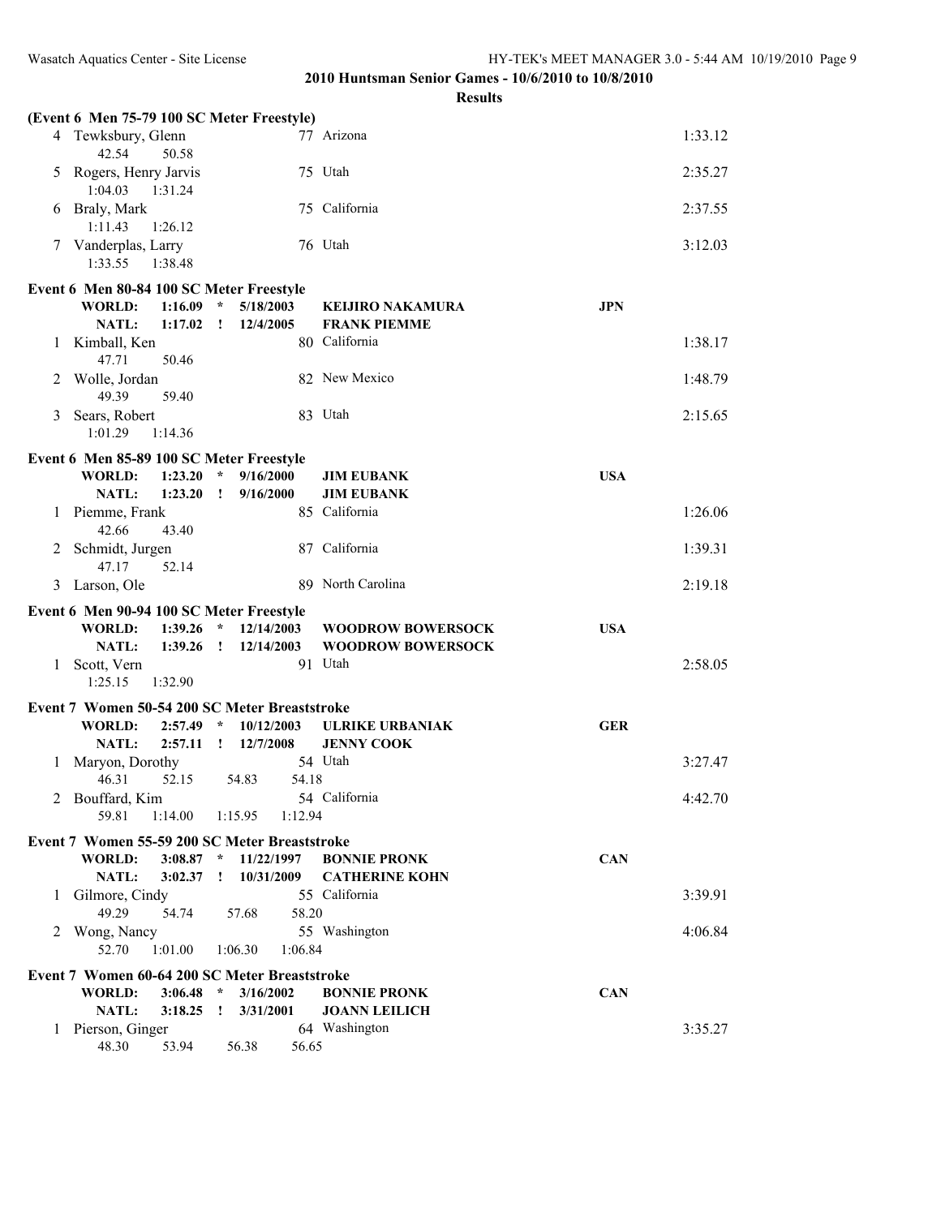## 2010 Huntsman Senior Games - 10/6/2010 to 10/8/2010

### Results

**(Event 6 Men 75-79 100 SC Meter Freestyle)**

| Place | Name | Age | Team | Time |
|---|---|---|---|---|
| 4 | Tewksbury, Glenn | 77 | Arizona | 1:33.12 |
| | 42.54 50.58 | | | |
| 5 | Rogers, Henry Jarvis | 75 | Utah | 2:35.27 |
| | 1:04.03 1:31.24 | | | |
| 6 | Braly, Mark | 75 | California | 2:37.55 |
| | 1:11.43 1:26.12 | | | |
| 7 | Vanderplas, Larry | 76 | Utah | 3:12.03 |
| | 1:33.55 1:38.48 | | | |

**Event 6 Men 80-84 100 SC Meter Freestyle**

**WORLD: 1:16.09 * 5/18/2003 KEIJIRO NAKAMURA JPN**
**NATL: 1:17.02 ! 12/4/2005 FRANK PIEMME**

| Place | Name | Age | Team | Time |
|---|---|---|---|---|
| 1 | Kimball, Ken | 80 | California | 1:38.17 |
| | 47.71 50.46 | | | |
| 2 | Wolle, Jordan | 82 | New Mexico | 1:48.79 |
| | 49.39 59.40 | | | |
| 3 | Sears, Robert | 83 | Utah | 2:15.65 |
| | 1:01.29 1:14.36 | | | |

**Event 6 Men 85-89 100 SC Meter Freestyle**

**WORLD: 1:23.20 * 9/16/2000 JIM EUBANK USA**
**NATL: 1:23.20 ! 9/16/2000 JIM EUBANK**

| Place | Name | Age | Team | Time |
|---|---|---|---|---|
| 1 | Piemme, Frank | 85 | California | 1:26.06 |
| | 42.66 43.40 | | | |
| 2 | Schmidt, Jurgen | 87 | California | 1:39.31 |
| | 47.17 52.14 | | | |
| 3 | Larson, Ole | 89 | North Carolina | 2:19.18 |

**Event 6 Men 90-94 100 SC Meter Freestyle**

**WORLD: 1:39.26 * 12/14/2003 WOODROW BOWERSOCK USA**
**NATL: 1:39.26 ! 12/14/2003 WOODROW BOWERSOCK**

| Place | Name | Age | Team | Time |
|---|---|---|---|---|
| 1 | Scott, Vern | 91 | Utah | 2:58.05 |
| | 1:25.15 1:32.90 | | | |

**Event 7 Women 50-54 200 SC Meter Breaststroke**

**WORLD: 2:57.49 * 10/12/2003 ULRIKE URBANIAK GER**
**NATL: 2:57.11 ! 12/7/2008 JENNY COOK**

| Place | Name | Age | Team | Time |
|---|---|---|---|---|
| 1 | Maryon, Dorothy | 54 | Utah | 3:27.47 |
| | 46.31 52.15 54.83 54.18 | | | |
| 2 | Bouffard, Kim | 54 | California | 4:42.70 |
| | 59.81 1:14.00 1:15.95 1:12.94 | | | |

**Event 7 Women 55-59 200 SC Meter Breaststroke**

**WORLD: 3:08.87 * 11/22/1997 BONNIE PRONK CAN**
**NATL: 3:02.37 ! 10/31/2009 CATHERINE KOHN**

| Place | Name | Age | Team | Time |
|---|---|---|---|---|
| 1 | Gilmore, Cindy | 55 | California | 3:39.91 |
| | 49.29 54.74 57.68 58.20 | | | |
| 2 | Wong, Nancy | 55 | Washington | 4:06.84 |
| | 52.70 1:01.00 1:06.30 1:06.84 | | | |

**Event 7 Women 60-64 200 SC Meter Breaststroke**

**WORLD: 3:06.48 * 3/16/2002 BONNIE PRONK CAN**
**NATL: 3:18.25 ! 3/31/2001 JOANN LEILICH**

| Place | Name | Age | Team | Time |
|---|---|---|---|---|
| 1 | Pierson, Ginger | 64 | Washington | 3:35.27 |
| | 48.30 53.94 56.38 56.65 | | | |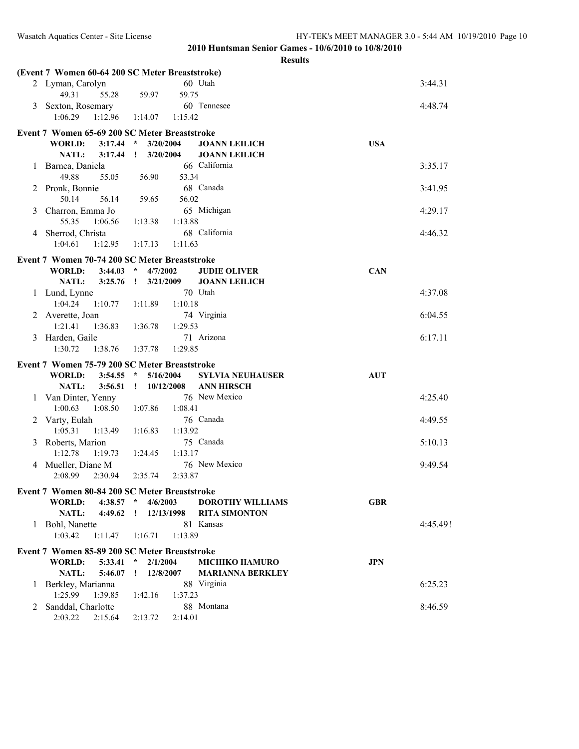## 2010 Huntsman Senior Games - 10/6/2010 to 10/8/2010

### Results

**(Event 7 Women 60-64 200 SC Meter Breaststroke)**

| Place | Name | Age | Team | Time |
|---|---|---|---|---|
| 2 | Lyman, Carolyn | 60 | Utah | 3:44.31 |
| | 49.31 55.28 59.97 59.75 | | | |
| 3 | Sexton, Rosemary | 60 | Tennesee | 4:48.74 |
| | 1:06.29 1:12.96 1:14.07 1:15.42 | | | |

**Event 7 Women 65-69 200 SC Meter Breaststroke**

| | Time | | Date | Name | Country |
|---|---|---|---|---|---|
| WORLD: | 3:17.44 | * | 3/20/2004 | JOANN LEILICH | USA |
| NATL: | 3:17.44 | ! | 3/20/2004 | JOANN LEILICH | |

| Place | Name | Age | Team | Time |
|---|---|---|---|---|
| 1 | Barnea, Daniela | 66 | California | 3:35.17 |
| | 49.88 55.05 56.90 53.34 | | | |
| 2 | Pronk, Bonnie | 68 | Canada | 3:41.95 |
| | 50.14 56.14 59.65 56.02 | | | |
| 3 | Charron, Emma Jo | 65 | Michigan | 4:29.17 |
| | 55.35 1:06.56 1:13.38 1:13.88 | | | |
| 4 | Sherrod, Christa | 68 | California | 4:46.32 |
| | 1:04.61 1:12.95 1:17.13 1:11.63 | | | |

**Event 7 Women 70-74 200 SC Meter Breaststroke**

| | Time | | Date | Name | Country |
|---|---|---|---|---|---|
| WORLD: | 3:44.03 | * | 4/7/2002 | JUDIE OLIVER | CAN |
| NATL: | 3:25.76 | ! | 3/21/2009 | JOANN LEILICH | |

| Place | Name | Age | Team | Time |
|---|---|---|---|---|
| 1 | Lund, Lynne | 70 | Utah | 4:37.08 |
| | 1:04.24 1:10.77 1:11.89 1:10.18 | | | |
| 2 | Averette, Joan | 74 | Virginia | 6:04.55 |
| | 1:21.41 1:36.83 1:36.78 1:29.53 | | | |
| 3 | Harden, Gaile | 71 | Arizona | 6:17.11 |
| | 1:30.72 1:38.76 1:37.78 1:29.85 | | | |

**Event 7 Women 75-79 200 SC Meter Breaststroke**

| | Time | | Date | Name | Country |
|---|---|---|---|---|---|
| WORLD: | 3:54.55 | * | 5/16/2004 | SYLVIA NEUHAUSER | AUT |
| NATL: | 3:56.51 | ! | 10/12/2008 | ANN HIRSCH | |

| Place | Name | Age | Team | Time |
|---|---|---|---|---|
| 1 | Van Dinter, Yenny | 76 | New Mexico | 4:25.40 |
| | 1:00.63 1:08.50 1:07.86 1:08.41 | | | |
| 2 | Varty, Eulah | 76 | Canada | 4:49.55 |
| | 1:05.31 1:13.49 1:16.83 1:13.92 | | | |
| 3 | Roberts, Marion | 75 | Canada | 5:10.13 |
| | 1:12.78 1:19.73 1:24.45 1:13.17 | | | |
| 4 | Mueller, Diane M | 76 | New Mexico | 9:49.54 |
| | 2:08.99 2:30.94 2:35.74 2:33.87 | | | |

**Event 7 Women 80-84 200 SC Meter Breaststroke**

| | Time | | Date | Name | Country |
|---|---|---|---|---|---|
| WORLD: | 4:38.57 | * | 4/6/2003 | DOROTHY WILLIAMS | GBR |
| NATL: | 4:49.62 | ! | 12/13/1998 | RITA SIMONTON | |

| Place | Name | Age | Team | Time |
|---|---|---|---|---|
| 1 | Bohl, Nanette | 81 | Kansas | 4:45.49! |
| | 1:03.42 1:11.47 1:16.71 1:13.89 | | | |

**Event 7 Women 85-89 200 SC Meter Breaststroke**

| | Time | | Date | Name | Country |
|---|---|---|---|---|---|
| WORLD: | 5:33.41 | * | 2/1/2004 | MICHIKO HAMURO | JPN |
| NATL: | 5:46.07 | ! | 12/8/2007 | MARIANNA BERKLEY | |

| Place | Name | Age | Team | Time |
|---|---|---|---|---|
| 1 | Berkley, Marianna | 88 | Virginia | 6:25.23 |
| | 1:25.99 1:39.85 1:42.16 1:37.23 | | | |
| 2 | Sanddal, Charlotte | 88 | Montana | 8:46.59 |
| | 2:03.22 2:15.64 2:13.72 2:14.01 | | | |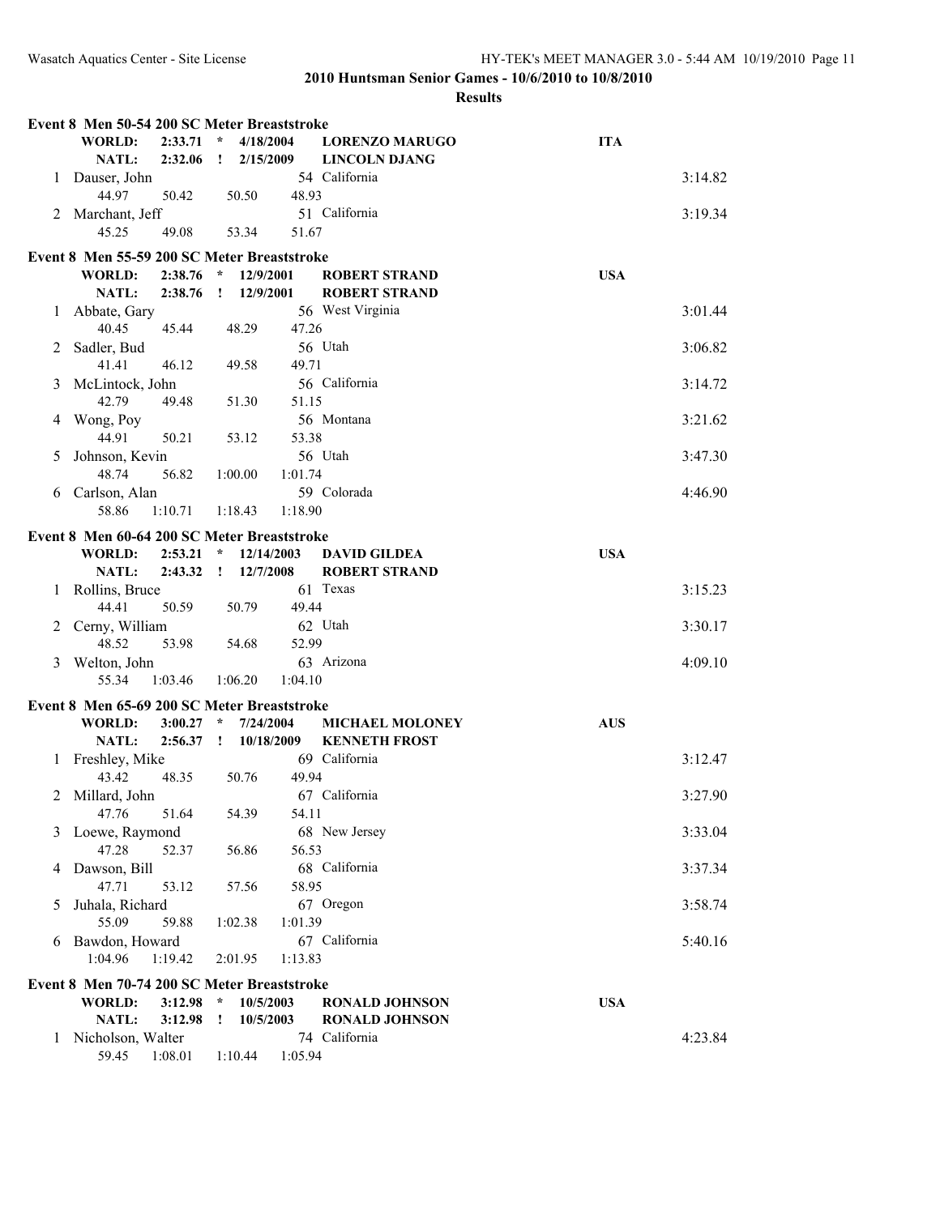**2010 Huntsman Senior Games - 10/6/2010 to 10/8/2010**

**Results**

### Event 8 Men 50-54 200 SC Meter Breaststroke

**WORLD:** 2:33.71 * 4/18/2004 **LORENZO MARUGO** **ITA**
**NATL:** 2:32.06 ! 2/15/2009 **LINCOLN DJANG**

| Place | Name | Age | Team | Time |
|---|---|---|---|---|
| 1 | Dauser, John | 54 | California | 3:14.82 |
| | 44.97 50.42 50.50 48.93 | | | |
| 2 | Marchant, Jeff | 51 | California | 3:19.34 |
| | 45.25 49.08 53.34 51.67 | | | |

### Event 8 Men 55-59 200 SC Meter Breaststroke

**WORLD:** 2:38.76 * 12/9/2001 **ROBERT STRAND** **USA**
**NATL:** 2:38.76 ! 12/9/2001 **ROBERT STRAND**

| Place | Name | Age | Team | Time |
|---|---|---|---|---|
| 1 | Abbate, Gary | 56 | West Virginia | 3:01.44 |
| | 40.45 45.44 48.29 47.26 | | | |
| 2 | Sadler, Bud | 56 | Utah | 3:06.82 |
| | 41.41 46.12 49.58 49.71 | | | |
| 3 | McLintock, John | 56 | California | 3:14.72 |
| | 42.79 49.48 51.30 51.15 | | | |
| 4 | Wong, Poy | 56 | Montana | 3:21.62 |
| | 44.91 50.21 53.12 53.38 | | | |
| 5 | Johnson, Kevin | 56 | Utah | 3:47.30 |
| | 48.74 56.82 1:00.00 1:01.74 | | | |
| 6 | Carlson, Alan | 59 | Colorada | 4:46.90 |
| | 58.86 1:10.71 1:18.43 1:18.90 | | | |

### Event 8 Men 60-64 200 SC Meter Breaststroke

**WORLD:** 2:53.21 * 12/14/2003 **DAVID GILDEA** **USA**
**NATL:** 2:43.32 ! 12/7/2008 **ROBERT STRAND**

| Place | Name | Age | Team | Time |
|---|---|---|---|---|
| 1 | Rollins, Bruce | 61 | Texas | 3:15.23 |
| | 44.41 50.59 50.79 49.44 | | | |
| 2 | Cerny, William | 62 | Utah | 3:30.17 |
| | 48.52 53.98 54.68 52.99 | | | |
| 3 | Welton, John | 63 | Arizona | 4:09.10 |
| | 55.34 1:03.46 1:06.20 1:04.10 | | | |

### Event 8 Men 65-69 200 SC Meter Breaststroke

**WORLD:** 3:00.27 * 7/24/2004 **MICHAEL MOLONEY** **AUS**
**NATL:** 2:56.37 ! 10/18/2009 **KENNETH FROST**

| Place | Name | Age | Team | Time |
|---|---|---|---|---|
| 1 | Freshley, Mike | 69 | California | 3:12.47 |
| | 43.42 48.35 50.76 49.94 | | | |
| 2 | Millard, John | 67 | California | 3:27.90 |
| | 47.76 51.64 54.39 54.11 | | | |
| 3 | Loewe, Raymond | 68 | New Jersey | 3:33.04 |
| | 47.28 52.37 56.86 56.53 | | | |
| 4 | Dawson, Bill | 68 | California | 3:37.34 |
| | 47.71 53.12 57.56 58.95 | | | |
| 5 | Juhala, Richard | 67 | Oregon | 3:58.74 |
| | 55.09 59.88 1:02.38 1:01.39 | | | |
| 6 | Bawdon, Howard | 67 | California | 5:40.16 |
| | 1:04.96 1:19.42 2:01.95 1:13.83 | | | |

### Event 8 Men 70-74 200 SC Meter Breaststroke

**WORLD:** 3:12.98 * 10/5/2003 **RONALD JOHNSON** **USA**
**NATL:** 3:12.98 ! 10/5/2003 **RONALD JOHNSON**

| Place | Name | Age | Team | Time |
|---|---|---|---|---|
| 1 | Nicholson, Walter | 74 | California | 4:23.84 |
| | 59.45 1:08.01 1:10.44 1:05.94 | | | |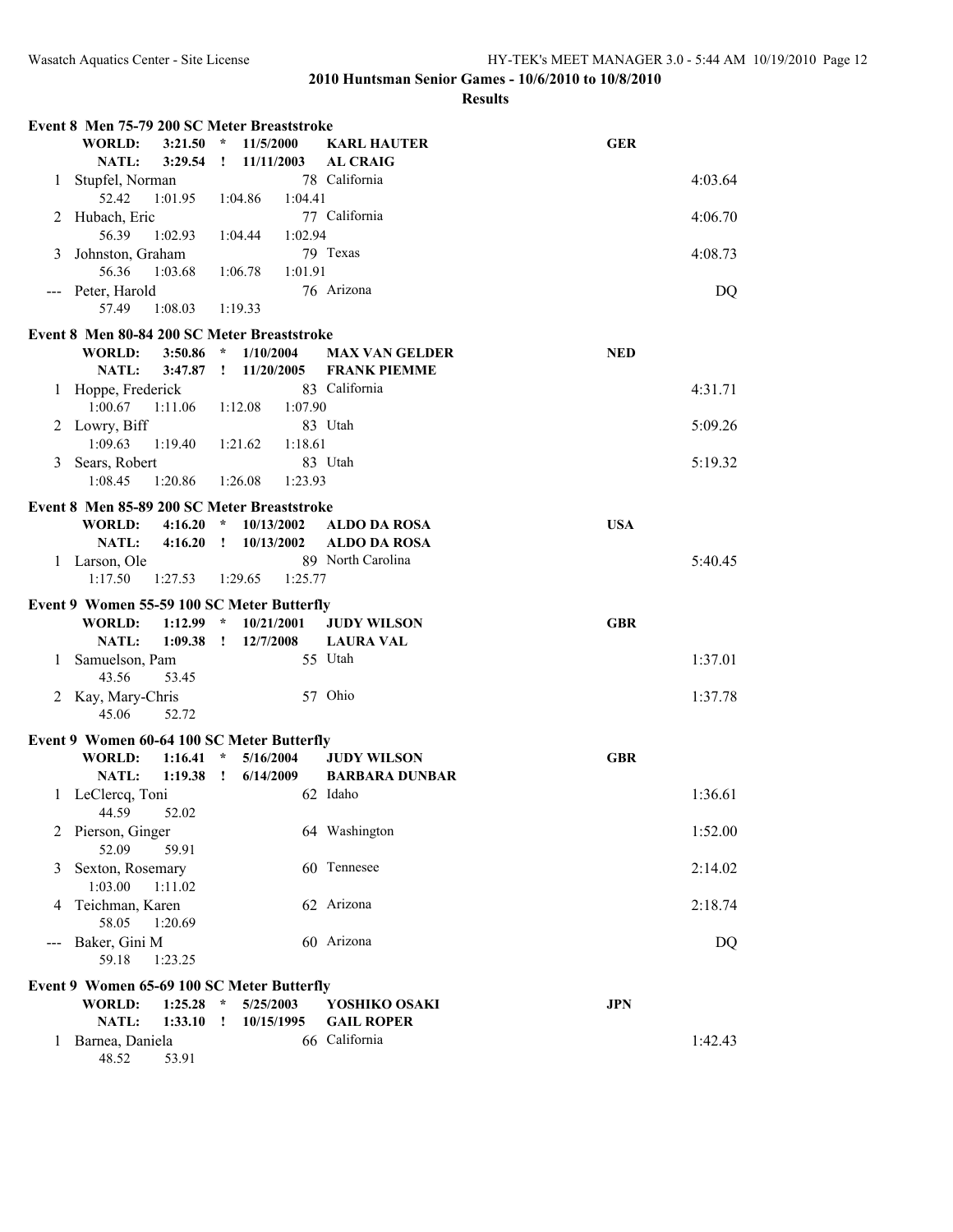**2010 Huntsman Senior Games - 10/6/2010 to 10/8/2010**

**Results**

### Event 8 Men 75-79 200 SC Meter Breaststroke

**WORLD:** 3:21.50 * 11/5/2000 **KARL HAUTER** **GER**
**NATL:** 3:29.54 ! 11/11/2003 **AL CRAIG**

| Place | Name | Age | Team | Time |
|---|---|---|---|---|
| 1 | Stupfel, Norman | 78 | California | 4:03.64 |
| | 52.42 1:01.95 1:04.86 1:04.41 | | | |
| 2 | Hubach, Eric | 77 | California | 4:06.70 |
| | 56.39 1:02.93 1:04.44 1:02.94 | | | |
| 3 | Johnston, Graham | 79 | Texas | 4:08.73 |
| | 56.36 1:03.68 1:06.78 1:01.91 | | | |
| --- | Peter, Harold | 76 | Arizona | DQ |
| | 57.49 1:08.03 1:19.33 | | | |

### Event 8 Men 80-84 200 SC Meter Breaststroke

**WORLD:** 3:50.86 * 1/10/2004 **MAX VAN GELDER** **NED**
**NATL:** 3:47.87 ! 11/20/2005 **FRANK PIEMME**

| Place | Name | Age | Team | Time |
|---|---|---|---|---|
| 1 | Hoppe, Frederick | 83 | California | 4:31.71 |
| | 1:00.67 1:11.06 1:12.08 1:07.90 | | | |
| 2 | Lowry, Biff | 83 | Utah | 5:09.26 |
| | 1:09.63 1:19.40 1:21.62 1:18.61 | | | |
| 3 | Sears, Robert | 83 | Utah | 5:19.32 |
| | 1:08.45 1:20.86 1:26.08 1:23.93 | | | |

### Event 8 Men 85-89 200 SC Meter Breaststroke

**WORLD:** 4:16.20 * 10/13/2002 **ALDO DA ROSA** **USA**
**NATL:** 4:16.20 ! 10/13/2002 **ALDO DA ROSA**

| Place | Name | Age | Team | Time |
|---|---|---|---|---|
| 1 | Larson, Ole | 89 | North Carolina | 5:40.45 |
| | 1:17.50 1:27.53 1:29.65 1:25.77 | | | |

### Event 9 Women 55-59 100 SC Meter Butterfly

**WORLD:** 1:12.99 * 10/21/2001 **JUDY WILSON** **GBR**
**NATL:** 1:09.38 ! 12/7/2008 **LAURA VAL**

| Place | Name | Age | Team | Time |
|---|---|---|---|---|
| 1 | Samuelson, Pam | 55 | Utah | 1:37.01 |
| | 43.56 53.45 | | | |
| 2 | Kay, Mary-Chris | 57 | Ohio | 1:37.78 |
| | 45.06 52.72 | | | |

### Event 9 Women 60-64 100 SC Meter Butterfly

**WORLD:** 1:16.41 * 5/16/2004 **JUDY WILSON** **GBR**
**NATL:** 1:19.38 ! 6/14/2009 **BARBARA DUNBAR**

| Place | Name | Age | Team | Time |
|---|---|---|---|---|
| 1 | LeClercq, Toni | 62 | Idaho | 1:36.61 |
| | 44.59 52.02 | | | |
| 2 | Pierson, Ginger | 64 | Washington | 1:52.00 |
| | 52.09 59.91 | | | |
| 3 | Sexton, Rosemary | 60 | Tennesee | 2:14.02 |
| | 1:03.00 1:11.02 | | | |
| 4 | Teichman, Karen | 62 | Arizona | 2:18.74 |
| | 58.05 1:20.69 | | | |
| --- | Baker, Gini M | 60 | Arizona | DQ |
| | 59.18 1:23.25 | | | |

### Event 9 Women 65-69 100 SC Meter Butterfly

**WORLD:** 1:25.28 * 5/25/2003 **YOSHIKO OSAKI** **JPN**
**NATL:** 1:33.10 ! 10/15/1995 **GAIL ROPER**

| Place | Name | Age | Team | Time |
|---|---|---|---|---|
| 1 | Barnea, Daniela | 66 | California | 1:42.43 |
| | 48.52 53.91 | | | |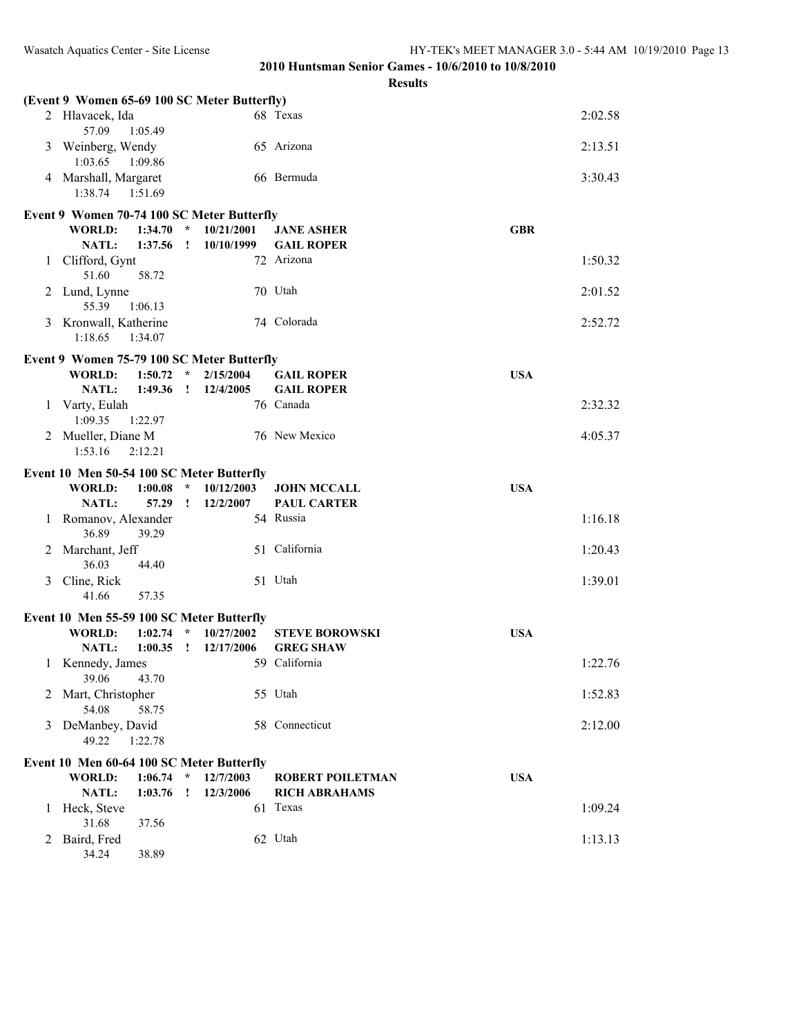## 2010 Huntsman Senior Games - 10/6/2010 to 10/8/2010

### Results

**(Event 9 Women 65-69 100 SC Meter Butterfly)**

| Place | Name | Age | Team | Time |
|---|---|---|---|---|
| 2 | Hlavacek, Ida | 68 | Texas | 2:02.58 |
| | 57.09 1:05.49 | | | |
| 3 | Weinberg, Wendy | 65 | Arizona | 2:13.51 |
| | 1:03.65 1:09.86 | | | |
| 4 | Marshall, Margaret | 66 | Bermuda | 3:30.43 |
| | 1:38.74 1:51.69 | | | |

**Event 9 Women 70-74 100 SC Meter Butterfly**

WORLD: 1:34.70 * 10/21/2001 JANE ASHER GBR
NATL: 1:37.56 ! 10/10/1999 GAIL ROPER

| Place | Name | Age | Team | Time |
|---|---|---|---|---|
| 1 | Clifford, Gynt | 72 | Arizona | 1:50.32 |
| | 51.60 58.72 | | | |
| 2 | Lund, Lynne | 70 | Utah | 2:01.52 |
| | 55.39 1:06.13 | | | |
| 3 | Kronwall, Katherine | 74 | Colorado | 2:52.72 |
| | 1:18.65 1:34.07 | | | |

**Event 9 Women 75-79 100 SC Meter Butterfly**

WORLD: 1:50.72 * 2/15/2004 GAIL ROPER USA
NATL: 1:49.36 ! 12/4/2005 GAIL ROPER

| Place | Name | Age | Team | Time |
|---|---|---|---|---|
| 1 | Varty, Eulah | 76 | Canada | 2:32.32 |
| | 1:09.35 1:22.97 | | | |
| 2 | Mueller, Diane M | 76 | New Mexico | 4:05.37 |
| | 1:53.16 2:12.21 | | | |

**Event 10 Men 50-54 100 SC Meter Butterfly**

WORLD: 1:00.08 * 10/12/2003 JOHN MCCALL USA
NATL: 57.29 ! 12/2/2007 PAUL CARTER

| Place | Name | Age | Team | Time |
|---|---|---|---|---|
| 1 | Romanov, Alexander | 54 | Russia | 1:16.18 |
| | 36.89 39.29 | | | |
| 2 | Marchant, Jeff | 51 | California | 1:20.43 |
| | 36.03 44.40 | | | |
| 3 | Cline, Rick | 51 | Utah | 1:39.01 |
| | 41.66 57.35 | | | |

**Event 10 Men 55-59 100 SC Meter Butterfly**

WORLD: 1:02.74 * 10/27/2002 STEVE BOROWSKI USA
NATL: 1:00.35 ! 12/17/2006 GREG SHAW

| Place | Name | Age | Team | Time |
|---|---|---|---|---|
| 1 | Kennedy, James | 59 | California | 1:22.76 |
| | 39.06 43.70 | | | |
| 2 | Mart, Christopher | 55 | Utah | 1:52.83 |
| | 54.08 58.75 | | | |
| 3 | DeManbey, David | 58 | Connecticut | 2:12.00 |
| | 49.22 1:22.78 | | | |

**Event 10 Men 60-64 100 SC Meter Butterfly**

WORLD: 1:06.74 * 12/7/2003 ROBERT POILETMAN USA
NATL: 1:03.76 ! 12/3/2006 RICH ABRAHAMS

| Place | Name | Age | Team | Time |
|---|---|---|---|---|
| 1 | Heck, Steve | 61 | Texas | 1:09.24 |
| | 31.68 37.56 | | | |
| 2 | Baird, Fred | 62 | Utah | 1:13.13 |
| | 34.24 38.89 | | | |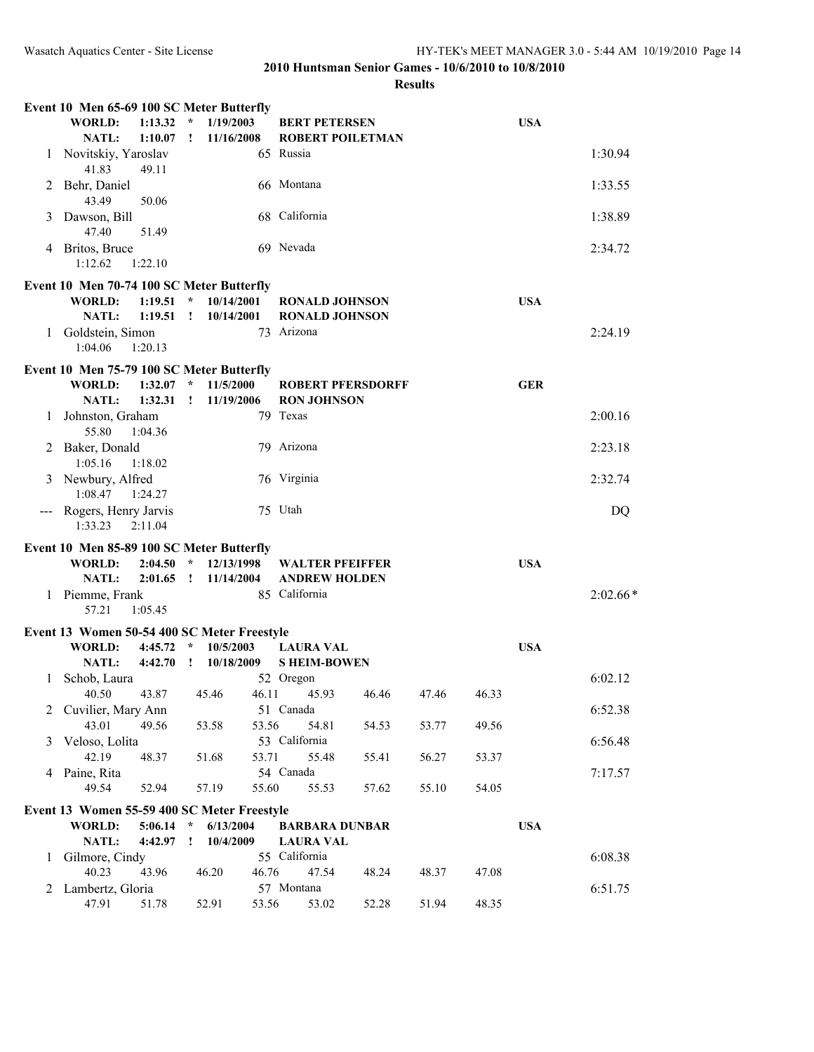## 2010 Huntsman Senior Games - 10/6/2010 to 10/8/2010

### Results

#### Event 10 Men 65-69 100 SC Meter Butterfly

**WORLD:** 1:13.32 * 1/19/2003 **BERT PETERSEN** **USA**
**NATL:** 1:10.07 ! 11/16/2008 **ROBERT POILETMAN**

| Place | Name | Age | Team | Time |
|---|---|---|---|---|
| 1 | Novitskiy, Yaroslav | 65 | Russia | 1:30.94 |
| | 41.83 49.11 | | | |
| 2 | Behr, Daniel | 66 | Montana | 1:33.55 |
| | 43.49 50.06 | | | |
| 3 | Dawson, Bill | 68 | California | 1:38.89 |
| | 47.40 51.49 | | | |
| 4 | Britos, Bruce | 69 | Nevada | 2:34.72 |
| | 1:12.62 1:22.10 | | | |

#### Event 10 Men 70-74 100 SC Meter Butterfly

**WORLD:** 1:19.51 * 10/14/2001 **RONALD JOHNSON** **USA**
**NATL:** 1:19.51 ! 10/14/2001 **RONALD JOHNSON**

| Place | Name | Age | Team | Time |
|---|---|---|---|---|
| 1 | Goldstein, Simon | 73 | Arizona | 2:24.19 |
| | 1:04.06 1:20.13 | | | |

#### Event 10 Men 75-79 100 SC Meter Butterfly

**WORLD:** 1:32.07 * 11/5/2000 **ROBERT PFERSDORFF** **GER**
**NATL:** 1:32.31 ! 11/19/2006 **RON JOHNSON**

| Place | Name | Age | Team | Time |
|---|---|---|---|---|
| 1 | Johnston, Graham | 79 | Texas | 2:00.16 |
| | 55.80 1:04.36 | | | |
| 2 | Baker, Donald | 79 | Arizona | 2:23.18 |
| | 1:05.16 1:18.02 | | | |
| 3 | Newbury, Alfred | 76 | Virginia | 2:32.74 |
| | 1:08.47 1:24.27 | | | |
| --- | Rogers, Henry Jarvis | 75 | Utah | DQ |
| | 1:33.23 2:11.04 | | | |

#### Event 10 Men 85-89 100 SC Meter Butterfly

**WORLD:** 2:04.50 * 12/13/1998 **WALTER PFEIFFER** **USA**
**NATL:** 2:01.65 ! 11/14/2004 **ANDREW HOLDEN**

| Place | Name | Age | Team | Time |
|---|---|---|---|---|
| 1 | Piemme, Frank | 85 | California | 2:02.66* |
| | 57.21 1:05.45 | | | |

#### Event 13 Women 50-54 400 SC Meter Freestyle

**WORLD:** 4:45.72 * 10/5/2003 **LAURA VAL** **USA**
**NATL:** 4:42.70 ! 10/18/2009 **S HEIM-BOWEN**

| Place | Name | Age | Team | Time |
|---|---|---|---|---|
| 1 | Schob, Laura | 52 | Oregon | 6:02.12 |
| | 40.50 43.87 45.46 46.11 45.93 46.46 47.46 46.33 | | | |
| 2 | Cuvilier, Mary Ann | 51 | Canada | 6:52.38 |
| | 43.01 49.56 53.58 53.56 54.81 54.53 53.77 49.56 | | | |
| 3 | Veloso, Lolita | 53 | California | 6:56.48 |
| | 42.19 48.37 51.68 53.71 55.48 55.41 56.27 53.37 | | | |
| 4 | Paine, Rita | 54 | Canada | 7:17.57 |
| | 49.54 52.94 57.19 55.60 55.53 57.62 55.10 54.05 | | | |

#### Event 13 Women 55-59 400 SC Meter Freestyle

**WORLD:** 5:06.14 * 6/13/2004 **BARBARA DUNBAR** **USA**
**NATL:** 4:42.97 ! 10/4/2009 **LAURA VAL**

| Place | Name | Age | Team | Time |
|---|---|---|---|---|
| 1 | Gilmore, Cindy | 55 | California | 6:08.38 |
| | 40.23 43.96 46.20 46.76 47.54 48.24 48.37 47.08 | | | |
| 2 | Lambertz, Gloria | 57 | Montana | 6:51.75 |
| | 47.91 51.78 52.91 53.56 53.02 52.28 51.94 48.35 | | | |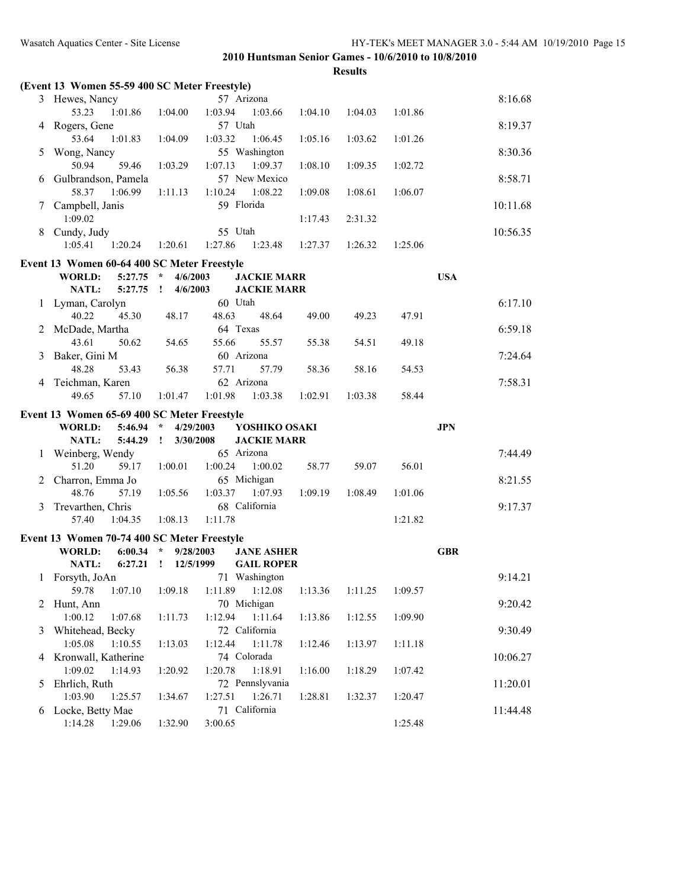## 2010 Huntsman Senior Games - 10/6/2010 to 10/8/2010

### Results

**(Event 13 Women 55-59 400 SC Meter Freestyle)**

| Place | Name | Age | Team | Finals Time |
|---|---|---|---|---|
| 3 | Hewes, Nancy | 57 | Arizona | 8:16.68 |
| | 53.23 1:01.86 1:04.00 1:03.94 1:03.66 1:04.10 1:04.03 1:01.86 | | | |
| 4 | Rogers, Gene | 57 | Utah | 8:19.37 |
| | 53.64 1:01.83 1:04.09 1:03.32 1:06.45 1:05.16 1:03.62 1:01.26 | | | |
| 5 | Wong, Nancy | 55 | Washington | 8:30.36 |
| | 50.94 59.46 1:03.29 1:07.13 1:09.37 1:08.10 1:09.35 1:02.72 | | | |
| 6 | Gulbrandson, Pamela | 57 | New Mexico | 8:58.71 |
| | 58.37 1:06.99 1:11.13 1:10.24 1:08.22 1:09.08 1:08.61 1:06.07 | | | |
| 7 | Campbell, Janis | 59 | Florida | 10:11.68 |
| | 1:09.02 1:17.43 2:31.32 | | | |
| 8 | Cundy, Judy | 55 | Utah | 10:56.35 |
| | 1:05.41 1:20.24 1:20.61 1:27.86 1:23.48 1:27.37 1:26.32 1:25.06 | | | |

**Event 13 Women 60-64 400 SC Meter Freestyle**

WORLD: 5:27.75 * 4/6/2003 JACKIE MARR USA
NATL: 5:27.75 ! 4/6/2003 JACKIE MARR

| Place | Name | Age | Team | Finals Time |
|---|---|---|---|---|
| 1 | Lyman, Carolyn | 60 | Utah | 6:17.10 |
| | 40.22 45.30 48.17 48.63 48.64 49.00 49.23 47.91 | | | |
| 2 | McDade, Martha | 64 | Texas | 6:59.18 |
| | 43.61 50.62 54.65 55.66 55.57 55.38 54.51 49.18 | | | |
| 3 | Baker, Gini M | 60 | Arizona | 7:24.64 |
| | 48.28 53.43 56.38 57.71 57.79 58.36 58.16 54.53 | | | |
| 4 | Teichman, Karen | 62 | Arizona | 7:58.31 |
| | 49.65 57.10 1:01.47 1:01.98 1:03.38 1:02.91 1:03.38 58.44 | | | |

**Event 13 Women 65-69 400 SC Meter Freestyle**

WORLD: 5:46.94 * 4/29/2003 YOSHIKO OSAKI JPN
NATL: 5:44.29 ! 3/30/2008 JACKIE MARR

| Place | Name | Age | Team | Finals Time |
|---|---|---|---|---|
| 1 | Weinberg, Wendy | 65 | Arizona | 7:44.49 |
| | 51.20 59.17 1:00.01 1:00.24 1:00.02 58.77 59.07 56.01 | | | |
| 2 | Charron, Emma Jo | 65 | Michigan | 8:21.55 |
| | 48.76 57.19 1:05.56 1:03.37 1:07.93 1:09.19 1:08.49 1:01.06 | | | |
| 3 | Trevarthen, Chris | 68 | California | 9:17.37 |
| | 57.40 1:04.35 1:08.13 1:11.78 1:21.82 | | | |

**Event 13 Women 70-74 400 SC Meter Freestyle**

WORLD: 6:00.34 * 9/28/2003 JANE ASHER GBR
NATL: 6:27.21 ! 12/5/1999 GAIL ROPER

| Place | Name | Age | Team | Finals Time |
|---|---|---|---|---|
| 1 | Forsyth, JoAn | 71 | Washington | 9:14.21 |
| | 59.78 1:07.10 1:09.18 1:11.89 1:12.08 1:13.36 1:11.25 1:09.57 | | | |
| 2 | Hunt, Ann | 70 | Michigan | 9:20.42 |
| | 1:00.12 1:07.68 1:11.73 1:12.94 1:11.64 1:13.86 1:12.55 1:09.90 | | | |
| 3 | Whitehead, Becky | 72 | California | 9:30.49 |
| | 1:05.08 1:10.55 1:13.03 1:12.44 1:11.78 1:12.46 1:13.97 1:11.18 | | | |
| 4 | Kronwall, Katherine | 74 | Colorado | 10:06.27 |
| | 1:09.02 1:14.93 1:20.92 1:20.78 1:18.91 1:16.00 1:18.29 1:07.42 | | | |
| 5 | Ehrlich, Ruth | 72 | Pennslyvania | 11:20.01 |
| | 1:03.90 1:25.57 1:34.67 1:27.51 1:26.71 1:28.81 1:32.37 1:20.47 | | | |
| 6 | Locke, Betty Mae | 71 | California | 11:44.48 |
| | 1:14.28 1:29.06 1:32.90 3:00.65 1:25.48 | | | |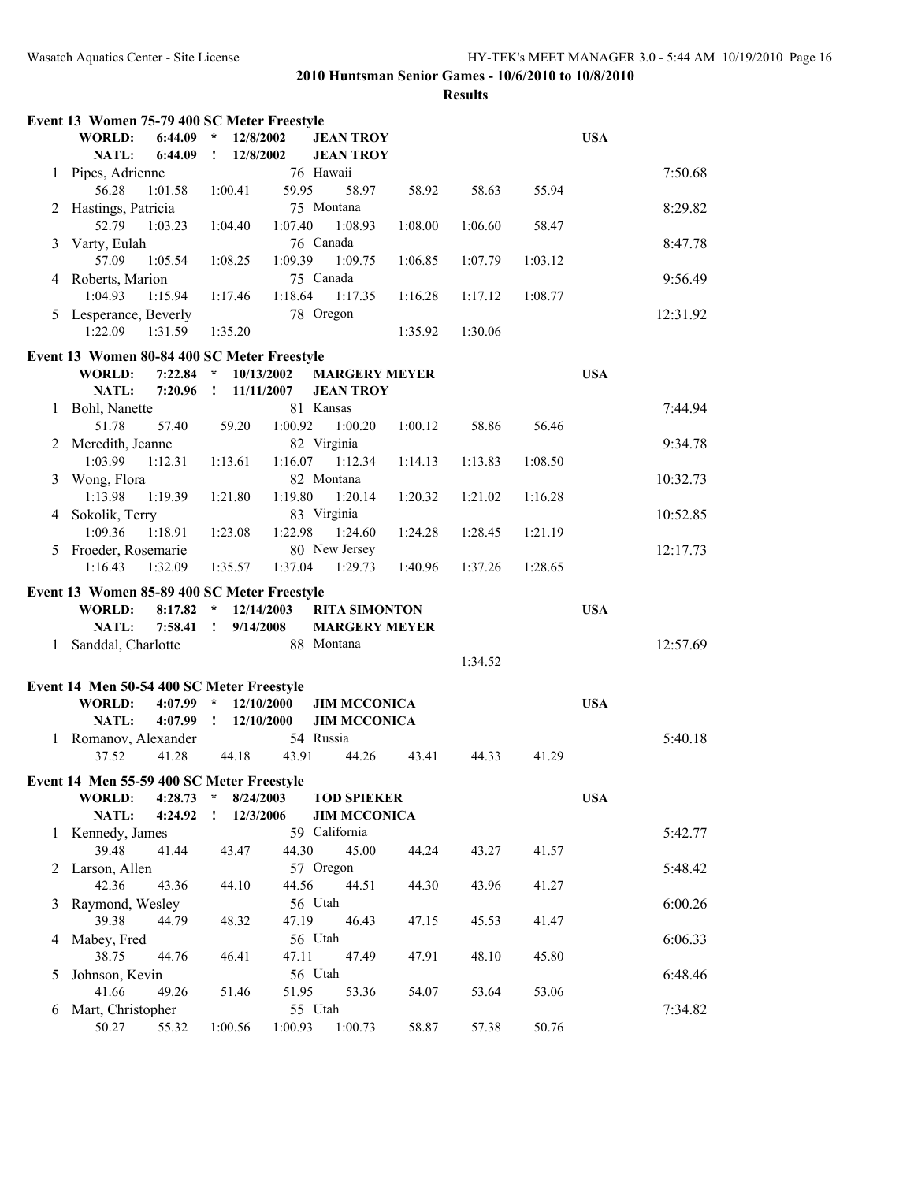**2010 Huntsman Senior Games - 10/6/2010 to 10/8/2010**

**Results**

### Event 13 Women 75-79 400 SC Meter Freestyle

| | | | | |
|---|---|---|---|---|
| **WORLD:** | 6:44.09 * | 12/8/2002 | **JEAN TROY** | **USA** |
| **NATL:** | 6:44.09 ! | 12/8/2002 | **JEAN TROY** | |

| Place | Name | Age | Team | Splits | Finals Time |
|---|---|---|---|---|---|
| 1 | Pipes, Adrienne | 76 | Hawaii | 56.28, 1:01.58, 1:00.41, 59.95, 58.97, 58.92, 58.63, 55.94 | 7:50.68 |
| 2 | Hastings, Patricia | 75 | Montana | 52.79, 1:03.23, 1:04.40, 1:07.40, 1:08.93, 1:08.00, 1:06.60, 58.47 | 8:29.82 |
| 3 | Varty, Eulah | 76 | Canada | 57.09, 1:05.54, 1:08.25, 1:09.39, 1:09.75, 1:06.85, 1:07.79, 1:03.12 | 8:47.78 |
| 4 | Roberts, Marion | 75 | Canada | 1:04.93, 1:15.94, 1:17.46, 1:18.64, 1:17.35, 1:16.28, 1:17.12, 1:08.77 | 9:56.49 |
| 5 | Lesperance, Beverly | 78 | Oregon | 1:22.09, 1:31.59, 1:35.20, 1:35.92, 1:30.06 | 12:31.92 |

### Event 13 Women 80-84 400 SC Meter Freestyle

| | | | | |
|---|---|---|---|---|
| **WORLD:** | 7:22.84 * | 10/13/2002 | **MARGERY MEYER** | **USA** |
| **NATL:** | 7:20.96 ! | 11/11/2007 | **JEAN TROY** | |

| Place | Name | Age | Team | Splits | Finals Time |
|---|---|---|---|---|---|
| 1 | Bohl, Nanette | 81 | Kansas | 51.78, 57.40, 59.20, 1:00.92, 1:00.20, 1:00.12, 58.86, 56.46 | 7:44.94 |
| 2 | Meredith, Jeanne | 82 | Virginia | 1:03.99, 1:12.31, 1:13.61, 1:16.07, 1:12.34, 1:14.13, 1:13.83, 1:08.50 | 9:34.78 |
| 3 | Wong, Flora | 82 | Montana | 1:13.98, 1:19.39, 1:21.80, 1:19.80, 1:20.14, 1:20.32, 1:21.02, 1:16.28 | 10:32.73 |
| 4 | Sokolik, Terry | 83 | Virginia | 1:09.36, 1:18.91, 1:23.08, 1:22.98, 1:24.60, 1:24.28, 1:28.45, 1:21.19 | 10:52.85 |
| 5 | Froeder, Rosemarie | 80 | New Jersey | 1:16.43, 1:32.09, 1:35.57, 1:37.04, 1:29.73, 1:40.96, 1:37.26, 1:28.65 | 12:17.73 |

### Event 13 Women 85-89 400 SC Meter Freestyle

| | | | | |
|---|---|---|---|---|
| **WORLD:** | 8:17.82 * | 12/14/2003 | **RITA SIMONTON** | **USA** |
| **NATL:** | 7:58.41 ! | 9/14/2008 | **MARGERY MEYER** | |

| Place | Name | Age | Team | Splits | Finals Time |
|---|---|---|---|---|---|
| 1 | Sanddal, Charlotte | 88 | Montana | 1:34.52 | 12:57.69 |

### Event 14 Men 50-54 400 SC Meter Freestyle

| | | | | |
|---|---|---|---|---|
| **WORLD:** | 4:07.99 * | 12/10/2000 | **JIM MCCONICA** | **USA** |
| **NATL:** | 4:07.99 ! | 12/10/2000 | **JIM MCCONICA** | |

| Place | Name | Age | Team | Splits | Finals Time |
|---|---|---|---|---|---|
| 1 | Romanov, Alexander | 54 | Russia | 37.52, 41.28, 44.18, 43.91, 44.26, 43.41, 44.33, 41.29 | 5:40.18 |

### Event 14 Men 55-59 400 SC Meter Freestyle

| | | | | |
|---|---|---|---|---|
| **WORLD:** | 4:28.73 * | 8/24/2003 | **TOD SPIEKER** | **USA** |
| **NATL:** | 4:24.92 ! | 12/3/2006 | **JIM MCCONICA** | |

| Place | Name | Age | Team | Splits | Finals Time |
|---|---|---|---|---|---|
| 1 | Kennedy, James | 59 | California | 39.48, 41.44, 43.47, 44.30, 45.00, 44.24, 43.27, 41.57 | 5:42.77 |
| 2 | Larson, Allen | 57 | Oregon | 42.36, 43.36, 44.10, 44.56, 44.51, 44.30, 43.96, 41.27 | 5:48.42 |
| 3 | Raymond, Wesley | 56 | Utah | 39.38, 44.79, 48.32, 47.19, 46.43, 47.15, 45.53, 41.47 | 6:00.26 |
| 4 | Mabey, Fred | 56 | Utah | 38.75, 44.76, 46.41, 47.11, 47.49, 47.91, 48.10, 45.80 | 6:06.33 |
| 5 | Johnson, Kevin | 56 | Utah | 41.66, 49.26, 51.46, 51.95, 53.36, 54.07, 53.64, 53.06 | 6:48.46 |
| 6 | Mart, Christopher | 55 | Utah | 50.27, 55.32, 1:00.56, 1:00.93, 1:00.73, 58.87, 57.38, 50.76 | 7:34.82 |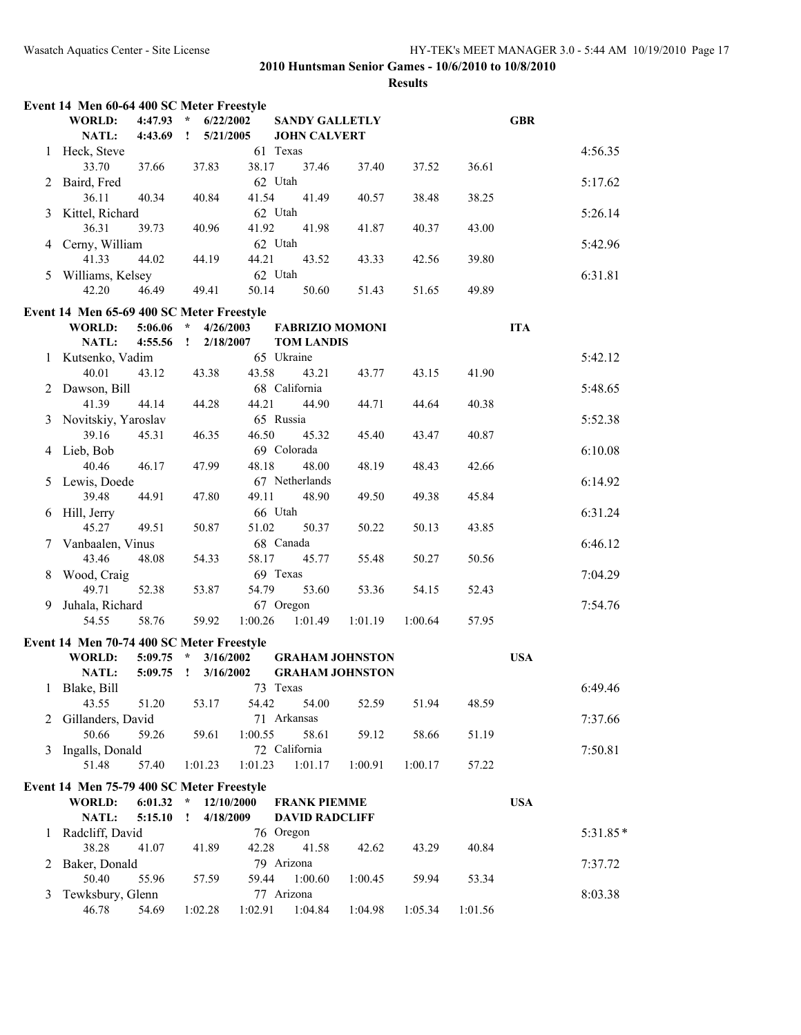# 2010 Huntsman Senior Games - 10/6/2010 to 10/8/2010

## Results

### Event 14 Men 60-64 400 SC Meter Freestyle

**WORLD:** 4:47.93 * 6/22/2002 **SANDY GALLETLY** **GBR**
**NATL:** 4:43.69 ! 5/21/2005 **JOHN CALVERT**

| Place | Name | Age | Team | Splits | | | | | | | | Finals Time |
|---|---|---|---|---|---|---|---|---|---|---|---|---|
| 1 | Heck, Steve | 61 | Texas | 33.70 | 37.66 | 37.83 | 38.17 | 37.46 | 37.40 | 37.52 | 36.61 | 4:56.35 |
| 2 | Baird, Fred | 62 | Utah | 36.11 | 40.34 | 40.84 | 41.54 | 41.49 | 40.57 | 38.48 | 38.25 | 5:17.62 |
| 3 | Kittel, Richard | 62 | Utah | 36.31 | 39.73 | 40.96 | 41.92 | 41.98 | 41.87 | 40.37 | 43.00 | 5:26.14 |
| 4 | Cerny, William | 62 | Utah | 41.33 | 44.02 | 44.19 | 44.21 | 43.52 | 43.33 | 42.56 | 39.80 | 5:42.96 |
| 5 | Williams, Kelsey | 62 | Utah | 42.20 | 46.49 | 49.41 | 50.14 | 50.60 | 51.43 | 51.65 | 49.89 | 6:31.81 |

### Event 14 Men 65-69 400 SC Meter Freestyle

**WORLD:** 5:06.06 * 4/26/2003 **FABRIZIO MOMONI** **ITA**
**NATL:** 4:55.56 ! 2/18/2007 **TOM LANDIS**

| Place | Name | Age | Team | Splits | | | | | | | | Finals Time |
|---|---|---|---|---|---|---|---|---|---|---|---|---|
| 1 | Kutsenko, Vadim | 65 | Ukraine | 40.01 | 43.12 | 43.38 | 43.58 | 43.21 | 43.77 | 43.15 | 41.90 | 5:42.12 |
| 2 | Dawson, Bill | 68 | California | 41.39 | 44.14 | 44.28 | 44.21 | 44.90 | 44.71 | 44.64 | 40.38 | 5:48.65 |
| 3 | Novitskiy, Yaroslav | 65 | Russia | 39.16 | 45.31 | 46.35 | 46.50 | 45.32 | 45.40 | 43.47 | 40.87 | 5:52.38 |
| 4 | Lieb, Bob | 69 | Colorada | 40.46 | 46.17 | 47.99 | 48.18 | 48.00 | 48.19 | 48.43 | 42.66 | 6:10.08 |
| 5 | Lewis, Doede | 67 | Netherlands | 39.48 | 44.91 | 47.80 | 49.11 | 48.90 | 49.50 | 49.38 | 45.84 | 6:14.92 |
| 6 | Hill, Jerry | 66 | Utah | 45.27 | 49.51 | 50.87 | 51.02 | 50.37 | 50.22 | 50.13 | 43.85 | 6:31.24 |
| 7 | Vanbaalen, Vinus | 68 | Canada | 43.46 | 48.08 | 54.33 | 58.17 | 45.77 | 55.48 | 50.27 | 50.56 | 6:46.12 |
| 8 | Wood, Craig | 69 | Texas | 49.71 | 52.38 | 53.87 | 54.79 | 53.60 | 53.36 | 54.15 | 52.43 | 7:04.29 |
| 9 | Juhala, Richard | 67 | Oregon | 54.55 | 58.76 | 59.92 | 1:00.26 | 1:01.49 | 1:01.19 | 1:00.64 | 57.95 | 7:54.76 |

### Event 14 Men 70-74 400 SC Meter Freestyle

**WORLD:** 5:09.75 * 3/16/2002 **GRAHAM JOHNSTON** **USA**
**NATL:** 5:09.75 ! 3/16/2002 **GRAHAM JOHNSTON**

| Place | Name | Age | Team | Splits | | | | | | | | Finals Time |
|---|---|---|---|---|---|---|---|---|---|---|---|---|
| 1 | Blake, Bill | 73 | Texas | 43.55 | 51.20 | 53.17 | 54.42 | 54.00 | 52.59 | 51.94 | 48.59 | 6:49.46 |
| 2 | Gillanders, David | 71 | Arkansas | 50.66 | 59.26 | 59.61 | 1:00.55 | 58.61 | 59.12 | 58.66 | 51.19 | 7:37.66 |
| 3 | Ingalls, Donald | 72 | California | 51.48 | 57.40 | 1:01.23 | 1:01.23 | 1:01.17 | 1:00.91 | 1:00.17 | 57.22 | 7:50.81 |

### Event 14 Men 75-79 400 SC Meter Freestyle

**WORLD:** 6:01.32 * 12/10/2000 **FRANK PIEMME** **USA**
**NATL:** 5:15.10 ! 4/18/2009 **DAVID RADCLIFF**

| Place | Name | Age | Team | Splits | | | | | | | | Finals Time |
|---|---|---|---|---|---|---|---|---|---|---|---|---|
| 1 | Radcliff, David | 76 | Oregon | 38.28 | 41.07 | 41.89 | 42.28 | 41.58 | 42.62 | 43.29 | 40.84 | 5:31.85* |
| 2 | Baker, Donald | 79 | Arizona | 50.40 | 55.96 | 57.59 | 59.44 | 1:00.60 | 1:00.45 | 59.94 | 53.34 | 7:37.72 |
| 3 | Tewksbury, Glenn | 77 | Arizona | 46.78 | 54.69 | 1:02.28 | 1:02.91 | 1:04.84 | 1:04.98 | 1:05.34 | 1:01.56 | 8:03.38 |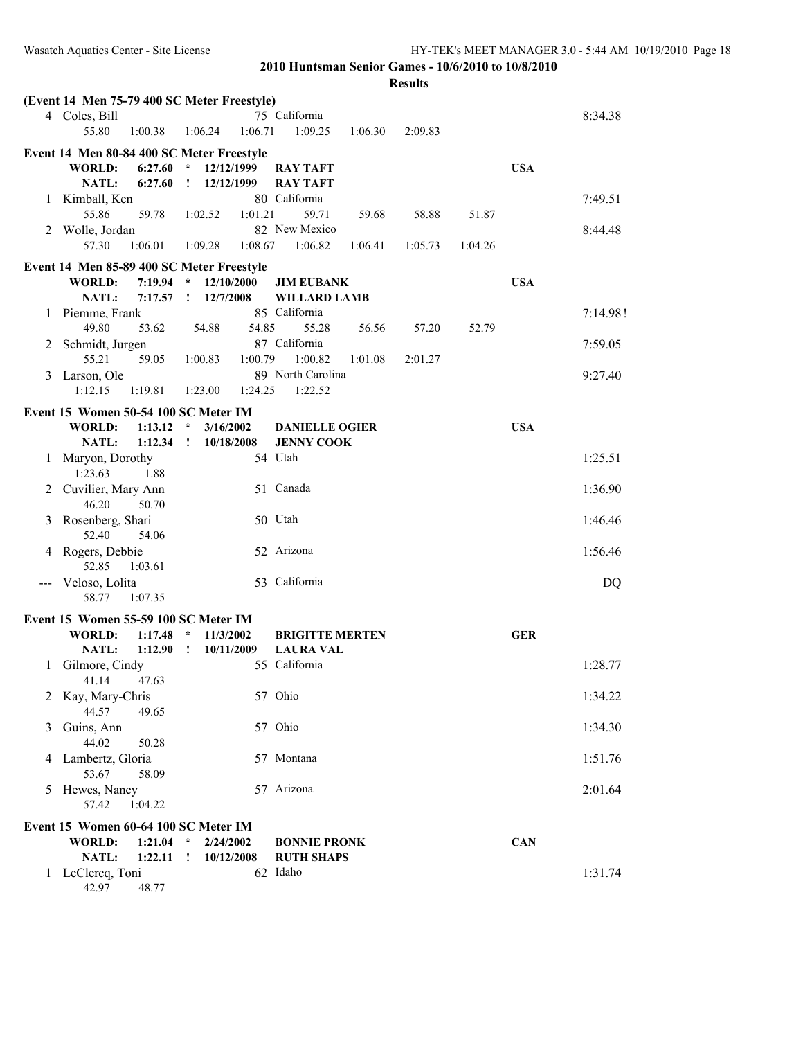**2010 Huntsman Senior Games - 10/6/2010 to 10/8/2010**

**Results**

**(Event 14 Men 75-79 400 SC Meter Freestyle)**

| Place | Name | Age | Team | Finals Time |
|---|---|---|---|---|
| 4 | Coles, Bill | 75 | California | 8:34.38 |
| | 55.80  1:00.38  1:06.24  1:06.71  1:09.25  1:06.30  2:09.83 | | | |

**Event 14 Men 80-84 400 SC Meter Freestyle**

| | | | | |
|---|---|---|---|---|
| **WORLD:** | **6:27.60 *** | **12/12/1999** | **RAY TAFT** | **USA** |
| **NATL:** | **6:27.60 !** | **12/12/1999** | **RAY TAFT** | |

| Place | Name | Age | Team | Finals Time |
|---|---|---|---|---|
| 1 | Kimball, Ken | 80 | California | 7:49.51 |
| | 55.86  59.78  1:02.52  1:01.21  59.71  59.68  58.88  51.87 | | | |
| 2 | Wolle, Jordan | 82 | New Mexico | 8:44.48 |
| | 57.30  1:06.01  1:09.28  1:08.67  1:06.82  1:06.41  1:05.73  1:04.26 | | | |

**Event 14 Men 85-89 400 SC Meter Freestyle**

| | | | | |
|---|---|---|---|---|
| **WORLD:** | **7:19.94 *** | **12/10/2000** | **JIM EUBANK** | **USA** |
| **NATL:** | **7:17.57 !** | **12/7/2008** | **WILLARD LAMB** | |

| Place | Name | Age | Team | Finals Time |
|---|---|---|---|---|
| 1 | Piemme, Frank | 85 | California | 7:14.98! |
| | 49.80  53.62  54.88  54.85  55.28  56.56  57.20  52.79 | | | |
| 2 | Schmidt, Jurgen | 87 | California | 7:59.05 |
| | 55.21  59.05  1:00.83  1:00.79  1:00.82  1:01.08  2:01.27 | | | |
| 3 | Larson, Ole | 89 | North Carolina | 9:27.40 |
| | 1:12.15  1:19.81  1:23.00  1:24.25  1:22.52 | | | |

**Event 15 Women 50-54 100 SC Meter IM**

| | | | | |
|---|---|---|---|---|
| **WORLD:** | **1:13.12 *** | **3/16/2002** | **DANIELLE OGIER** | **USA** |
| **NATL:** | **1:12.34 !** | **10/18/2008** | **JENNY COOK** | |

| Place | Name | Age | Team | Finals Time |
|---|---|---|---|---|
| 1 | Maryon, Dorothy | 54 | Utah | 1:25.51 |
| | 1:23.63  1.88 | | | |
| 2 | Cuvilier, Mary Ann | 51 | Canada | 1:36.90 |
| | 46.20  50.70 | | | |
| 3 | Rosenberg, Shari | 50 | Utah | 1:46.46 |
| | 52.40  54.06 | | | |
| 4 | Rogers, Debbie | 52 | Arizona | 1:56.46 |
| | 52.85  1:03.61 | | | |
| --- | Veloso, Lolita | 53 | California | DQ |
| | 58.77  1:07.35 | | | |

**Event 15 Women 55-59 100 SC Meter IM**

| | | | | |
|---|---|---|---|---|
| **WORLD:** | **1:17.48 *** | **11/3/2002** | **BRIGITTE MERTEN** | **GER** |
| **NATL:** | **1:12.90 !** | **10/11/2009** | **LAURA VAL** | |

| Place | Name | Age | Team | Finals Time |
|---|---|---|---|---|
| 1 | Gilmore, Cindy | 55 | California | 1:28.77 |
| | 41.14  47.63 | | | |
| 2 | Kay, Mary-Chris | 57 | Ohio | 1:34.22 |
| | 44.57  49.65 | | | |
| 3 | Guins, Ann | 57 | Ohio | 1:34.30 |
| | 44.02  50.28 | | | |
| 4 | Lambertz, Gloria | 57 | Montana | 1:51.76 |
| | 53.67  58.09 | | | |
| 5 | Hewes, Nancy | 57 | Arizona | 2:01.64 |
| | 57.42  1:04.22 | | | |

**Event 15 Women 60-64 100 SC Meter IM**

| | | | | |
|---|---|---|---|---|
| **WORLD:** | **1:21.04 *** | **2/24/2002** | **BONNIE PRONK** | **CAN** |
| **NATL:** | **1:22.11 !** | **10/12/2008** | **RUTH SHAPS** | |

| Place | Name | Age | Team | Finals Time |
|---|---|---|---|---|
| 1 | LeClercq, Toni | 62 | Idaho | 1:31.74 |
| | 42.97  48.77 | | | |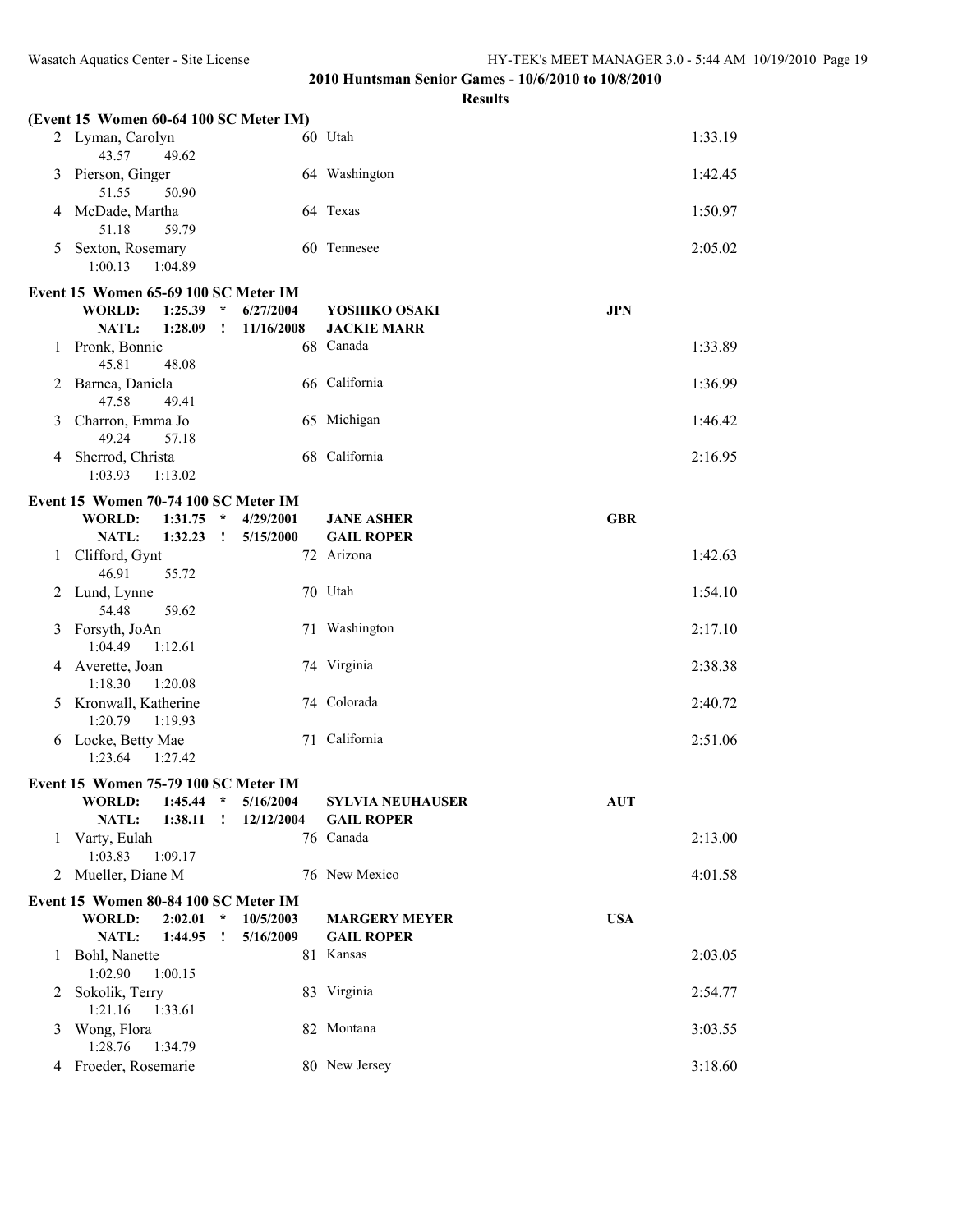**2010 Huntsman Senior Games - 10/6/2010 to 10/8/2010**

**Results**

**(Event 15 Women 60-64 100 SC Meter IM)**

| Place | Name | Age | Team | Time |
|---|---|---|---|---|
| 2 | Lyman, Carolyn | 60 | Utah | 1:33.19 |
| | 43.57 49.62 | | | |
| 3 | Pierson, Ginger | 64 | Washington | 1:42.45 |
| | 51.55 50.90 | | | |
| 4 | McDade, Martha | 64 | Texas | 1:50.97 |
| | 51.18 59.79 | | | |
| 5 | Sexton, Rosemary | 60 | Tennesee | 2:05.02 |
| | 1:00.13 1:04.89 | | | |

**Event 15 Women 65-69 100 SC Meter IM**

| | | | | |
|---|---|---|---|---|
| **WORLD:** | **1:25.39 \*** | **6/27/2004** | **YOSHIKO OSAKI** | **JPN** |
| **NATL:** | **1:28.09 !** | **11/16/2008** | **JACKIE MARR** | |

| Place | Name | Age | Team | Time |
|---|---|---|---|---|
| 1 | Pronk, Bonnie | 68 | Canada | 1:33.89 |
| | 45.81 48.08 | | | |
| 2 | Barnea, Daniela | 66 | California | 1:36.99 |
| | 47.58 49.41 | | | |
| 3 | Charron, Emma Jo | 65 | Michigan | 1:46.42 |
| | 49.24 57.18 | | | |
| 4 | Sherrod, Christa | 68 | California | 2:16.95 |
| | 1:03.93 1:13.02 | | | |

**Event 15 Women 70-74 100 SC Meter IM**

| | | | | |
|---|---|---|---|---|
| **WORLD:** | **1:31.75 \*** | **4/29/2001** | **JANE ASHER** | **GBR** |
| **NATL:** | **1:32.23 !** | **5/15/2000** | **GAIL ROPER** | |

| Place | Name | Age | Team | Time |
|---|---|---|---|---|
| 1 | Clifford, Gynt | 72 | Arizona | 1:42.63 |
| | 46.91 55.72 | | | |
| 2 | Lund, Lynne | 70 | Utah | 1:54.10 |
| | 54.48 59.62 | | | |
| 3 | Forsyth, JoAn | 71 | Washington | 2:17.10 |
| | 1:04.49 1:12.61 | | | |
| 4 | Averette, Joan | 74 | Virginia | 2:38.38 |
| | 1:18.30 1:20.08 | | | |
| 5 | Kronwall, Katherine | 74 | Colorada | 2:40.72 |
| | 1:20.79 1:19.93 | | | |
| 6 | Locke, Betty Mae | 71 | California | 2:51.06 |
| | 1:23.64 1:27.42 | | | |

**Event 15 Women 75-79 100 SC Meter IM**

| | | | | |
|---|---|---|---|---|
| **WORLD:** | **1:45.44 \*** | **5/16/2004** | **SYLVIA NEUHAUSER** | **AUT** |
| **NATL:** | **1:38.11 !** | **12/12/2004** | **GAIL ROPER** | |

| Place | Name | Age | Team | Time |
|---|---|---|---|---|
| 1 | Varty, Eulah | 76 | Canada | 2:13.00 |
| | 1:03.83 1:09.17 | | | |
| 2 | Mueller, Diane M | 76 | New Mexico | 4:01.58 |

**Event 15 Women 80-84 100 SC Meter IM**

| | | | | |
|---|---|---|---|---|
| **WORLD:** | **2:02.01 \*** | **10/5/2003** | **MARGERY MEYER** | **USA** |
| **NATL:** | **1:44.95 !** | **5/16/2009** | **GAIL ROPER** | |

| Place | Name | Age | Team | Time |
|---|---|---|---|---|
| 1 | Bohl, Nanette | 81 | Kansas | 2:03.05 |
| | 1:02.90 1:00.15 | | | |
| 2 | Sokolik, Terry | 83 | Virginia | 2:54.77 |
| | 1:21.16 1:33.61 | | | |
| 3 | Wong, Flora | 82 | Montana | 3:03.55 |
| | 1:28.76 1:34.79 | | | |
| 4 | Froeder, Rosemarie | 80 | New Jersey | 3:18.60 |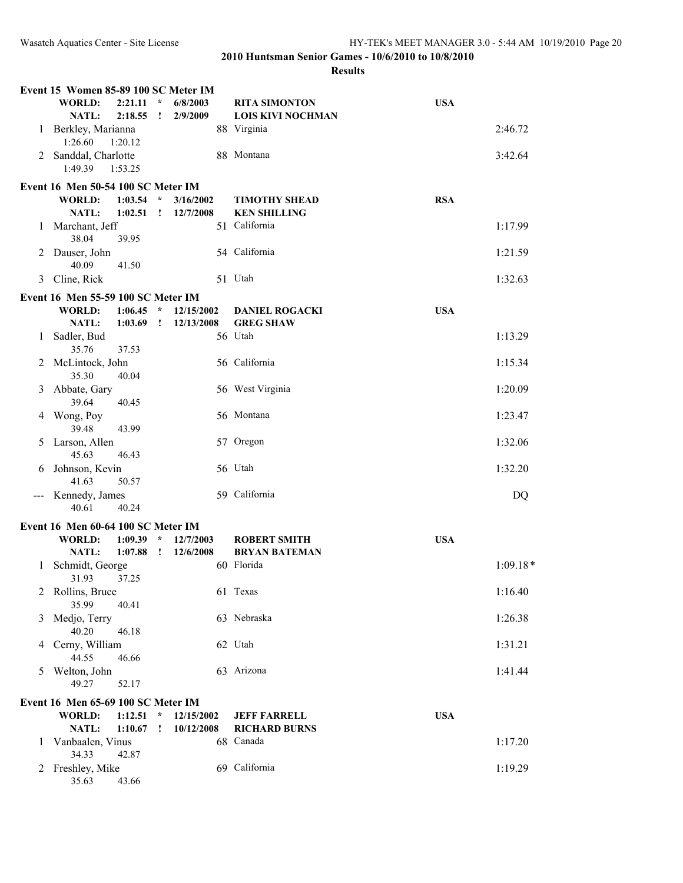## 2010 Huntsman Senior Games - 10/6/2010 to 10/8/2010

### Results

**Event 15 Women 85-89 100 SC Meter IM**

| | | | | | |
|---|---|---|---|---|---|
| **WORLD:** | **2:21.11** | * | **6/8/2003** | **RITA SIMONTON** | **USA** |
| **NATL:** | **2:18.55** | ! | **2/9/2009** | **LOIS KIVI NOCHMAN** | |

| Place | Name | Age | Team | Finals Time |
|---|---|---|---|---|
| 1 | Berkley, Marianna | 88 | Virginia | 2:46.72 |
| | 1:26.60 1:20.12 | | | |
| 2 | Sanddal, Charlotte | 88 | Montana | 3:42.64 |
| | 1:49.39 1:53.25 | | | |

**Event 16 Men 50-54 100 SC Meter IM**

| | | | | | |
|---|---|---|---|---|---|
| **WORLD:** | **1:03.54** | * | **3/16/2002** | **TIMOTHY SHEAD** | **RSA** |
| **NATL:** | **1:02.51** | ! | **12/7/2008** | **KEN SHILLING** | |

| Place | Name | Age | Team | Finals Time |
|---|---|---|---|---|
| 1 | Marchant, Jeff | 51 | California | 1:17.99 |
| | 38.04 39.95 | | | |
| 2 | Dauser, John | 54 | California | 1:21.59 |
| | 40.09 41.50 | | | |
| 3 | Cline, Rick | 51 | Utah | 1:32.63 |

**Event 16 Men 55-59 100 SC Meter IM**

| | | | | | |
|---|---|---|---|---|---|
| **WORLD:** | **1:06.45** | * | **12/15/2002** | **DANIEL ROGACKI** | **USA** |
| **NATL:** | **1:03.69** | ! | **12/13/2008** | **GREG SHAW** | |

| Place | Name | Age | Team | Finals Time |
|---|---|---|---|---|
| 1 | Sadler, Bud | 56 | Utah | 1:13.29 |
| | 35.76 37.53 | | | |
| 2 | McLintock, John | 56 | California | 1:15.34 |
| | 35.30 40.04 | | | |
| 3 | Abbate, Gary | 56 | West Virginia | 1:20.09 |
| | 39.64 40.45 | | | |
| 4 | Wong, Poy | 56 | Montana | 1:23.47 |
| | 39.48 43.99 | | | |
| 5 | Larson, Allen | 57 | Oregon | 1:32.06 |
| | 45.63 46.43 | | | |
| 6 | Johnson, Kevin | 56 | Utah | 1:32.20 |
| | 41.63 50.57 | | | |
| --- | Kennedy, James | 59 | California | DQ |
| | 40.61 40.24 | | | |

**Event 16 Men 60-64 100 SC Meter IM**

| | | | | | |
|---|---|---|---|---|---|
| **WORLD:** | **1:09.39** | * | **12/7/2003** | **ROBERT SMITH** | **USA** |
| **NATL:** | **1:07.88** | ! | **12/6/2008** | **BRYAN BATEMAN** | |

| Place | Name | Age | Team | Finals Time |
|---|---|---|---|---|
| 1 | Schmidt, George | 60 | Florida | 1:09.18* |
| | 31.93 37.25 | | | |
| 2 | Rollins, Bruce | 61 | Texas | 1:16.40 |
| | 35.99 40.41 | | | |
| 3 | Medjo, Terry | 63 | Nebraska | 1:26.38 |
| | 40.20 46.18 | | | |
| 4 | Cerny, William | 62 | Utah | 1:31.21 |
| | 44.55 46.66 | | | |
| 5 | Welton, John | 63 | Arizona | 1:41.44 |
| | 49.27 52.17 | | | |

**Event 16 Men 65-69 100 SC Meter IM**

| | | | | | |
|---|---|---|---|---|---|
| **WORLD:** | **1:12.51** | * | **12/15/2002** | **JEFF FARRELL** | **USA** |
| **NATL:** | **1:10.67** | ! | **10/12/2008** | **RICHARD BURNS** | |

| Place | Name | Age | Team | Finals Time |
|---|---|---|---|---|
| 1 | Vanbaalen, Vinus | 68 | Canada | 1:17.20 |
| | 34.33 42.87 | | | |
| 2 | Freshley, Mike | 69 | California | 1:19.29 |
| | 35.63 43.66 | | | |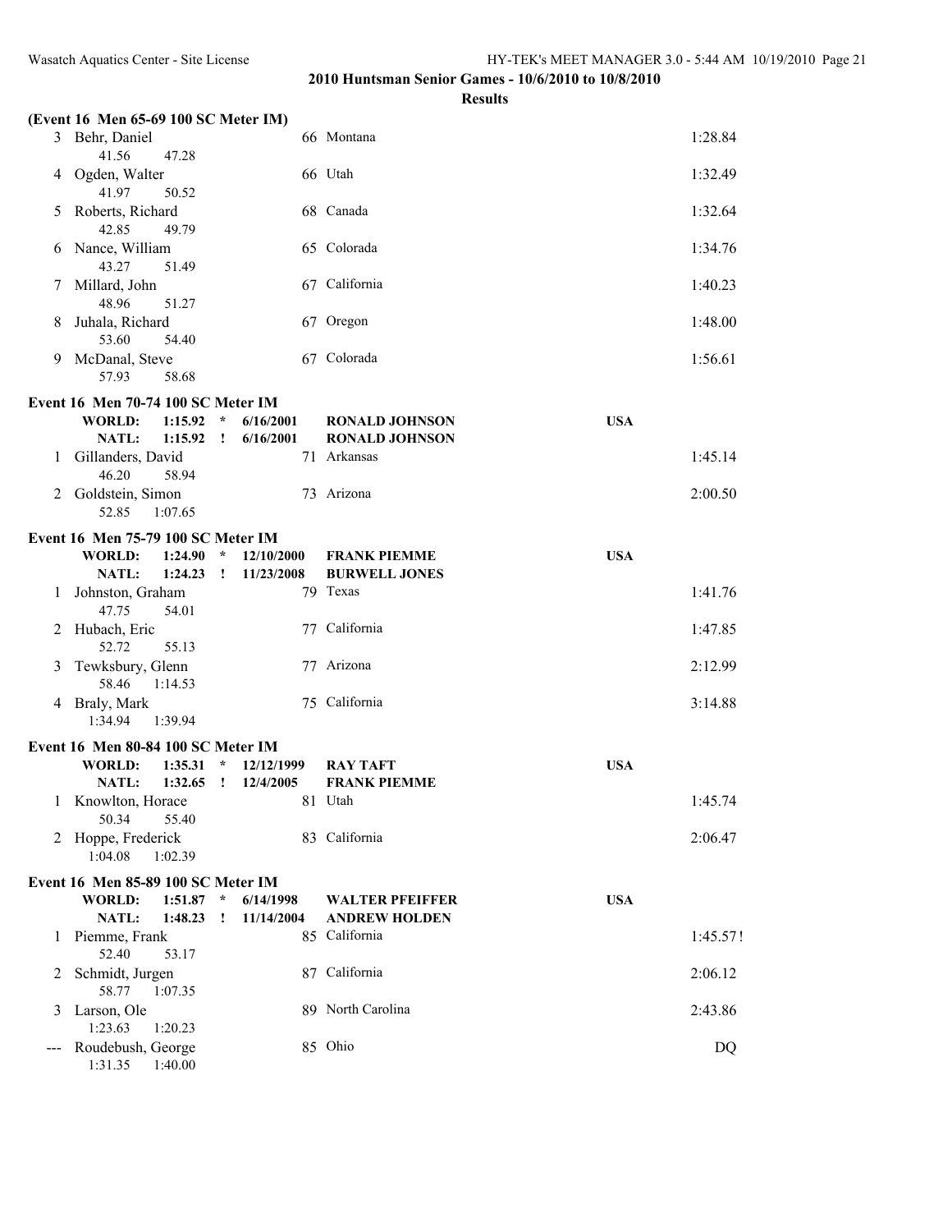**2010 Huntsman Senior Games - 10/6/2010 to 10/8/2010**

**Results**

**(Event 16 Men 65-69 100 SC Meter IM)**

| Place | Name | Age | Team | Time |
|---|---|---|---|---|
| 3 | Behr, Daniel | 66 | Montana | 1:28.84 |
| | 41.56 47.28 | | | |
| 4 | Ogden, Walter | 66 | Utah | 1:32.49 |
| | 41.97 50.52 | | | |
| 5 | Roberts, Richard | 68 | Canada | 1:32.64 |
| | 42.85 49.79 | | | |
| 6 | Nance, William | 65 | Colorada | 1:34.76 |
| | 43.27 51.49 | | | |
| 7 | Millard, John | 67 | California | 1:40.23 |
| | 48.96 51.27 | | | |
| 8 | Juhala, Richard | 67 | Oregon | 1:48.00 |
| | 53.60 54.40 | | | |
| 9 | McDanal, Steve | 67 | Colorada | 1:56.61 |
| | 57.93 58.68 | | | |

**Event 16 Men 70-74 100 SC Meter IM**

**WORLD: 1:15.92 * 6/16/2001 RONALD JOHNSON USA**
**NATL: 1:15.92 ! 6/16/2001 RONALD JOHNSON**

| Place | Name | Age | Team | Time |
|---|---|---|---|---|
| 1 | Gillanders, David | 71 | Arkansas | 1:45.14 |
| | 46.20 58.94 | | | |
| 2 | Goldstein, Simon | 73 | Arizona | 2:00.50 |
| | 52.85 1:07.65 | | | |

**Event 16 Men 75-79 100 SC Meter IM**

**WORLD: 1:24.90 * 12/10/2000 FRANK PIEMME USA**
**NATL: 1:24.23 ! 11/23/2008 BURWELL JONES**

| Place | Name | Age | Team | Time |
|---|---|---|---|---|
| 1 | Johnston, Graham | 79 | Texas | 1:41.76 |
| | 47.75 54.01 | | | |
| 2 | Hubach, Eric | 77 | California | 1:47.85 |
| | 52.72 55.13 | | | |
| 3 | Tewksbury, Glenn | 77 | Arizona | 2:12.99 |
| | 58.46 1:14.53 | | | |
| 4 | Braly, Mark | 75 | California | 3:14.88 |
| | 1:34.94 1:39.94 | | | |

**Event 16 Men 80-84 100 SC Meter IM**

**WORLD: 1:35.31 * 12/12/1999 RAY TAFT USA**
**NATL: 1:32.65 ! 12/4/2005 FRANK PIEMME**

| Place | Name | Age | Team | Time |
|---|---|---|---|---|
| 1 | Knowlton, Horace | 81 | Utah | 1:45.74 |
| | 50.34 55.40 | | | |
| 2 | Hoppe, Frederick | 83 | California | 2:06.47 |
| | 1:04.08 1:02.39 | | | |

**Event 16 Men 85-89 100 SC Meter IM**

**WORLD: 1:51.87 * 6/14/1998 WALTER PFEIFFER USA**
**NATL: 1:48.23 ! 11/14/2004 ANDREW HOLDEN**

| Place | Name | Age | Team | Time |
|---|---|---|---|---|
| 1 | Piemme, Frank | 85 | California | 1:45.57! |
| | 52.40 53.17 | | | |
| 2 | Schmidt, Jurgen | 87 | California | 2:06.12 |
| | 58.77 1:07.35 | | | |
| 3 | Larson, Ole | 89 | North Carolina | 2:43.86 |
| | 1:23.63 1:20.23 | | | |
| --- | Roudebush, George | 85 | Ohio | DQ |
| | 1:31.35 1:40.00 | | | |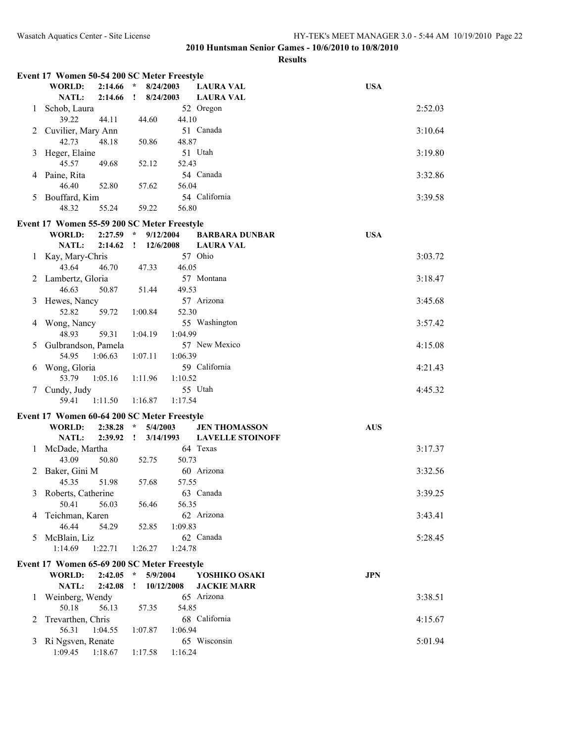## 2010 Huntsman Senior Games - 10/6/2010 to 10/8/2010

**Results**

### Event 17 Women 50-54 200 SC Meter Freestyle

| | | | | | |
|---|---|---|---|---|---|
| WORLD: | 2:14.66 | * | 8/24/2003 | LAURA VAL | USA |
| NATL: | 2:14.66 | ! | 8/24/2003 | LAURA VAL | |

| Place | Name | Age | Team | Time |
|---|---|---|---|---|
| 1 | Schob, Laura | 52 | Oregon | 2:52.03 |
| | 39.22 44.11 44.60 44.10 | | | |
| 2 | Cuvilier, Mary Ann | 51 | Canada | 3:10.64 |
| | 42.73 48.18 50.86 48.87 | | | |
| 3 | Heger, Elaine | 51 | Utah | 3:19.80 |
| | 45.57 49.68 52.12 52.43 | | | |
| 4 | Paine, Rita | 54 | Canada | 3:32.86 |
| | 46.40 52.80 57.62 56.04 | | | |
| 5 | Bouffard, Kim | 54 | California | 3:39.58 |
| | 48.32 55.24 59.22 56.80 | | | |

### Event 17 Women 55-59 200 SC Meter Freestyle

| | | | | | |
|---|---|---|---|---|---|
| WORLD: | 2:27.59 | * | 9/12/2004 | BARBARA DUNBAR | USA |
| NATL: | 2:14.62 | ! | 12/6/2008 | LAURA VAL | |

| Place | Name | Age | Team | Time |
|---|---|---|---|---|
| 1 | Kay, Mary-Chris | 57 | Ohio | 3:03.72 |
| | 43.64 46.70 47.33 46.05 | | | |
| 2 | Lambertz, Gloria | 57 | Montana | 3:18.47 |
| | 46.63 50.87 51.44 49.53 | | | |
| 3 | Hewes, Nancy | 57 | Arizona | 3:45.68 |
| | 52.82 59.72 1:00.84 52.30 | | | |
| 4 | Wong, Nancy | 55 | Washington | 3:57.42 |
| | 48.93 59.31 1:04.19 1:04.99 | | | |
| 5 | Gulbrandson, Pamela | 57 | New Mexico | 4:15.08 |
| | 54.95 1:06.63 1:07.11 1:06.39 | | | |
| 6 | Wong, Gloria | 59 | California | 4:21.43 |
| | 53.79 1:05.16 1:11.96 1:10.52 | | | |
| 7 | Cundy, Judy | 55 | Utah | 4:45.32 |
| | 59.41 1:11.50 1:16.87 1:17.54 | | | |

### Event 17 Women 60-64 200 SC Meter Freestyle

| | | | | | |
|---|---|---|---|---|---|
| WORLD: | 2:38.28 | * | 5/4/2003 | JEN THOMASSON | AUS |
| NATL: | 2:39.92 | ! | 3/14/1993 | LAVELLE STOINOFF | |

| Place | Name | Age | Team | Time |
|---|---|---|---|---|
| 1 | McDade, Martha | 64 | Texas | 3:17.37 |
| | 43.09 50.80 52.75 50.73 | | | |
| 2 | Baker, Gini M | 60 | Arizona | 3:32.56 |
| | 45.35 51.98 57.68 57.55 | | | |
| 3 | Roberts, Catherine | 63 | Canada | 3:39.25 |
| | 50.41 56.03 56.46 56.35 | | | |
| 4 | Teichman, Karen | 62 | Arizona | 3:43.41 |
| | 46.44 54.29 52.85 1:09.83 | | | |
| 5 | McBlain, Liz | 62 | Canada | 5:28.45 |
| | 1:14.69 1:22.71 1:26.27 1:24.78 | | | |

### Event 17 Women 65-69 200 SC Meter Freestyle

| | | | | | |
|---|---|---|---|---|---|
| WORLD: | 2:42.05 | * | 5/9/2004 | YOSHIKO OSAKI | JPN |
| NATL: | 2:42.08 | ! | 10/12/2008 | JACKIE MARR | |

| Place | Name | Age | Team | Time |
|---|---|---|---|---|
| 1 | Weinberg, Wendy | 65 | Arizona | 3:38.51 |
| | 50.18 56.13 57.35 54.85 | | | |
| 2 | Trevarthen, Chris | 68 | California | 4:15.67 |
| | 56.31 1:04.55 1:07.87 1:06.94 | | | |
| 3 | Ri Ngsven, Renate | 65 | Wisconsin | 5:01.94 |
| | 1:09.45 1:18.67 1:17.58 1:16.24 | | | |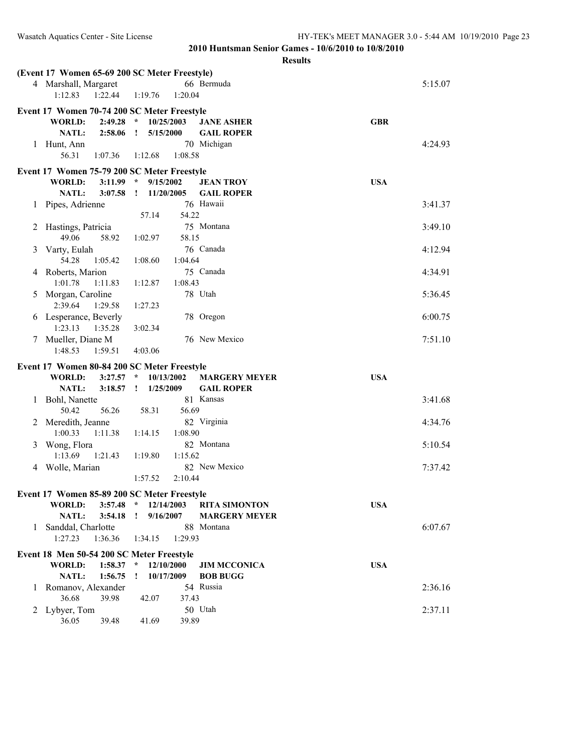## 2010 Huntsman Senior Games - 10/6/2010 to 10/8/2010

### Results

**(Event 17 Women 65-69 200 SC Meter Freestyle)**

| Place | Name | Age | Team | Finals Time |
|---|---|---|---|---|
| 4 | Marshall, Margaret | 66 | Bermuda | 5:15.07 |
| | 1:12.83 1:22.44 1:19.76 1:20.04 | | | |

**Event 17 Women 70-74 200 SC Meter Freestyle**

WORLD: 2:49.28 * 10/25/2003 JANE ASHER GBR
NATL: 2:58.06 ! 5/15/2000 GAIL ROPER

| Place | Name | Age | Team | Finals Time |
|---|---|---|---|---|
| 1 | Hunt, Ann | 70 | Michigan | 4:24.93 |
| | 56.31 1:07.36 1:12.68 1:08.58 | | | |

**Event 17 Women 75-79 200 SC Meter Freestyle**

WORLD: 3:11.99 * 9/15/2002 JEAN TROY USA
NATL: 3:07.58 ! 11/20/2005 GAIL ROPER

| Place | Name | Age | Team | Finals Time |
|---|---|---|---|---|
| 1 | Pipes, Adrienne | 76 | Hawaii | 3:41.37 |
| | 57.14 54.22 | | | |
| 2 | Hastings, Patricia | 75 | Montana | 3:49.10 |
| | 49.06 58.92 1:02.97 58.15 | | | |
| 3 | Varty, Eulah | 76 | Canada | 4:12.94 |
| | 54.28 1:05.42 1:08.60 1:04.64 | | | |
| 4 | Roberts, Marion | 75 | Canada | 4:34.91 |
| | 1:01.78 1:11.83 1:12.87 1:08.43 | | | |
| 5 | Morgan, Caroline | 78 | Utah | 5:36.45 |
| | 2:39.64 1:29.58 1:27.23 | | | |
| 6 | Lesperance, Beverly | 78 | Oregon | 6:00.75 |
| | 1:23.13 1:35.28 3:02.34 | | | |
| 7 | Mueller, Diane M | 76 | New Mexico | 7:51.10 |
| | 1:48.53 1:59.51 4:03.06 | | | |

**Event 17 Women 80-84 200 SC Meter Freestyle**

WORLD: 3:27.57 * 10/13/2002 MARGERY MEYER USA
NATL: 3:18.57 ! 1/25/2009 GAIL ROPER

| Place | Name | Age | Team | Finals Time |
|---|---|---|---|---|
| 1 | Bohl, Nanette | 81 | Kansas | 3:41.68 |
| | 50.42 56.26 58.31 56.69 | | | |
| 2 | Meredith, Jeanne | 82 | Virginia | 4:34.76 |
| | 1:00.33 1:11.38 1:14.15 1:08.90 | | | |
| 3 | Wong, Flora | 82 | Montana | 5:10.54 |
| | 1:13.69 1:21.43 1:19.80 1:15.62 | | | |
| 4 | Wolle, Marian | 82 | New Mexico | 7:37.42 |
| | 1:57.52 2:10.44 | | | |

**Event 17 Women 85-89 200 SC Meter Freestyle**

WORLD: 3:57.48 * 12/14/2003 RITA SIMONTON USA
NATL: 3:54.18 ! 9/16/2007 MARGERY MEYER

| Place | Name | Age | Team | Finals Time |
|---|---|---|---|---|
| 1 | Sanddal, Charlotte | 88 | Montana | 6:07.67 |
| | 1:27.23 1:36.36 1:34.15 1:29.93 | | | |

**Event 18 Men 50-54 200 SC Meter Freestyle**

WORLD: 1:58.37 * 12/10/2000 JIM MCCONICA USA
NATL: 1:56.75 ! 10/17/2009 BOB BUGG

| Place | Name | Age | Team | Finals Time |
|---|---|---|---|---|
| 1 | Romanov, Alexander | 54 | Russia | 2:36.16 |
| | 36.68 39.98 42.07 37.43 | | | |
| 2 | Lybyer, Tom | 50 | Utah | 2:37.11 |
| | 36.05 39.48 41.69 39.89 | | | |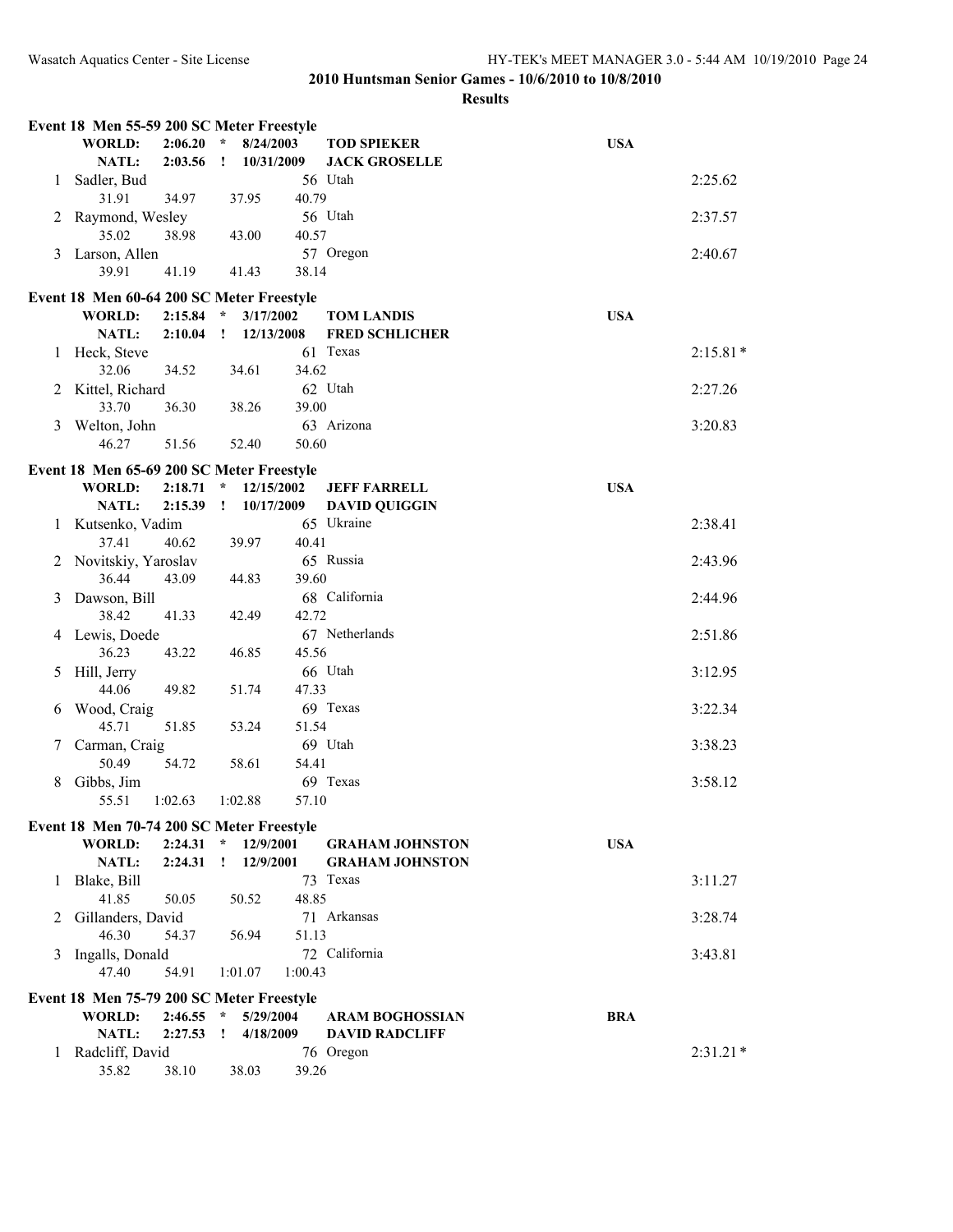## 2010 Huntsman Senior Games - 10/6/2010 to 10/8/2010

### Results

**Event 18 Men 55-59 200 SC Meter Freestyle**

| | | | | | | |
|---|---|---|---|---|---|---|
| **WORLD:** | **2:06.20** | * | **8/24/2003** | **TOD SPIEKER** | **USA** | |
| **NATL:** | **2:03.56** | ! | **10/31/2009** | **JACK GROSELLE** | | |

| Place | Name | Age | Team | Finals Time |
|---|---|---|---|---|
| 1 | Sadler, Bud | 56 | Utah | 2:25.62 |
| | 31.91 34.97 37.95 40.79 | | | |
| 2 | Raymond, Wesley | 56 | Utah | 2:37.57 |
| | 35.02 38.98 43.00 40.57 | | | |
| 3 | Larson, Allen | 57 | Oregon | 2:40.67 |
| | 39.91 41.19 41.43 38.14 | | | |

**Event 18 Men 60-64 200 SC Meter Freestyle**

| | | | | | | |
|---|---|---|---|---|---|---|
| **WORLD:** | **2:15.84** | * | **3/17/2002** | **TOM LANDIS** | **USA** | |
| **NATL:** | **2:10.04** | ! | **12/13/2008** | **FRED SCHLICHER** | | |

| Place | Name | Age | Team | Finals Time |
|---|---|---|---|---|
| 1 | Heck, Steve | 61 | Texas | 2:15.81* |
| | 32.06 34.52 34.61 34.62 | | | |
| 2 | Kittel, Richard | 62 | Utah | 2:27.26 |
| | 33.70 36.30 38.26 39.00 | | | |
| 3 | Welton, John | 63 | Arizona | 3:20.83 |
| | 46.27 51.56 52.40 50.60 | | | |

**Event 18 Men 65-69 200 SC Meter Freestyle**

| | | | | | | |
|---|---|---|---|---|---|---|
| **WORLD:** | **2:18.71** | * | **12/15/2002** | **JEFF FARRELL** | **USA** | |
| **NATL:** | **2:15.39** | ! | **10/17/2009** | **DAVID QUIGGIN** | | |

| Place | Name | Age | Team | Finals Time |
|---|---|---|---|---|
| 1 | Kutsenko, Vadim | 65 | Ukraine | 2:38.41 |
| | 37.41 40.62 39.97 40.41 | | | |
| 2 | Novitskiy, Yaroslav | 65 | Russia | 2:43.96 |
| | 36.44 43.09 44.83 39.60 | | | |
| 3 | Dawson, Bill | 68 | California | 2:44.96 |
| | 38.42 41.33 42.49 42.72 | | | |
| 4 | Lewis, Doede | 67 | Netherlands | 2:51.86 |
| | 36.23 43.22 46.85 45.56 | | | |
| 5 | Hill, Jerry | 66 | Utah | 3:12.95 |
| | 44.06 49.82 51.74 47.33 | | | |
| 6 | Wood, Craig | 69 | Texas | 3:22.34 |
| | 45.71 51.85 53.24 51.54 | | | |
| 7 | Carman, Craig | 69 | Utah | 3:38.23 |
| | 50.49 54.72 58.61 54.41 | | | |
| 8 | Gibbs, Jim | 69 | Texas | 3:58.12 |
| | 55.51 1:02.63 1:02.88 57.10 | | | |

**Event 18 Men 70-74 200 SC Meter Freestyle**

| | | | | | | |
|---|---|---|---|---|---|---|
| **WORLD:** | **2:24.31** | * | **12/9/2001** | **GRAHAM JOHNSTON** | **USA** | |
| **NATL:** | **2:24.31** | ! | **12/9/2001** | **GRAHAM JOHNSTON** | | |

| Place | Name | Age | Team | Finals Time |
|---|---|---|---|---|
| 1 | Blake, Bill | 73 | Texas | 3:11.27 |
| | 41.85 50.05 50.52 48.85 | | | |
| 2 | Gillanders, David | 71 | Arkansas | 3:28.74 |
| | 46.30 54.37 56.94 51.13 | | | |
| 3 | Ingalls, Donald | 72 | California | 3:43.81 |
| | 47.40 54.91 1:01.07 1:00.43 | | | |

**Event 18 Men 75-79 200 SC Meter Freestyle**

| | | | | | | |
|---|---|---|---|---|---|---|
| **WORLD:** | **2:46.55** | * | **5/29/2004** | **ARAM BOGHOSSIAN** | **BRA** | |
| **NATL:** | **2:27.53** | ! | **4/18/2009** | **DAVID RADCLIFF** | | |

| Place | Name | Age | Team | Finals Time |
|---|---|---|---|---|
| 1 | Radcliff, David | 76 | Oregon | 2:31.21* |
| | 35.82 38.10 38.03 39.26 | | | |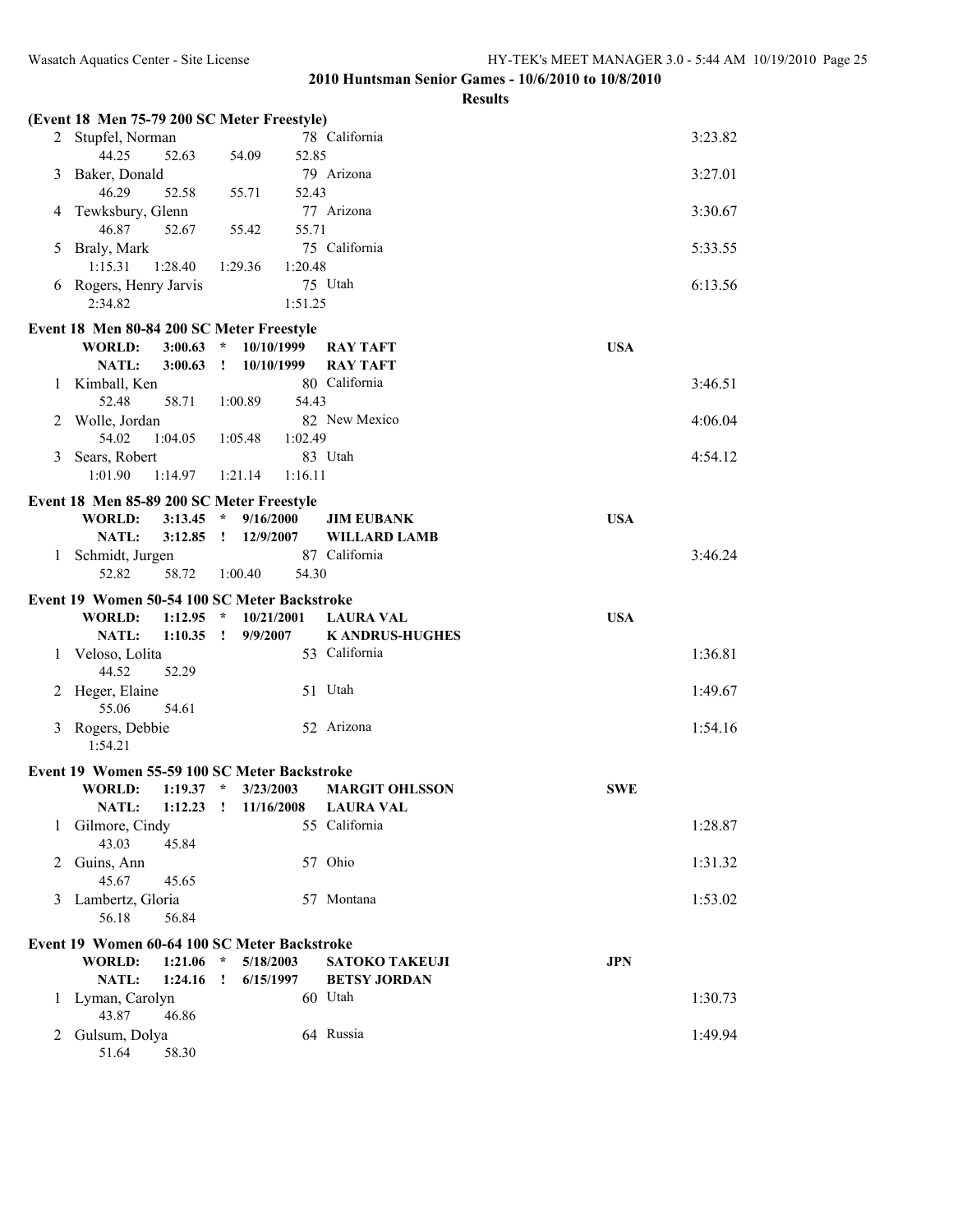**2010 Huntsman Senior Games - 10/6/2010 to 10/8/2010**

**Results**

**(Event 18 Men 75-79 200 SC Meter Freestyle)**

| Place | Name | Age | Team | | Time |
|---|---|---|---|---|---|
| 2 | Stupfel, Norman | 78 | California | | 3:23.82 |
| | 44.25 52.63 54.09 52.85 | | | | |
| 3 | Baker, Donald | 79 | Arizona | | 3:27.01 |
| | 46.29 52.58 55.71 52.43 | | | | |
| 4 | Tewksbury, Glenn | 77 | Arizona | | 3:30.67 |
| | 46.87 52.67 55.42 55.71 | | | | |
| 5 | Braly, Mark | 75 | California | | 5:33.55 |
| | 1:15.31 1:28.40 1:29.36 1:20.48 | | | | |
| 6 | Rogers, Henry Jarvis | 75 | Utah | | 6:13.56 |
| | 2:34.82 1:51.25 | | | | |

**Event 18 Men 80-84 200 SC Meter Freestyle**

| | | | | | |
|---|---|---|---|---|---|
| **WORLD:** | **3:00.63** | * | **10/10/1999** | **RAY TAFT** | **USA** |
| **NATL:** | **3:00.63** | ! | **10/10/1999** | **RAY TAFT** | |

| Place | Name | Age | Team | | Time |
|---|---|---|---|---|---|
| 1 | Kimball, Ken | 80 | California | | 3:46.51 |
| | 52.48 58.71 1:00.89 54.43 | | | | |
| 2 | Wolle, Jordan | 82 | New Mexico | | 4:06.04 |
| | 54.02 1:04.05 1:05.48 1:02.49 | | | | |
| 3 | Sears, Robert | 83 | Utah | | 4:54.12 |
| | 1:01.90 1:14.97 1:21.14 1:16.11 | | | | |

**Event 18 Men 85-89 200 SC Meter Freestyle**

| | | | | | |
|---|---|---|---|---|---|
| **WORLD:** | **3:13.45** | * | **9/16/2000** | **JIM EUBANK** | **USA** |
| **NATL:** | **3:12.85** | ! | **12/9/2007** | **WILLARD LAMB** | |

| Place | Name | Age | Team | | Time |
|---|---|---|---|---|---|
| 1 | Schmidt, Jurgen | 87 | California | | 3:46.24 |
| | 52.82 58.72 1:00.40 54.30 | | | | |

**Event 19 Women 50-54 100 SC Meter Backstroke**

| | | | | | |
|---|---|---|---|---|---|
| **WORLD:** | **1:12.95** | * | **10/21/2001** | **LAURA VAL** | **USA** |
| **NATL:** | **1:10.35** | ! | **9/9/2007** | **K ANDRUS-HUGHES** | |

| Place | Name | Age | Team | | Time |
|---|---|---|---|---|---|
| 1 | Veloso, Lolita | 53 | California | | 1:36.81 |
| | 44.52 52.29 | | | | |
| 2 | Heger, Elaine | 51 | Utah | | 1:49.67 |
| | 55.06 54.61 | | | | |
| 3 | Rogers, Debbie | 52 | Arizona | | 1:54.16 |
| | 1:54.21 | | | | |

**Event 19 Women 55-59 100 SC Meter Backstroke**

| | | | | | |
|---|---|---|---|---|---|
| **WORLD:** | **1:19.37** | * | **3/23/2003** | **MARGIT OHLSSON** | **SWE** |
| **NATL:** | **1:12.23** | ! | **11/16/2008** | **LAURA VAL** | |

| Place | Name | Age | Team | | Time |
|---|---|---|---|---|---|
| 1 | Gilmore, Cindy | 55 | California | | 1:28.87 |
| | 43.03 45.84 | | | | |
| 2 | Guins, Ann | 57 | Ohio | | 1:31.32 |
| | 45.67 45.65 | | | | |
| 3 | Lambertz, Gloria | 57 | Montana | | 1:53.02 |
| | 56.18 56.84 | | | | |

**Event 19 Women 60-64 100 SC Meter Backstroke**

| | | | | | |
|---|---|---|---|---|---|
| **WORLD:** | **1:21.06** | * | **5/18/2003** | **SATOKO TAKEUJI** | **JPN** |
| **NATL:** | **1:24.16** | ! | **6/15/1997** | **BETSY JORDAN** | |

| Place | Name | Age | Team | | Time |
|---|---|---|---|---|---|
| 1 | Lyman, Carolyn | 60 | Utah | | 1:30.73 |
| | 43.87 46.86 | | | | |
| 2 | Gulsum, Dolya | 64 | Russia | | 1:49.94 |
| | 51.64 58.30 | | | | |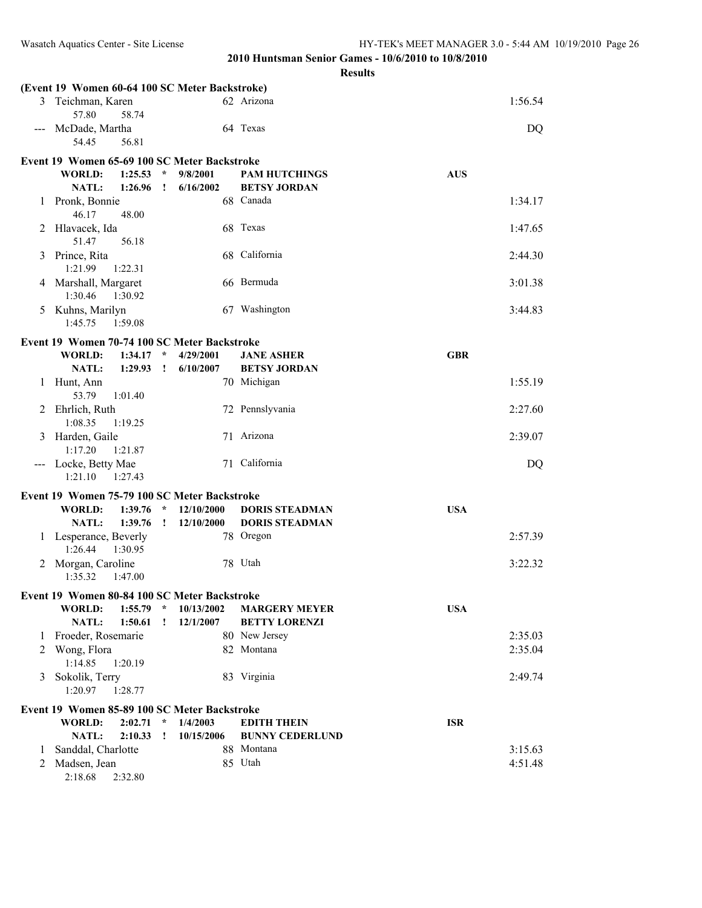## 2010 Huntsman Senior Games - 10/6/2010 to 10/8/2010

### Results

**(Event 19 Women 60-64 100 SC Meter Backstroke)**

| Place | Name | Age | Team | Finals Time |
|---|---|---|---|---|
| 3 | Teichman, Karen | 62 | Arizona | 1:56.54 |
| | 57.80 58.74 | | | |
| --- | McDade, Martha | 64 | Texas | DQ |
| | 54.45 56.81 | | | |

**Event 19 Women 65-69 100 SC Meter Backstroke**

| | | | | |
|---|---|---|---|---|
| WORLD: | 1:25.53 * | 9/8/2001 | PAM HUTCHINGS | AUS |
| NATL: | 1:26.96 ! | 6/16/2002 | BETSY JORDAN | |

| Place | Name | Age | Team | Finals Time |
|---|---|---|---|---|
| 1 | Pronk, Bonnie | 68 | Canada | 1:34.17 |
| | 46.17 48.00 | | | |
| 2 | Hlavacek, Ida | 68 | Texas | 1:47.65 |
| | 51.47 56.18 | | | |
| 3 | Prince, Rita | 68 | California | 2:44.30 |
| | 1:21.99 1:22.31 | | | |
| 4 | Marshall, Margaret | 66 | Bermuda | 3:01.38 |
| | 1:30.46 1:30.92 | | | |
| 5 | Kuhns, Marilyn | 67 | Washington | 3:44.83 |
| | 1:45.75 1:59.08 | | | |

**Event 19 Women 70-74 100 SC Meter Backstroke**

| | | | | |
|---|---|---|---|---|
| WORLD: | 1:34.17 * | 4/29/2001 | JANE ASHER | GBR |
| NATL: | 1:29.93 ! | 6/10/2007 | BETSY JORDAN | |

| Place | Name | Age | Team | Finals Time |
|---|---|---|---|---|
| 1 | Hunt, Ann | 70 | Michigan | 1:55.19 |
| | 53.79 1:01.40 | | | |
| 2 | Ehrlich, Ruth | 72 | Pennslyvania | 2:27.60 |
| | 1:08.35 1:19.25 | | | |
| 3 | Harden, Gaile | 71 | Arizona | 2:39.07 |
| | 1:17.20 1:21.87 | | | |
| --- | Locke, Betty Mae | 71 | California | DQ |
| | 1:21.10 1:27.43 | | | |

**Event 19 Women 75-79 100 SC Meter Backstroke**

| | | | | |
|---|---|---|---|---|
| WORLD: | 1:39.76 * | 12/10/2000 | DORIS STEADMAN | USA |
| NATL: | 1:39.76 ! | 12/10/2000 | DORIS STEADMAN | |

| Place | Name | Age | Team | Finals Time |
|---|---|---|---|---|
| 1 | Lesperance, Beverly | 78 | Oregon | 2:57.39 |
| | 1:26.44 1:30.95 | | | |
| 2 | Morgan, Caroline | 78 | Utah | 3:22.32 |
| | 1:35.32 1:47.00 | | | |

**Event 19 Women 80-84 100 SC Meter Backstroke**

| | | | | |
|---|---|---|---|---|
| WORLD: | 1:55.79 * | 10/13/2002 | MARGERY MEYER | USA |
| NATL: | 1:50.61 ! | 12/1/2007 | BETTY LORENZI | |

| Place | Name | Age | Team | Finals Time |
|---|---|---|---|---|
| 1 | Froeder, Rosemarie | 80 | New Jersey | 2:35.03 |
| 2 | Wong, Flora | 82 | Montana | 2:35.04 |
| | 1:14.85 1:20.19 | | | |
| 3 | Sokolik, Terry | 83 | Virginia | 2:49.74 |
| | 1:20.97 1:28.77 | | | |

**Event 19 Women 85-89 100 SC Meter Backstroke**

| | | | | |
|---|---|---|---|---|
| WORLD: | 2:02.71 * | 1/4/2003 | EDITH THEIN | ISR |
| NATL: | 2:10.33 ! | 10/15/2006 | BUNNY CEDERLUND | |

| Place | Name | Age | Team | Finals Time |
|---|---|---|---|---|
| 1 | Sanddal, Charlotte | 88 | Montana | 3:15.63 |
| 2 | Madsen, Jean | 85 | Utah | 4:51.48 |
| | 2:18.68 2:32.80 | | | |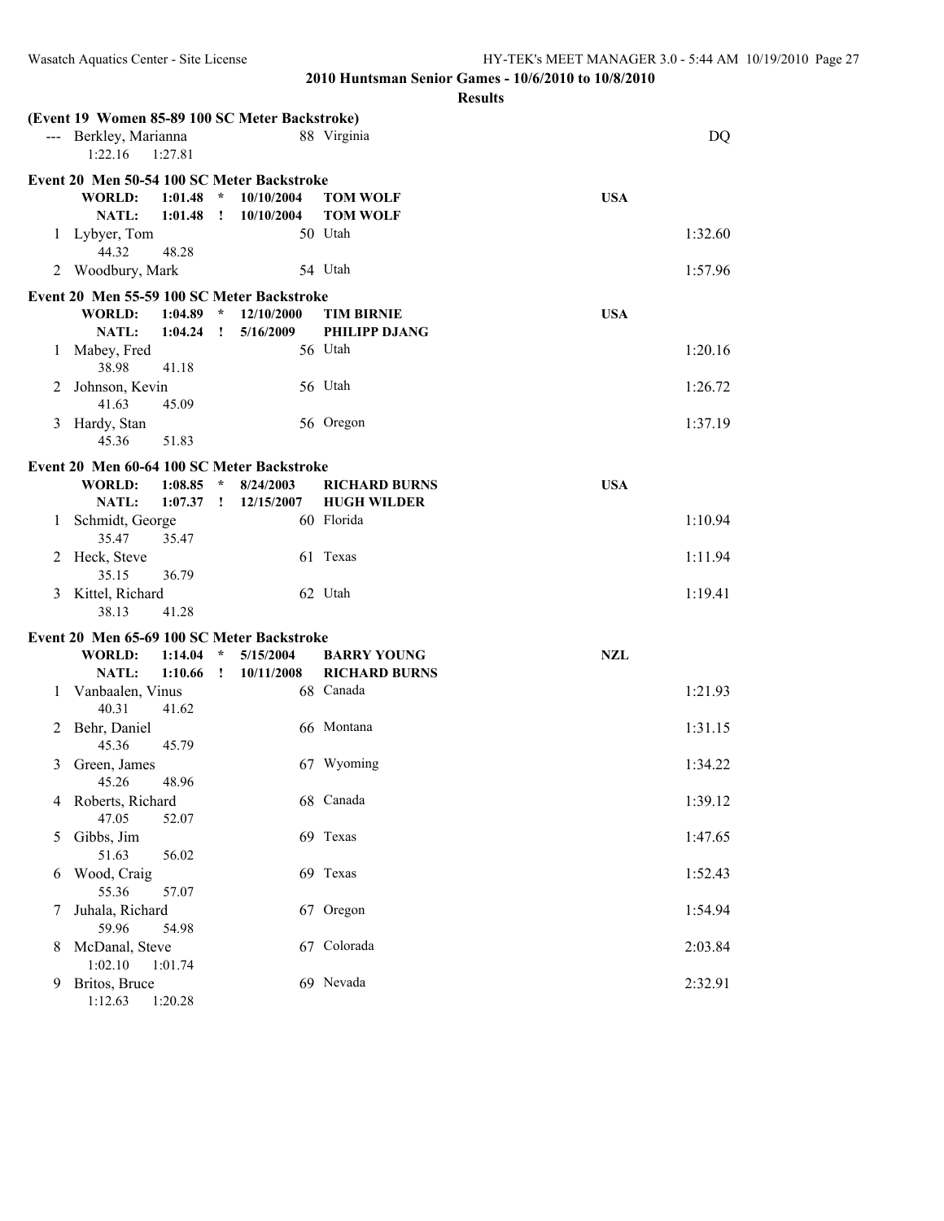**2010 Huntsman Senior Games - 10/6/2010 to 10/8/2010**

**Results**

**(Event 19 Women 85-89 100 SC Meter Backstroke)**

| | Name | Age | Team | Time |
|---|---|---|---|---|
| --- | Berkley, Marianna | 88 | Virginia | DQ |
| | 1:22.16 1:27.81 | | | |

**Event 20 Men 50-54 100 SC Meter Backstroke**

| | | | | | |
|---|---|---|---|---|---|
| **WORLD:** | **1:01.48** | * | **10/10/2004** | **TOM WOLF** | **USA** |
| **NATL:** | **1:01.48** | ! | **10/10/2004** | **TOM WOLF** | |

| | Name | Age | Team | Time |
|---|---|---|---|---|
| 1 | Lybyer, Tom | 50 | Utah | 1:32.60 |
| | 44.32 48.28 | | | |
| 2 | Woodbury, Mark | 54 | Utah | 1:57.96 |

**Event 20 Men 55-59 100 SC Meter Backstroke**

| | | | | | |
|---|---|---|---|---|---|
| **WORLD:** | **1:04.89** | * | **12/10/2000** | **TIM BIRNIE** | **USA** |
| **NATL:** | **1:04.24** | ! | **5/16/2009** | **PHILIPP DJANG** | |

| | Name | Age | Team | Time |
|---|---|---|---|---|
| 1 | Mabey, Fred | 56 | Utah | 1:20.16 |
| | 38.98 41.18 | | | |
| 2 | Johnson, Kevin | 56 | Utah | 1:26.72 |
| | 41.63 45.09 | | | |
| 3 | Hardy, Stan | 56 | Oregon | 1:37.19 |
| | 45.36 51.83 | | | |

**Event 20 Men 60-64 100 SC Meter Backstroke**

| | | | | | |
|---|---|---|---|---|---|
| **WORLD:** | **1:08.85** | * | **8/24/2003** | **RICHARD BURNS** | **USA** |
| **NATL:** | **1:07.37** | ! | **12/15/2007** | **HUGH WILDER** | |

| | Name | Age | Team | Time |
|---|---|---|---|---|
| 1 | Schmidt, George | 60 | Florida | 1:10.94 |
| | 35.47 35.47 | | | |
| 2 | Heck, Steve | 61 | Texas | 1:11.94 |
| | 35.15 36.79 | | | |
| 3 | Kittel, Richard | 62 | Utah | 1:19.41 |
| | 38.13 41.28 | | | |

**Event 20 Men 65-69 100 SC Meter Backstroke**

| | | | | | |
|---|---|---|---|---|---|
| **WORLD:** | **1:14.04** | * | **5/15/2004** | **BARRY YOUNG** | **NZL** |
| **NATL:** | **1:10.66** | ! | **10/11/2008** | **RICHARD BURNS** | |

| | Name | Age | Team | Time |
|---|---|---|---|---|
| 1 | Vanbaalen, Vinus | 68 | Canada | 1:21.93 |
| | 40.31 41.62 | | | |
| 2 | Behr, Daniel | 66 | Montana | 1:31.15 |
| | 45.36 45.79 | | | |
| 3 | Green, James | 67 | Wyoming | 1:34.22 |
| | 45.26 48.96 | | | |
| 4 | Roberts, Richard | 68 | Canada | 1:39.12 |
| | 47.05 52.07 | | | |
| 5 | Gibbs, Jim | 69 | Texas | 1:47.65 |
| | 51.63 56.02 | | | |
| 6 | Wood, Craig | 69 | Texas | 1:52.43 |
| | 55.36 57.07 | | | |
| 7 | Juhala, Richard | 67 | Oregon | 1:54.94 |
| | 59.96 54.98 | | | |
| 8 | McDanal, Steve | 67 | Colorado | 2:03.84 |
| | 1:02.10 1:01.74 | | | |
| 9 | Britos, Bruce | 69 | Nevada | 2:32.91 |
| | 1:12.63 1:20.28 | | | |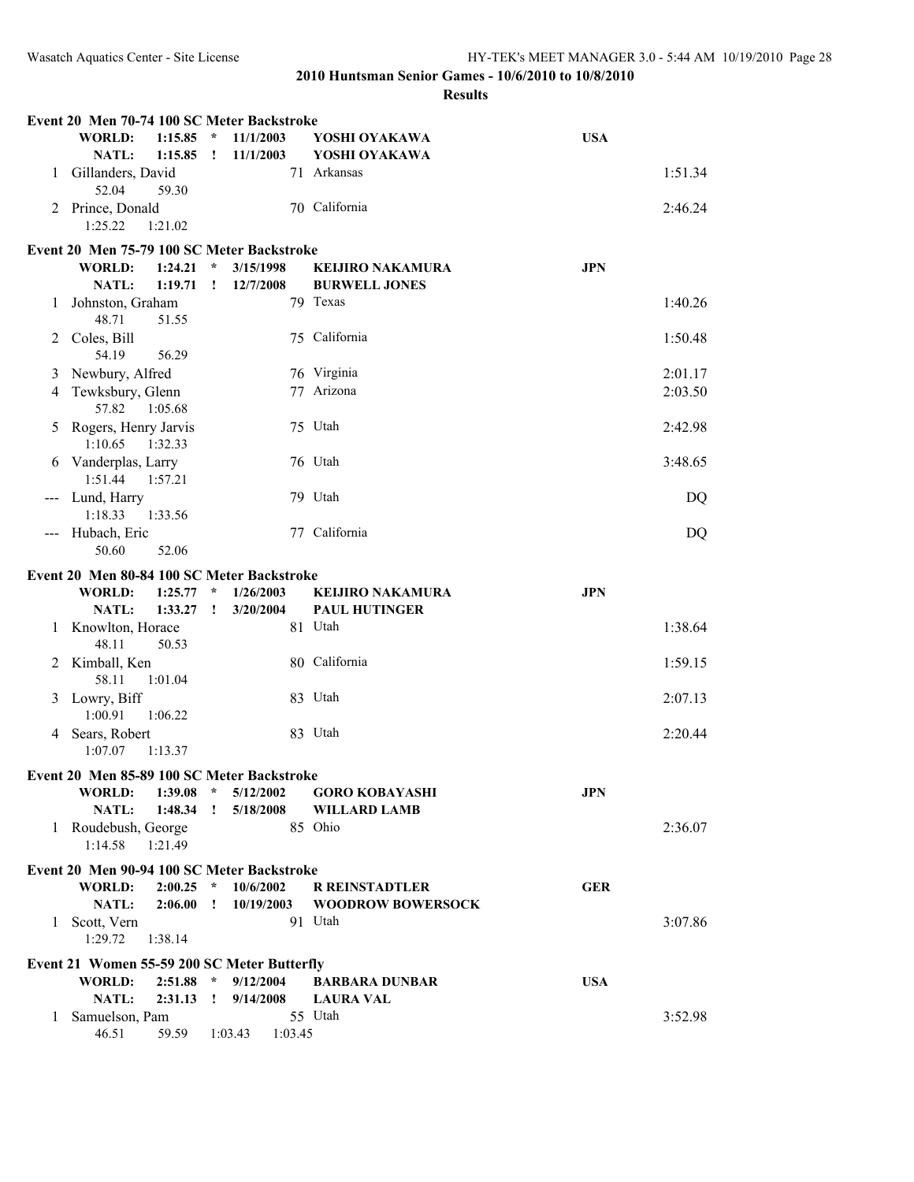**2010 Huntsman Senior Games - 10/6/2010 to 10/8/2010**

**Results**

**Event 20 Men 70-74 100 SC Meter Backstroke**

| | | | | | |
|---|---|---|---|---|---|
| **WORLD:** | **1:15.85 \*** | **11/1/2003** | **YOSHI OYAKAWA** | **USA** | |
| **NATL:** | **1:15.85 !** | **11/1/2003** | **YOSHI OYAKAWA** | | |
| 1 | Gillanders, David | | 71 Arkansas | | 1:51.34 |
| | 52.04 59.30 | | | | |
| 2 | Prince, Donald | | 70 California | | 2:46.24 |
| | 1:25.22 1:21.02 | | | | |

**Event 20 Men 75-79 100 SC Meter Backstroke**

| | | | | | |
|---|---|---|---|---|---|
| **WORLD:** | **1:24.21 \*** | **3/15/1998** | **KEIJIRO NAKAMURA** | **JPN** | |
| **NATL:** | **1:19.71 !** | **12/7/2008** | **BURWELL JONES** | | |
| 1 | Johnston, Graham | | 79 Texas | | 1:40.26 |
| | 48.71 51.55 | | | | |
| 2 | Coles, Bill | | 75 California | | 1:50.48 |
| | 54.19 56.29 | | | | |
| 3 | Newbury, Alfred | | 76 Virginia | | 2:01.17 |
| 4 | Tewksbury, Glenn | | 77 Arizona | | 2:03.50 |
| | 57.82 1:05.68 | | | | |
| 5 | Rogers, Henry Jarvis | | 75 Utah | | 2:42.98 |
| | 1:10.65 1:32.33 | | | | |
| 6 | Vanderplas, Larry | | 76 Utah | | 3:48.65 |
| | 1:51.44 1:57.21 | | | | |
| --- | Lund, Harry | | 79 Utah | | DQ |
| | 1:18.33 1:33.56 | | | | |
| --- | Hubach, Eric | | 77 California | | DQ |
| | 50.60 52.06 | | | | |

**Event 20 Men 80-84 100 SC Meter Backstroke**

| | | | | | |
|---|---|---|---|---|---|
| **WORLD:** | **1:25.77 \*** | **1/26/2003** | **KEIJIRO NAKAMURA** | **JPN** | |
| **NATL:** | **1:33.27 !** | **3/20/2004** | **PAUL HUTINGER** | | |
| 1 | Knowlton, Horace | | 81 Utah | | 1:38.64 |
| | 48.11 50.53 | | | | |
| 2 | Kimball, Ken | | 80 California | | 1:59.15 |
| | 58.11 1:01.04 | | | | |
| 3 | Lowry, Biff | | 83 Utah | | 2:07.13 |
| | 1:00.91 1:06.22 | | | | |
| 4 | Sears, Robert | | 83 Utah | | 2:20.44 |
| | 1:07.07 1:13.37 | | | | |

**Event 20 Men 85-89 100 SC Meter Backstroke**

| | | | | | |
|---|---|---|---|---|---|
| **WORLD:** | **1:39.08 \*** | **5/12/2002** | **GORO KOBAYASHI** | **JPN** | |
| **NATL:** | **1:48.34 !** | **5/18/2008** | **WILLARD LAMB** | | |
| 1 | Roudebush, George | | 85 Ohio | | 2:36.07 |
| | 1:14.58 1:21.49 | | | | |

**Event 20 Men 90-94 100 SC Meter Backstroke**

| | | | | | |
|---|---|---|---|---|---|
| **WORLD:** | **2:00.25 \*** | **10/6/2002** | **R REINSTADTLER** | **GER** | |
| **NATL:** | **2:06.00 !** | **10/19/2003** | **WOODROW BOWERSOCK** | | |
| 1 | Scott, Vern | | 91 Utah | | 3:07.86 |
| | 1:29.72 1:38.14 | | | | |

**Event 21 Women 55-59 200 SC Meter Butterfly**

| | | | | | |
|---|---|---|---|---|---|
| **WORLD:** | **2:51.88 \*** | **9/12/2004** | **BARBARA DUNBAR** | **USA** | |
| **NATL:** | **2:31.13 !** | **9/14/2008** | **LAURA VAL** | | |
| 1 | Samuelson, Pam | | 55 Utah | | 3:52.98 |
| | 46.51 59.59 1:03.43 1:03.45 | | | | |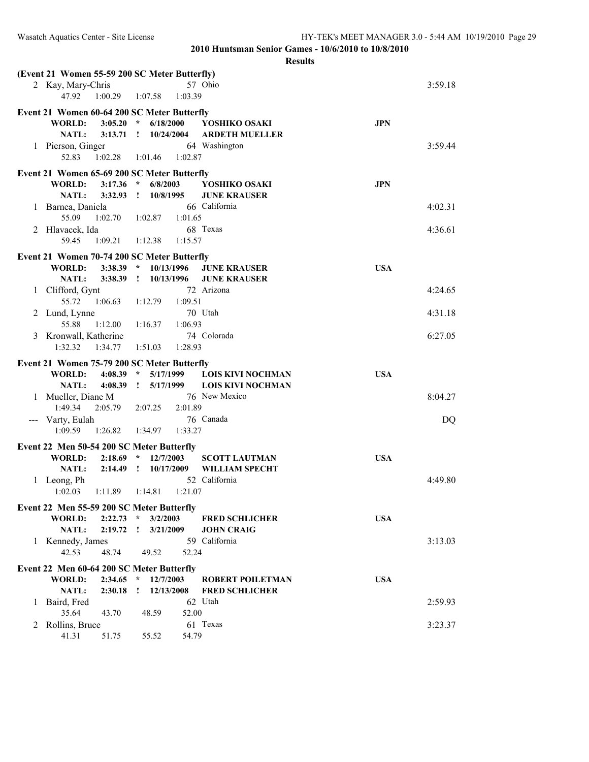**2010 Huntsman Senior Games - 10/6/2010 to 10/8/2010**

**Results**

**(Event 21 Women 55-59 200 SC Meter Butterfly)**

```
  2 Kay, Mary-Chris                57 Ohio                                3:59.18
      47.92    1:00.29    1:07.58    1:03.39
```

**Event 21 Women 60-64 200 SC Meter Butterfly**

```
      WORLD:    3:05.20  *  6/18/2000    YOSHIKO OSAKI             JPN
       NATL:    3:13.71  !  10/24/2004   ARDETH MUELLER
  1 Pierson, Ginger                64 Washington                          3:59.44
      52.83    1:02.28    1:01.46    1:02.87
```

**Event 21 Women 65-69 200 SC Meter Butterfly**

```
      WORLD:    3:17.36  *  6/8/2003     YOSHIKO OSAKI             JPN
       NATL:    3:32.93  !  10/8/1995    JUNE KRAUSER
  1 Barnea, Daniela                66 California                          4:02.31
      55.09    1:02.70    1:02.87    1:01.65
  2 Hlavacek, Ida                  68 Texas                               4:36.61
      59.45    1:09.21    1:12.38    1:15.57
```

**Event 21 Women 70-74 200 SC Meter Butterfly**

```
      WORLD:    3:38.39  *  10/13/1996   JUNE KRAUSER              USA
       NATL:    3:38.39  !  10/13/1996   JUNE KRAUSER
  1 Clifford, Gynt                 72 Arizona                             4:24.65
      55.72    1:06.63    1:12.79    1:09.51
  2 Lund, Lynne                    70 Utah                                4:31.18
      55.88    1:12.00    1:16.37    1:06.93
  3 Kronwall, Katherine            74 Colorado                            6:27.05
    1:32.32    1:34.77    1:51.03    1:28.93
```

**Event 21 Women 75-79 200 SC Meter Butterfly**

```
      WORLD:    4:08.39  *  5/17/1999    LOIS KIVI NOCHMAN         USA
       NATL:    4:08.39  !  5/17/1999    LOIS KIVI NOCHMAN
  1 Mueller, Diane M               76 New Mexico                          8:04.27
    1:49.34    2:05.79    2:07.25    2:01.89
--- Varty, Eulah                   76 Canada                                   DQ
    1:09.59    1:26.82    1:34.97    1:33.27
```

**Event 22 Men 50-54 200 SC Meter Butterfly**

```
      WORLD:    2:18.69  *  12/7/2003    SCOTT LAUTMAN             USA
       NATL:    2:14.49  !  10/17/2009   WILLIAM SPECHT
  1 Leong, Ph                      52 California                          4:49.80
    1:02.03    1:11.89    1:14.81    1:21.07
```

**Event 22 Men 55-59 200 SC Meter Butterfly**

```
      WORLD:    2:22.73  *  3/2/2003     FRED SCHLICHER            USA
       NATL:    2:19.72  !  3/21/2009    JOHN CRAIG
  1 Kennedy, James                 59 California                          3:13.03
      42.53      48.74      49.52      52.24
```

**Event 22 Men 60-64 200 SC Meter Butterfly**

```
      WORLD:    2:34.65  *  12/7/2003    ROBERT POILETMAN          USA
       NATL:    2:30.18  !  12/13/2008   FRED SCHLICHER
  1 Baird, Fred                    62 Utah                                2:59.93
      35.64      43.70      48.59      52.00
  2 Rollins, Bruce                 61 Texas                               3:23.37
      41.31      51.75      55.52      54.79
```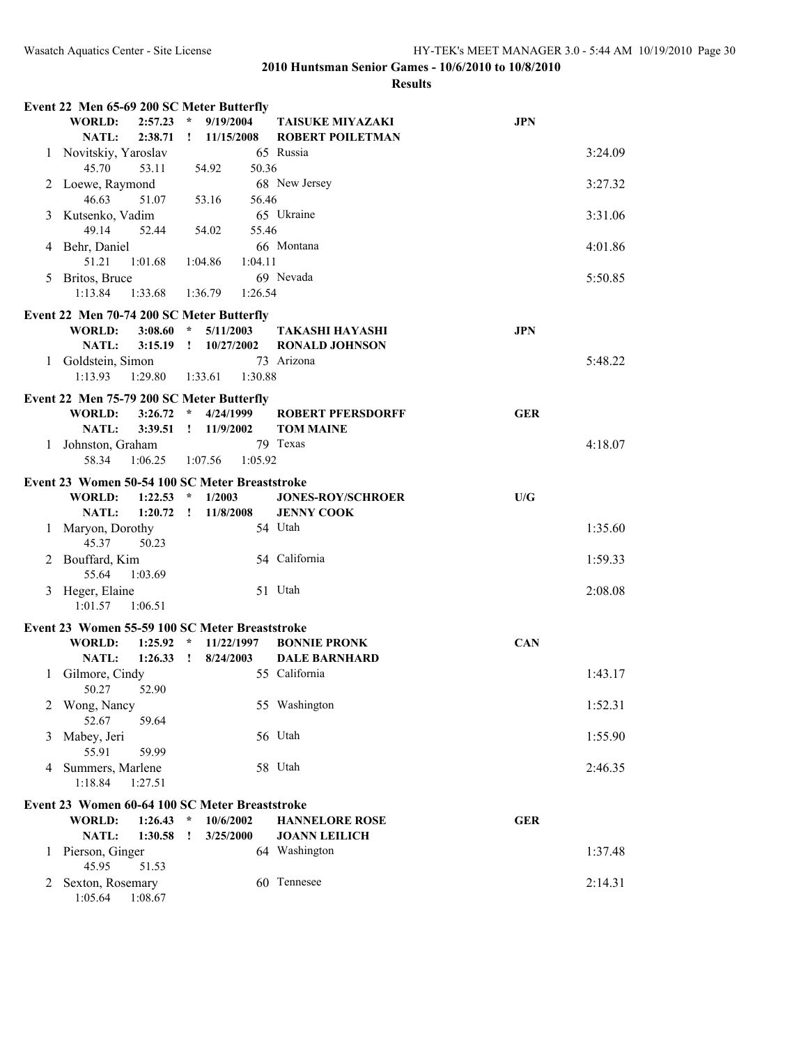## 2010 Huntsman Senior Games - 10/6/2010 to 10/8/2010

### Results

**Event 22 Men 65-69 200 SC Meter Butterfly**

| | | | | | |
|---|---|---|---|---|---|
| **WORLD:** | **2:57.23 \* 9/19/2004** | **TAISUKE MIYAZAKI** | **JPN** | | |
| **NATL:** | **2:38.71 ! 11/15/2008** | **ROBERT POILETMAN** | | | |
| 1 | Novitskiy, Yaroslav | 65 | Russia | | 3:24.09 |
| | 45.70 53.11 54.92 50.36 | | | | |
| 2 | Loewe, Raymond | 68 | New Jersey | | 3:27.32 |
| | 46.63 51.07 53.16 56.46 | | | | |
| 3 | Kutsenko, Vadim | 65 | Ukraine | | 3:31.06 |
| | 49.14 52.44 54.02 55.46 | | | | |
| 4 | Behr, Daniel | 66 | Montana | | 4:01.86 |
| | 51.21 1:01.68 1:04.86 1:04.11 | | | | |
| 5 | Britos, Bruce | 69 | Nevada | | 5:50.85 |
| | 1:13.84 1:33.68 1:36.79 1:26.54 | | | | |

**Event 22 Men 70-74 200 SC Meter Butterfly**

| | | | | | |
|---|---|---|---|---|---|
| **WORLD:** | **3:08.60 \* 5/11/2003** | **TAKASHI HAYASHI** | **JPN** | | |
| **NATL:** | **3:15.19 ! 10/27/2002** | **RONALD JOHNSON** | | | |
| 1 | Goldstein, Simon | 73 | Arizona | | 5:48.22 |
| | 1:13.93 1:29.80 1:33.61 1:30.88 | | | | |

**Event 22 Men 75-79 200 SC Meter Butterfly**

| | | | | | |
|---|---|---|---|---|---|
| **WORLD:** | **3:26.72 \* 4/24/1999** | **ROBERT PFERSDORFF** | **GER** | | |
| **NATL:** | **3:39.51 ! 11/9/2002** | **TOM MAINE** | | | |
| 1 | Johnston, Graham | 79 | Texas | | 4:18.07 |
| | 58.34 1:06.25 1:07.56 1:05.92 | | | | |

**Event 23 Women 50-54 100 SC Meter Breaststroke**

| | | | | | |
|---|---|---|---|---|---|
| **WORLD:** | **1:22.53 \* 1/2003** | **JONES-ROY/SCHROER** | **U/G** | | |
| **NATL:** | **1:20.72 ! 11/8/2008** | **JENNY COOK** | | | |
| 1 | Maryon, Dorothy | 54 | Utah | | 1:35.60 |
| | 45.37 50.23 | | | | |
| 2 | Bouffard, Kim | 54 | California | | 1:59.33 |
| | 55.64 1:03.69 | | | | |
| 3 | Heger, Elaine | 51 | Utah | | 2:08.08 |
| | 1:01.57 1:06.51 | | | | |

**Event 23 Women 55-59 100 SC Meter Breaststroke**

| | | | | | |
|---|---|---|---|---|---|
| **WORLD:** | **1:25.92 \* 11/22/1997** | **BONNIE PRONK** | **CAN** | | |
| **NATL:** | **1:26.33 ! 8/24/2003** | **DALE BARNHARD** | | | |
| 1 | Gilmore, Cindy | 55 | California | | 1:43.17 |
| | 50.27 52.90 | | | | |
| 2 | Wong, Nancy | 55 | Washington | | 1:52.31 |
| | 52.67 59.64 | | | | |
| 3 | Mabey, Jeri | 56 | Utah | | 1:55.90 |
| | 55.91 59.99 | | | | |
| 4 | Summers, Marlene | 58 | Utah | | 2:46.35 |
| | 1:18.84 1:27.51 | | | | |

**Event 23 Women 60-64 100 SC Meter Breaststroke**

| | | | | | |
|---|---|---|---|---|---|
| **WORLD:** | **1:26.43 \* 10/6/2002** | **HANNELORE ROSE** | **GER** | | |
| **NATL:** | **1:30.58 ! 3/25/2000** | **JOANN LEILICH** | | | |
| 1 | Pierson, Ginger | 64 | Washington | | 1:37.48 |
| | 45.95 51.53 | | | | |
| 2 | Sexton, Rosemary | 60 | Tennesee | | 2:14.31 |
| | 1:05.64 1:08.67 | | | | |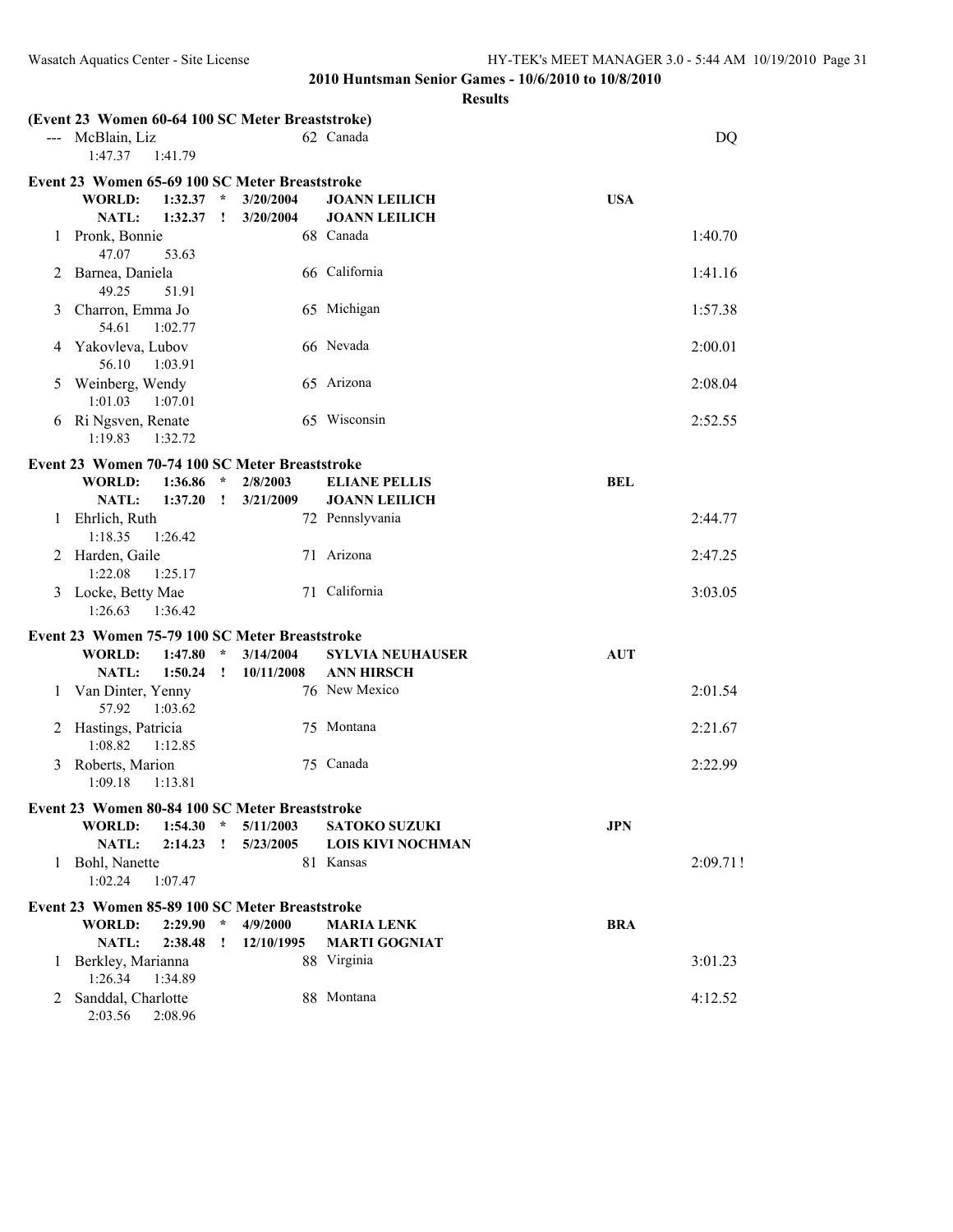**2010 Huntsman Senior Games - 10/6/2010 to 10/8/2010**

**Results**

**(Event 23 Women 60-64 100 SC Meter Breaststroke)**

| | Name | Age | Team | | Finals Time |
|---|---|---|---|---|---|
| --- | McBlain, Liz | 62 | Canada | | DQ |
| | 1:47.37 1:41.79 | | | | |

**Event 23 Women 65-69 100 SC Meter Breaststroke**

| | | | | | |
|---|---|---|---|---|---|
| WORLD: | 1:32.37 * | 3/20/2004 | JOANN LEILICH | USA | |
| NATL: | 1:32.37 ! | 3/20/2004 | JOANN LEILICH | | |
| 1 | Pronk, Bonnie | 68 | Canada | | 1:40.70 |
| | 47.07 53.63 | | | | |
| 2 | Barnea, Daniela | 66 | California | | 1:41.16 |
| | 49.25 51.91 | | | | |
| 3 | Charron, Emma Jo | 65 | Michigan | | 1:57.38 |
| | 54.61 1:02.77 | | | | |
| 4 | Yakovleva, Lubov | 66 | Nevada | | 2:00.01 |
| | 56.10 1:03.91 | | | | |
| 5 | Weinberg, Wendy | 65 | Arizona | | 2:08.04 |
| | 1:01.03 1:07.01 | | | | |
| 6 | Ri Ngsven, Renate | 65 | Wisconsin | | 2:52.55 |
| | 1:19.83 1:32.72 | | | | |

**Event 23 Women 70-74 100 SC Meter Breaststroke**

| | | | | | |
|---|---|---|---|---|---|
| WORLD: | 1:36.86 * | 2/8/2003 | ELIANE PELLIS | BEL | |
| NATL: | 1:37.20 ! | 3/21/2009 | JOANN LEILICH | | |
| 1 | Ehrlich, Ruth | 72 | Pennslyvania | | 2:44.77 |
| | 1:18.35 1:26.42 | | | | |
| 2 | Harden, Gaile | 71 | Arizona | | 2:47.25 |
| | 1:22.08 1:25.17 | | | | |
| 3 | Locke, Betty Mae | 71 | California | | 3:03.05 |
| | 1:26.63 1:36.42 | | | | |

**Event 23 Women 75-79 100 SC Meter Breaststroke**

| | | | | | |
|---|---|---|---|---|---|
| WORLD: | 1:47.80 * | 3/14/2004 | SYLVIA NEUHAUSER | AUT | |
| NATL: | 1:50.24 ! | 10/11/2008 | ANN HIRSCH | | |
| 1 | Van Dinter, Yenny | 76 | New Mexico | | 2:01.54 |
| | 57.92 1:03.62 | | | | |
| 2 | Hastings, Patricia | 75 | Montana | | 2:21.67 |
| | 1:08.82 1:12.85 | | | | |
| 3 | Roberts, Marion | 75 | Canada | | 2:22.99 |
| | 1:09.18 1:13.81 | | | | |

**Event 23 Women 80-84 100 SC Meter Breaststroke**

| | | | | | |
|---|---|---|---|---|---|
| WORLD: | 1:54.30 * | 5/11/2003 | SATOKO SUZUKI | JPN | |
| NATL: | 2:14.23 ! | 5/23/2005 | LOIS KIVI NOCHMAN | | |
| 1 | Bohl, Nanette | 81 | Kansas | | 2:09.71 ! |
| | 1:02.24 1:07.47 | | | | |

**Event 23 Women 85-89 100 SC Meter Breaststroke**

| | | | | | |
|---|---|---|---|---|---|
| WORLD: | 2:29.90 * | 4/9/2000 | MARIA LENK | BRA | |
| NATL: | 2:38.48 ! | 12/10/1995 | MARTI GOGNIAT | | |
| 1 | Berkley, Marianna | 88 | Virginia | | 3:01.23 |
| | 1:26.34 1:34.89 | | | | |
| 2 | Sanddal, Charlotte | 88 | Montana | | 4:12.52 |
| | 2:03.56 2:08.96 | | | | |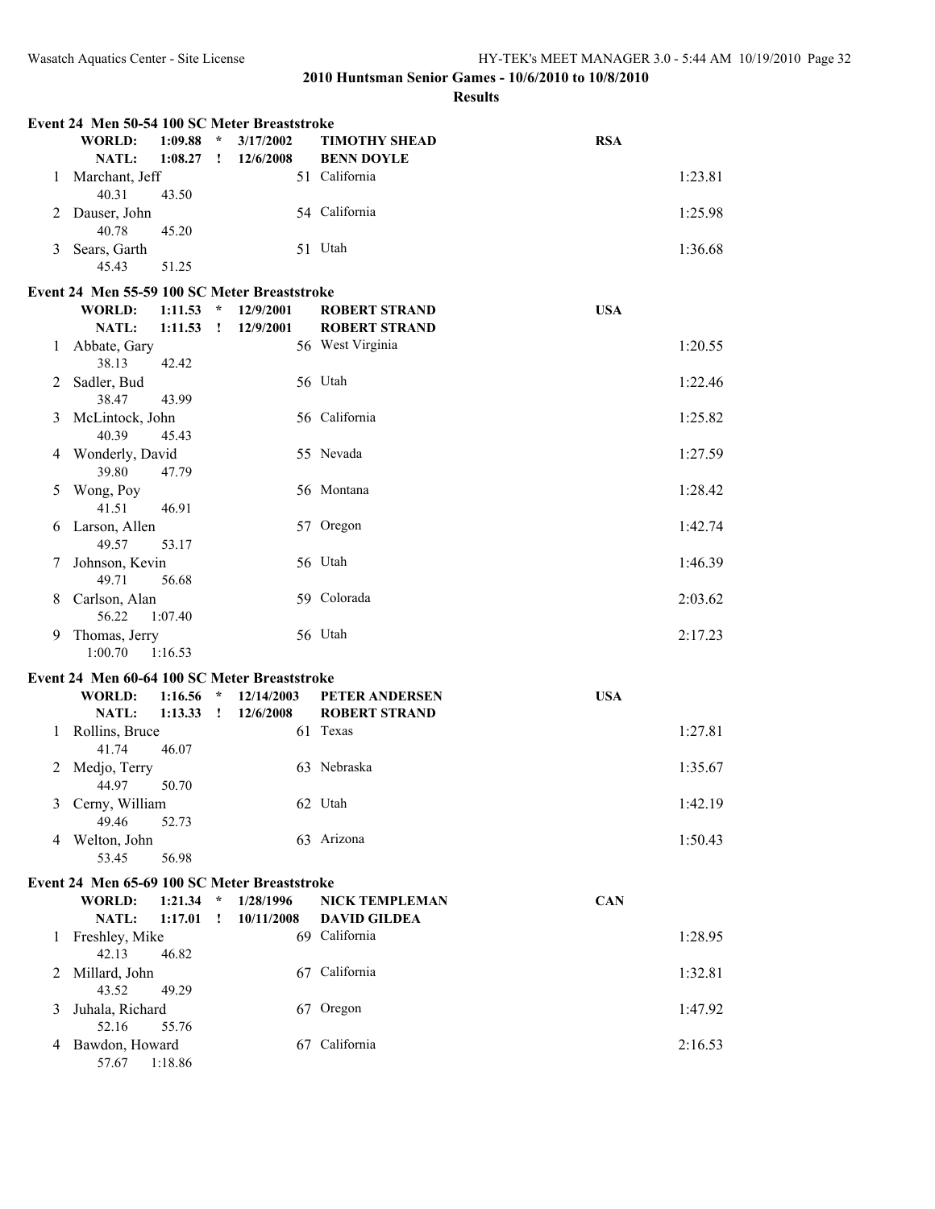## 2010 Huntsman Senior Games - 10/6/2010 to 10/8/2010

### Results

#### Event 24 Men 50-54 100 SC Meter Breaststroke

| | | | | | | |
|---|---|---|---|---|---|---|
| **WORLD:** | **1:09.88** | * | **3/17/2002** | **TIMOTHY SHEAD** | **RSA** | |
| **NATL:** | **1:08.27** | ! | **12/6/2008** | **BENN DOYLE** | | |

| Place | Name | Age | Team | Finals Time |
|---|---|---|---|---|
| 1 | Marchant, Jeff | 51 | California | 1:23.81 |
| | 40.31 43.50 | | | |
| 2 | Dauser, John | 54 | California | 1:25.98 |
| | 40.78 45.20 | | | |
| 3 | Sears, Garth | 51 | Utah | 1:36.68 |
| | 45.43 51.25 | | | |

#### Event 24 Men 55-59 100 SC Meter Breaststroke

| | | | | | | |
|---|---|---|---|---|---|---|
| **WORLD:** | **1:11.53** | * | **12/9/2001** | **ROBERT STRAND** | **USA** | |
| **NATL:** | **1:11.53** | ! | **12/9/2001** | **ROBERT STRAND** | | |

| Place | Name | Age | Team | Finals Time |
|---|---|---|---|---|
| 1 | Abbate, Gary | 56 | West Virginia | 1:20.55 |
| | 38.13 42.42 | | | |
| 2 | Sadler, Bud | 56 | Utah | 1:22.46 |
| | 38.47 43.99 | | | |
| 3 | McLintock, John | 56 | California | 1:25.82 |
| | 40.39 45.43 | | | |
| 4 | Wonderly, David | 55 | Nevada | 1:27.59 |
| | 39.80 47.79 | | | |
| 5 | Wong, Poy | 56 | Montana | 1:28.42 |
| | 41.51 46.91 | | | |
| 6 | Larson, Allen | 57 | Oregon | 1:42.74 |
| | 49.57 53.17 | | | |
| 7 | Johnson, Kevin | 56 | Utah | 1:46.39 |
| | 49.71 56.68 | | | |
| 8 | Carlson, Alan | 59 | Colorada | 2:03.62 |
| | 56.22 1:07.40 | | | |
| 9 | Thomas, Jerry | 56 | Utah | 2:17.23 |
| | 1:00.70 1:16.53 | | | |

#### Event 24 Men 60-64 100 SC Meter Breaststroke

| | | | | | | |
|---|---|---|---|---|---|---|
| **WORLD:** | **1:16.56** | * | **12/14/2003** | **PETER ANDERSEN** | **USA** | |
| **NATL:** | **1:13.33** | ! | **12/6/2008** | **ROBERT STRAND** | | |

| Place | Name | Age | Team | Finals Time |
|---|---|---|---|---|
| 1 | Rollins, Bruce | 61 | Texas | 1:27.81 |
| | 41.74 46.07 | | | |
| 2 | Medjo, Terry | 63 | Nebraska | 1:35.67 |
| | 44.97 50.70 | | | |
| 3 | Cerny, William | 62 | Utah | 1:42.19 |
| | 49.46 52.73 | | | |
| 4 | Welton, John | 63 | Arizona | 1:50.43 |
| | 53.45 56.98 | | | |

#### Event 24 Men 65-69 100 SC Meter Breaststroke

| | | | | | | |
|---|---|---|---|---|---|---|
| **WORLD:** | **1:21.34** | * | **1/28/1996** | **NICK TEMPLEMAN** | **CAN** | |
| **NATL:** | **1:17.01** | ! | **10/11/2008** | **DAVID GILDEA** | | |

| Place | Name | Age | Team | Finals Time |
|---|---|---|---|---|
| 1 | Freshley, Mike | 69 | California | 1:28.95 |
| | 42.13 46.82 | | | |
| 2 | Millard, John | 67 | California | 1:32.81 |
| | 43.52 49.29 | | | |
| 3 | Juhala, Richard | 67 | Oregon | 1:47.92 |
| | 52.16 55.76 | | | |
| 4 | Bawdon, Howard | 67 | California | 2:16.53 |
| | 57.67 1:18.86 | | | |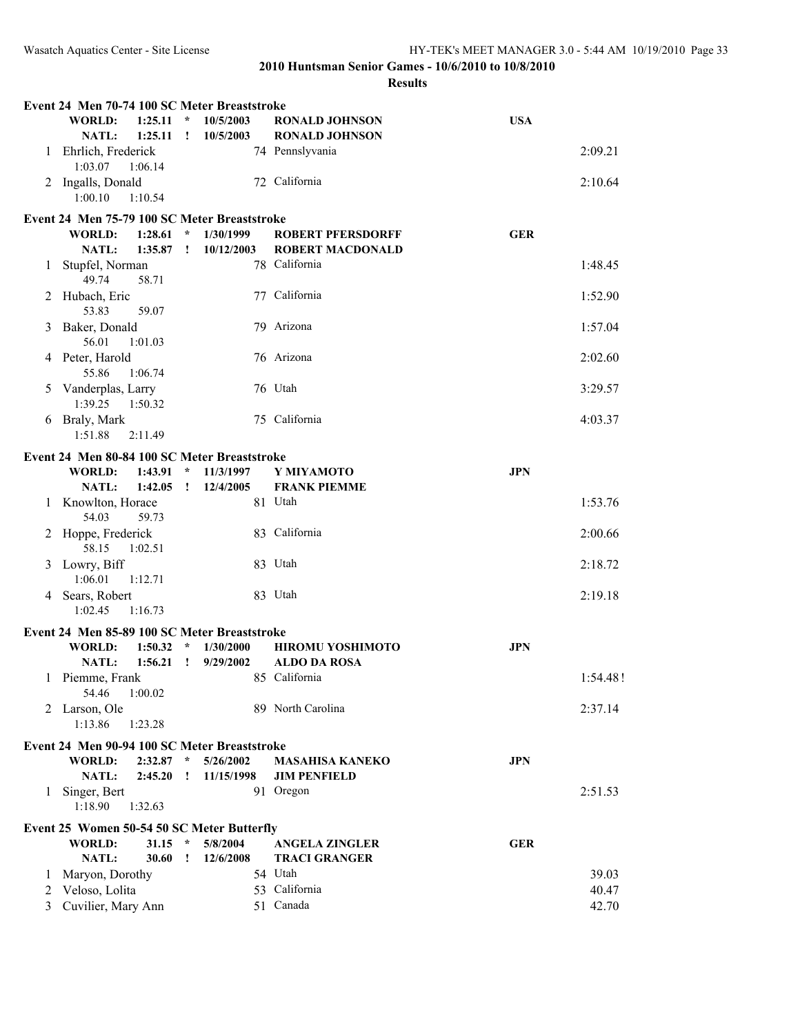## 2010 Huntsman Senior Games - 10/6/2010 to 10/8/2010

### Results

**Event 24 Men 70-74 100 SC Meter Breaststroke**

| | | | | | |
|---|---|---|---|---|---|
| **WORLD:** | **1:25.11 \*** | **10/5/2003** | **RONALD JOHNSON** | **USA** | |
| **NATL:** | **1:25.11 !** | **10/5/2003** | **RONALD JOHNSON** | | |
| 1 | Ehrlich, Frederick | 74 | Pennslyvania | | 2:09.21 |
| | 1:03.07 1:06.14 | | | | |
| 2 | Ingalls, Donald | 72 | California | | 2:10.64 |
| | 1:00.10 1:10.54 | | | | |

**Event 24 Men 75-79 100 SC Meter Breaststroke**

| | | | | | |
|---|---|---|---|---|---|
| **WORLD:** | **1:28.61 \*** | **1/30/1999** | **ROBERT PFERSDORFF** | **GER** | |
| **NATL:** | **1:35.87 !** | **10/12/2003** | **ROBERT MACDONALD** | | |
| 1 | Stupfel, Norman | 78 | California | | 1:48.45 |
| | 49.74 58.71 | | | | |
| 2 | Hubach, Eric | 77 | California | | 1:52.90 |
| | 53.83 59.07 | | | | |
| 3 | Baker, Donald | 79 | Arizona | | 1:57.04 |
| | 56.01 1:01.03 | | | | |
| 4 | Peter, Harold | 76 | Arizona | | 2:02.60 |
| | 55.86 1:06.74 | | | | |
| 5 | Vanderplas, Larry | 76 | Utah | | 3:29.57 |
| | 1:39.25 1:50.32 | | | | |
| 6 | Braly, Mark | 75 | California | | 4:03.37 |
| | 1:51.88 2:11.49 | | | | |

**Event 24 Men 80-84 100 SC Meter Breaststroke**

| | | | | | |
|---|---|---|---|---|---|
| **WORLD:** | **1:43.91 \*** | **11/3/1997** | **Y MIYAMOTO** | **JPN** | |
| **NATL:** | **1:42.05 !** | **12/4/2005** | **FRANK PIEMME** | | |
| 1 | Knowlton, Horace | 81 | Utah | | 1:53.76 |
| | 54.03 59.73 | | | | |
| 2 | Hoppe, Frederick | 83 | California | | 2:00.66 |
| | 58.15 1:02.51 | | | | |
| 3 | Lowry, Biff | 83 | Utah | | 2:18.72 |
| | 1:06.01 1:12.71 | | | | |
| 4 | Sears, Robert | 83 | Utah | | 2:19.18 |
| | 1:02.45 1:16.73 | | | | |

**Event 24 Men 85-89 100 SC Meter Breaststroke**

| | | | | | |
|---|---|---|---|---|---|
| **WORLD:** | **1:50.32 \*** | **1/30/2000** | **HIROMU YOSHIMOTO** | **JPN** | |
| **NATL:** | **1:56.21 !** | **9/29/2002** | **ALDO DA ROSA** | | |
| 1 | Piemme, Frank | 85 | California | | 1:54.48! |
| | 54.46 1:00.02 | | | | |
| 2 | Larson, Ole | 89 | North Carolina | | 2:37.14 |
| | 1:13.86 1:23.28 | | | | |

**Event 24 Men 90-94 100 SC Meter Breaststroke**

| | | | | | |
|---|---|---|---|---|---|
| **WORLD:** | **2:32.87 \*** | **5/26/2002** | **MASAHISA KANEKO** | **JPN** | |
| **NATL:** | **2:45.20 !** | **11/15/1998** | **JIM PENFIELD** | | |
| 1 | Singer, Bert | 91 | Oregon | | 2:51.53 |
| | 1:18.90 1:32.63 | | | | |

**Event 25 Women 50-54 50 SC Meter Butterfly**

| | | | | | |
|---|---|---|---|---|---|
| **WORLD:** | **31.15 \*** | **5/8/2004** | **ANGELA ZINGLER** | **GER** | |
| **NATL:** | **30.60 !** | **12/6/2008** | **TRACI GRANGER** | | |
| 1 | Maryon, Dorothy | 54 | Utah | | 39.03 |
| 2 | Veloso, Lolita | 53 | California | | 40.47 |
| 3 | Cuvilier, Mary Ann | 51 | Canada | | 42.70 |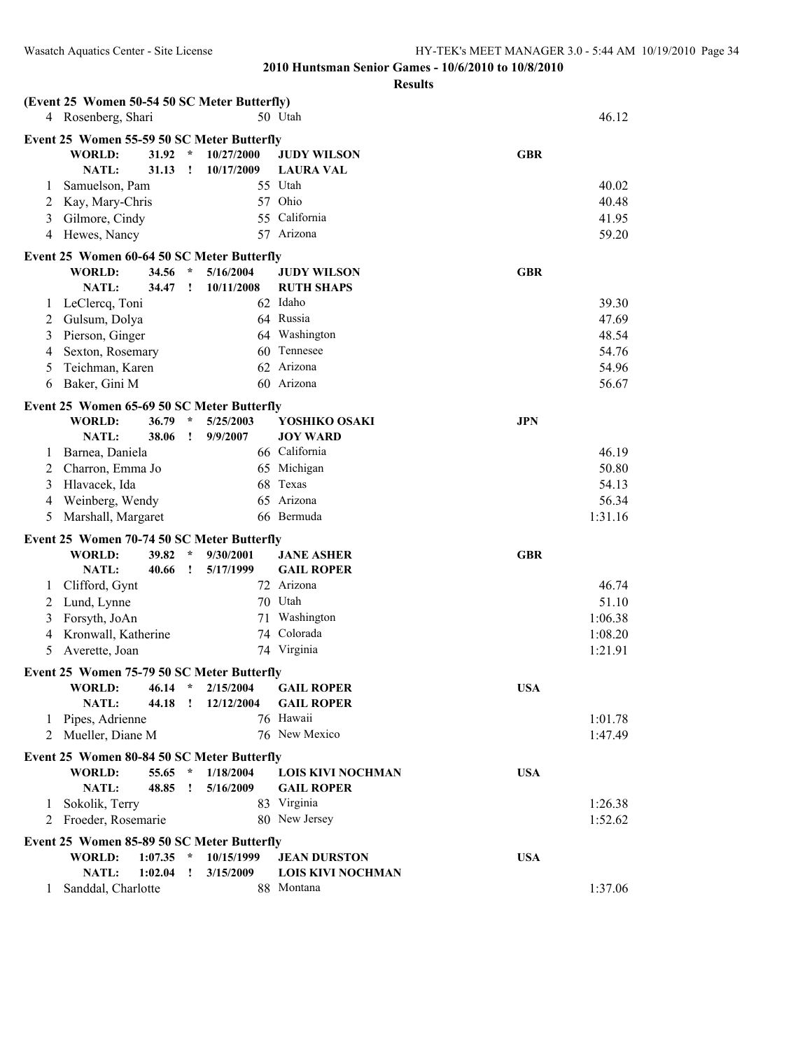**2010 Huntsman Senior Games - 10/6/2010 to 10/8/2010**

**Results**

**(Event 25 Women 50-54 50 SC Meter Butterfly)**

| | Name | Age | Team | Finals Time |
|---|---|---|---|---|
| 4 | Rosenberg, Shari | 50 | Utah | 46.12 |

**Event 25 Women 55-59 50 SC Meter Butterfly**

| | | | | | |
|---|---|---|---|---|---|
| WORLD: | 31.92 | * | 10/27/2000 | JUDY WILSON | GBR |
| NATL: | 31.13 | ! | 10/17/2009 | LAURA VAL | |

| | Name | Age | Team | Finals Time |
|---|---|---|---|---|
| 1 | Samuelson, Pam | 55 | Utah | 40.02 |
| 2 | Kay, Mary-Chris | 57 | Ohio | 40.48 |
| 3 | Gilmore, Cindy | 55 | California | 41.95 |
| 4 | Hewes, Nancy | 57 | Arizona | 59.20 |

**Event 25 Women 60-64 50 SC Meter Butterfly**

| | | | | | |
|---|---|---|---|---|---|
| WORLD: | 34.56 | * | 5/16/2004 | JUDY WILSON | GBR |
| NATL: | 34.47 | ! | 10/11/2008 | RUTH SHAPS | |

| | Name | Age | Team | Finals Time |
|---|---|---|---|---|
| 1 | LeClercq, Toni | 62 | Idaho | 39.30 |
| 2 | Gulsum, Dolya | 64 | Russia | 47.69 |
| 3 | Pierson, Ginger | 64 | Washington | 48.54 |
| 4 | Sexton, Rosemary | 60 | Tennesee | 54.76 |
| 5 | Teichman, Karen | 62 | Arizona | 54.96 |
| 6 | Baker, Gini M | 60 | Arizona | 56.67 |

**Event 25 Women 65-69 50 SC Meter Butterfly**

| | | | | | |
|---|---|---|---|---|---|
| WORLD: | 36.79 | * | 5/25/2003 | YOSHIKO OSAKI | JPN |
| NATL: | 38.06 | ! | 9/9/2007 | JOY WARD | |

| | Name | Age | Team | Finals Time |
|---|---|---|---|---|
| 1 | Barnea, Daniela | 66 | California | 46.19 |
| 2 | Charron, Emma Jo | 65 | Michigan | 50.80 |
| 3 | Hlavacek, Ida | 68 | Texas | 54.13 |
| 4 | Weinberg, Wendy | 65 | Arizona | 56.34 |
| 5 | Marshall, Margaret | 66 | Bermuda | 1:31.16 |

**Event 25 Women 70-74 50 SC Meter Butterfly**

| | | | | | |
|---|---|---|---|---|---|
| WORLD: | 39.82 | * | 9/30/2001 | JANE ASHER | GBR |
| NATL: | 40.66 | ! | 5/17/1999 | GAIL ROPER | |

| | Name | Age | Team | Finals Time |
|---|---|---|---|---|
| 1 | Clifford, Gynt | 72 | Arizona | 46.74 |
| 2 | Lund, Lynne | 70 | Utah | 51.10 |
| 3 | Forsyth, JoAn | 71 | Washington | 1:06.38 |
| 4 | Kronwall, Katherine | 74 | Colorada | 1:08.20 |
| 5 | Averette, Joan | 74 | Virginia | 1:21.91 |

**Event 25 Women 75-79 50 SC Meter Butterfly**

| | | | | | |
|---|---|---|---|---|---|
| WORLD: | 46.14 | * | 2/15/2004 | GAIL ROPER | USA |
| NATL: | 44.18 | ! | 12/12/2004 | GAIL ROPER | |

| | Name | Age | Team | Finals Time |
|---|---|---|---|---|
| 1 | Pipes, Adrienne | 76 | Hawaii | 1:01.78 |
| 2 | Mueller, Diane M | 76 | New Mexico | 1:47.49 |

**Event 25 Women 80-84 50 SC Meter Butterfly**

| | | | | | |
|---|---|---|---|---|---|
| WORLD: | 55.65 | * | 1/18/2004 | LOIS KIVI NOCHMAN | USA |
| NATL: | 48.85 | ! | 5/16/2009 | GAIL ROPER | |

| | Name | Age | Team | Finals Time |
|---|---|---|---|---|
| 1 | Sokolik, Terry | 83 | Virginia | 1:26.38 |
| 2 | Froeder, Rosemarie | 80 | New Jersey | 1:52.62 |

**Event 25 Women 85-89 50 SC Meter Butterfly**

| | | | | | |
|---|---|---|---|---|---|
| WORLD: | 1:07.35 | * | 10/15/1999 | JEAN DURSTON | USA |
| NATL: | 1:02.04 | ! | 3/15/2009 | LOIS KIVI NOCHMAN | |

| | Name | Age | Team | Finals Time |
|---|---|---|---|---|
| 1 | Sanddal, Charlotte | 88 | Montana | 1:37.06 |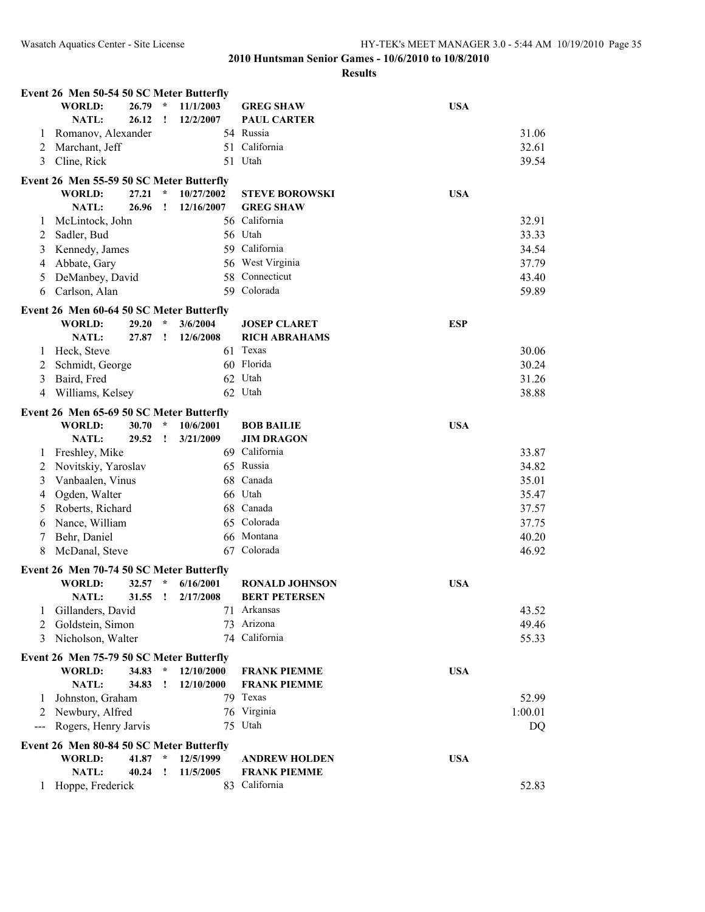**2010 Huntsman Senior Games - 10/6/2010 to 10/8/2010**

**Results**

### Event 26 Men 50-54 50 SC Meter Butterfly

| | | | | |
|---|---|---|---|---|
| **WORLD:** | **26.79 \*** | **11/1/2003** | **GREG SHAW** | **USA** |
| **NATL:** | **26.12 !** | **12/2/2007** | **PAUL CARTER** | |

| Place | Name | Age | Team | Time |
|---|---|---|---|---|
| 1 | Romanov, Alexander | 54 | Russia | 31.06 |
| 2 | Marchant, Jeff | 51 | California | 32.61 |
| 3 | Cline, Rick | 51 | Utah | 39.54 |

### Event 26 Men 55-59 50 SC Meter Butterfly

| | | | | |
|---|---|---|---|---|
| **WORLD:** | **27.21 \*** | **10/27/2002** | **STEVE BOROWSKI** | **USA** |
| **NATL:** | **26.96 !** | **12/16/2007** | **GREG SHAW** | |

| Place | Name | Age | Team | Time |
|---|---|---|---|---|
| 1 | McLintock, John | 56 | California | 32.91 |
| 2 | Sadler, Bud | 56 | Utah | 33.33 |
| 3 | Kennedy, James | 59 | California | 34.54 |
| 4 | Abbate, Gary | 56 | West Virginia | 37.79 |
| 5 | DeManbey, David | 58 | Connecticut | 43.40 |
| 6 | Carlson, Alan | 59 | Colorada | 59.89 |

### Event 26 Men 60-64 50 SC Meter Butterfly

| | | | | |
|---|---|---|---|---|
| **WORLD:** | **29.20 \*** | **3/6/2004** | **JOSEP CLARET** | **ESP** |
| **NATL:** | **27.87 !** | **12/6/2008** | **RICH ABRAHAMS** | |

| Place | Name | Age | Team | Time |
|---|---|---|---|---|
| 1 | Heck, Steve | 61 | Texas | 30.06 |
| 2 | Schmidt, George | 60 | Florida | 30.24 |
| 3 | Baird, Fred | 62 | Utah | 31.26 |
| 4 | Williams, Kelsey | 62 | Utah | 38.88 |

### Event 26 Men 65-69 50 SC Meter Butterfly

| | | | | |
|---|---|---|---|---|
| **WORLD:** | **30.70 \*** | **10/6/2001** | **BOB BAILIE** | **USA** |
| **NATL:** | **29.52 !** | **3/21/2009** | **JIM DRAGON** | |

| Place | Name | Age | Team | Time |
|---|---|---|---|---|
| 1 | Freshley, Mike | 69 | California | 33.87 |
| 2 | Novitskiy, Yaroslav | 65 | Russia | 34.82 |
| 3 | Vanbaalen, Vinus | 68 | Canada | 35.01 |
| 4 | Ogden, Walter | 66 | Utah | 35.47 |
| 5 | Roberts, Richard | 68 | Canada | 37.57 |
| 6 | Nance, William | 65 | Colorada | 37.75 |
| 7 | Behr, Daniel | 66 | Montana | 40.20 |
| 8 | McDanal, Steve | 67 | Colorada | 46.92 |

### Event 26 Men 70-74 50 SC Meter Butterfly

| | | | | |
|---|---|---|---|---|
| **WORLD:** | **32.57 \*** | **6/16/2001** | **RONALD JOHNSON** | **USA** |
| **NATL:** | **31.55 !** | **2/17/2008** | **BERT PETERSEN** | |

| Place | Name | Age | Team | Time |
|---|---|---|---|---|
| 1 | Gillanders, David | 71 | Arkansas | 43.52 |
| 2 | Goldstein, Simon | 73 | Arizona | 49.46 |
| 3 | Nicholson, Walter | 74 | California | 55.33 |

### Event 26 Men 75-79 50 SC Meter Butterfly

| | | | | |
|---|---|---|---|---|
| **WORLD:** | **34.83 \*** | **12/10/2000** | **FRANK PIEMME** | **USA** |
| **NATL:** | **34.83 !** | **12/10/2000** | **FRANK PIEMME** | |

| Place | Name | Age | Team | Time |
|---|---|---|---|---|
| 1 | Johnston, Graham | 79 | Texas | 52.99 |
| 2 | Newbury, Alfred | 76 | Virginia | 1:00.01 |
| --- | Rogers, Henry Jarvis | 75 | Utah | DQ |

### Event 26 Men 80-84 50 SC Meter Butterfly

| | | | | |
|---|---|---|---|---|
| **WORLD:** | **41.87 \*** | **12/5/1999** | **ANDREW HOLDEN** | **USA** |
| **NATL:** | **40.24 !** | **11/5/2005** | **FRANK PIEMME** | |

| Place | Name | Age | Team | Time |
|---|---|---|---|---|
| 1 | Hoppe, Frederick | 83 | California | 52.83 |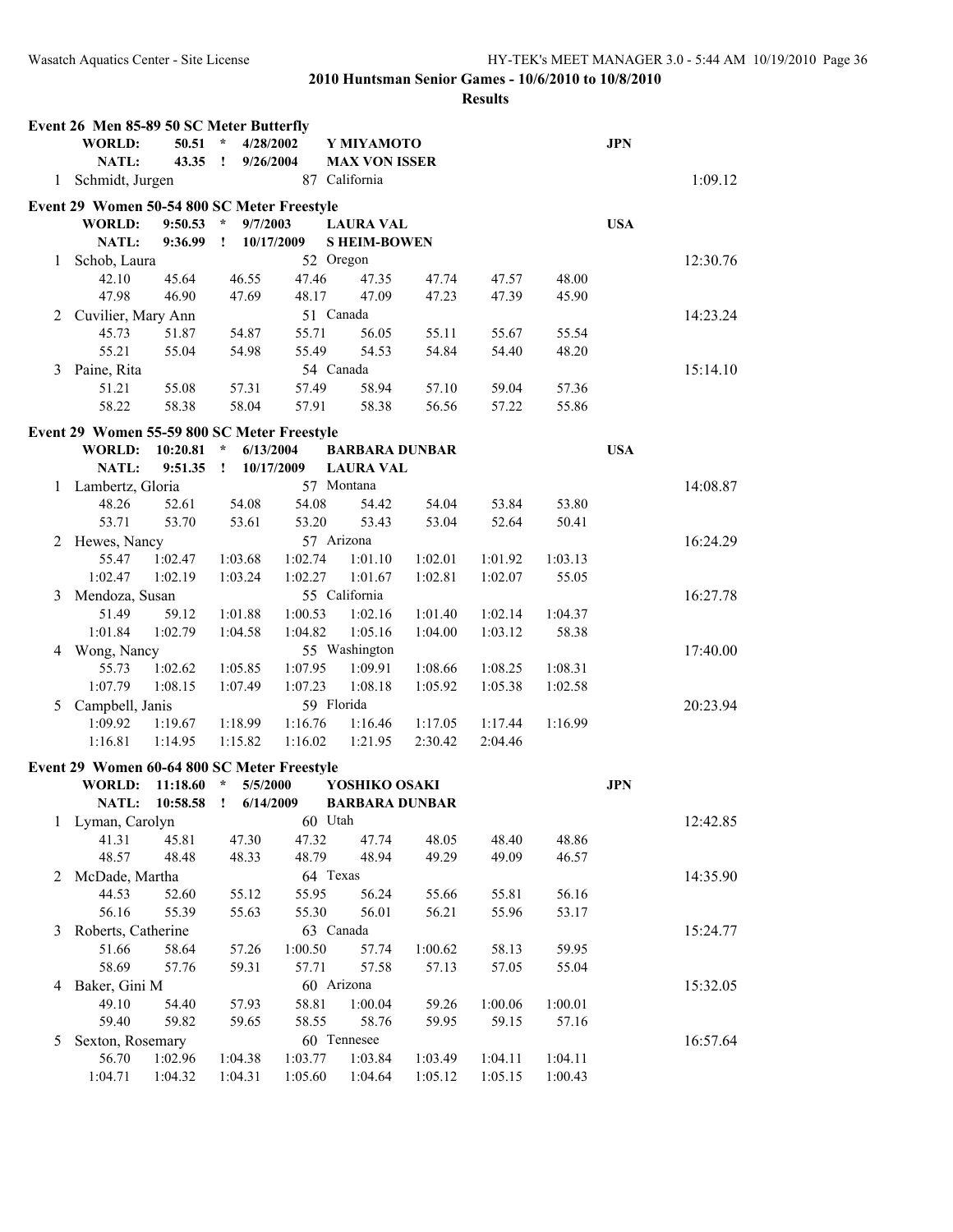**2010 Huntsman Senior Games - 10/6/2010 to 10/8/2010**

**Results**

### Event 26 Men 85-89 50 SC Meter Butterfly

| | | | | | | | |
|---|---|---|---|---|---|---|---|
| **WORLD:** | **50.51** | ***** | **4/28/2002** | **Y MIYAMOTO** | | **JPN** | |
| **NATL:** | **43.35** | **!** | **9/26/2004** | **MAX VON ISSER** | | | |
| 1 | Schmidt, Jurgen | | | 87 | California | | 1:09.12 |

### Event 29 Women 50-54 800 SC Meter Freestyle

| | | | | | | | | |
|---|---|---|---|---|---|---|---|---|
| **WORLD:** | **9:50.53** | ***** | **9/7/2003** | **LAURA VAL** | | | **USA** | |
| **NATL:** | **9:36.99** | **!** | **10/17/2009** | **S HEIM-BOWEN** | | | | |

| Place | Name | Age | Team | Finals Time |
|---|---|---|---|---|
| 1 | Schob, Laura | 52 | Oregon | 12:30.76 |
| | 42.10 45.64 46.55 47.46 47.35 47.74 47.57 48.00 | | | |
| | 47.98 46.90 47.69 48.17 47.09 47.23 47.39 45.90 | | | |
| 2 | Cuvilier, Mary Ann | 51 | Canada | 14:23.24 |
| | 45.73 51.87 54.87 55.71 56.05 55.11 55.67 55.54 | | | |
| | 55.21 55.04 54.98 55.49 54.53 54.84 54.40 48.20 | | | |
| 3 | Paine, Rita | 54 | Canada | 15:14.10 |
| | 51.21 55.08 57.31 57.49 58.94 57.10 59.04 57.36 | | | |
| | 58.22 58.38 58.04 57.91 58.38 56.56 57.22 55.86 | | | |

### Event 29 Women 55-59 800 SC Meter Freestyle

| | | | | | | | | |
|---|---|---|---|---|---|---|---|---|
| **WORLD:** | **10:20.81** | ***** | **6/13/2004** | **BARBARA DUNBAR** | | | **USA** | |
| **NATL:** | **9:51.35** | **!** | **10/17/2009** | **LAURA VAL** | | | | |

| Place | Name | Age | Team | Finals Time |
|---|---|---|---|---|
| 1 | Lambertz, Gloria | 57 | Montana | 14:08.87 |
| | 48.26 52.61 54.08 54.08 54.42 54.04 53.84 53.80 | | | |
| | 53.71 53.70 53.61 53.20 53.43 53.04 52.64 50.41 | | | |
| 2 | Hewes, Nancy | 57 | Arizona | 16:24.29 |
| | 55.47 1:02.47 1:03.68 1:02.74 1:01.10 1:02.01 1:01.92 1:03.13 | | | |
| | 1:02.47 1:02.19 1:03.24 1:02.27 1:01.67 1:02.81 1:02.07 55.05 | | | |
| 3 | Mendoza, Susan | 55 | California | 16:27.78 |
| | 51.49 59.12 1:01.88 1:00.53 1:02.16 1:01.40 1:02.14 1:04.37 | | | |
| | 1:01.84 1:02.79 1:04.58 1:04.82 1:05.16 1:04.00 1:03.12 58.38 | | | |
| 4 | Wong, Nancy | 55 | Washington | 17:40.00 |
| | 55.73 1:02.62 1:05.85 1:07.95 1:09.91 1:08.66 1:08.25 1:08.31 | | | |
| | 1:07.79 1:08.15 1:07.49 1:07.23 1:08.18 1:05.92 1:05.38 1:02.58 | | | |
| 5 | Campbell, Janis | 59 | Florida | 20:23.94 |
| | 1:09.92 1:19.67 1:18.99 1:16.76 1:16.46 1:17.05 1:17.44 1:16.99 | | | |
| | 1:16.81 1:14.95 1:15.82 1:16.02 1:21.95 2:30.42 2:04.46 | | | |

### Event 29 Women 60-64 800 SC Meter Freestyle

| | | | | | | | | |
|---|---|---|---|---|---|---|---|---|
| **WORLD:** | **11:18.60** | ***** | **5/5/2000** | **YOSHIKO OSAKI** | | | **JPN** | |
| **NATL:** | **10:58.58** | **!** | **6/14/2009** | **BARBARA DUNBAR** | | | | |

| Place | Name | Age | Team | Finals Time |
|---|---|---|---|---|
| 1 | Lyman, Carolyn | 60 | Utah | 12:42.85 |
| | 41.31 45.81 47.30 47.32 47.74 48.05 48.40 48.86 | | | |
| | 48.57 48.48 48.33 48.79 48.94 49.29 49.09 46.57 | | | |
| 2 | McDade, Martha | 64 | Texas | 14:35.90 |
| | 44.53 52.60 55.12 55.95 56.24 55.66 55.81 56.16 | | | |
| | 56.16 55.39 55.63 55.30 56.01 56.21 55.96 53.17 | | | |
| 3 | Roberts, Catherine | 63 | Canada | 15:24.77 |
| | 51.66 58.64 57.26 1:00.50 57.74 1:00.62 58.13 59.95 | | | |
| | 58.69 57.76 59.31 57.71 57.58 57.13 57.05 55.04 | | | |
| 4 | Baker, Gini M | 60 | Arizona | 15:32.05 |
| | 49.10 54.40 57.93 58.81 1:00.04 59.26 1:00.06 1:00.01 | | | |
| | 59.40 59.82 59.65 58.55 58.76 59.95 59.15 57.16 | | | |
| 5 | Sexton, Rosemary | 60 | Tennesee | 16:57.64 |
| | 56.70 1:02.96 1:04.38 1:03.77 1:03.84 1:03.49 1:04.11 1:04.11 | | | |
| | 1:04.71 1:04.32 1:04.31 1:05.60 1:04.64 1:05.12 1:05.15 1:00.43 | | | |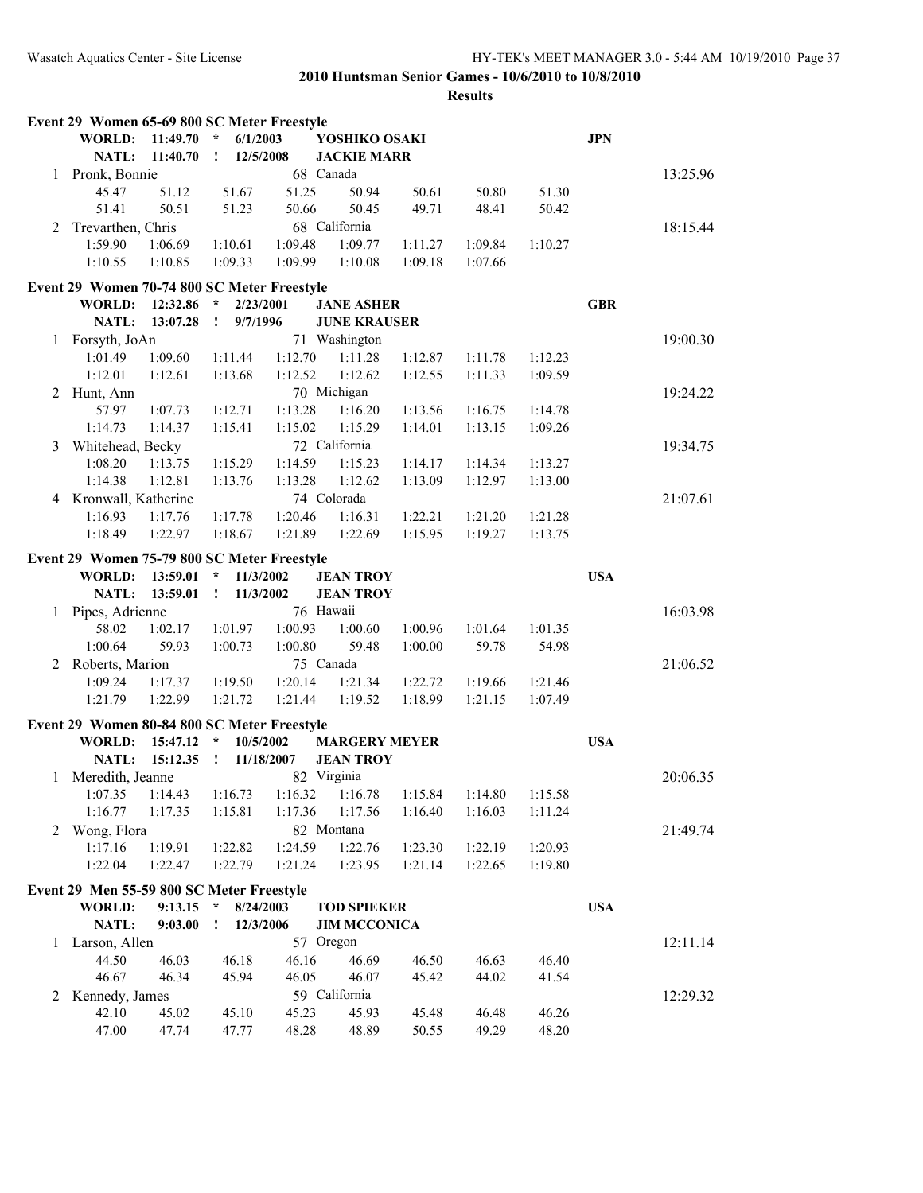**2010 Huntsman Senior Games - 10/6/2010 to 10/8/2010**

**Results**

### Event 29 Women 65-69 800 SC Meter Freestyle

**WORLD:** 11:49.70 * 6/1/2003 **YOSHIKO OSAKI** **JPN**
**NATL:** 11:40.70 ! 12/5/2008 **JACKIE MARR**

1 Pronk, Bonnie — 68 Canada — 13:25.96

| 45.47 | 51.12 | 51.67 | 51.25 | 50.94 | 50.61 | 50.80 | 51.30 |
|---|---|---|---|---|---|---|---|
| 51.41 | 50.51 | 51.23 | 50.66 | 50.45 | 49.71 | 48.41 | 50.42 |

2 Trevarthen, Chris — 68 California — 18:15.44

| 1:59.90 | 1:06.69 | 1:10.61 | 1:09.48 | 1:09.77 | 1:11.27 | 1:09.84 | 1:10.27 |
|---|---|---|---|---|---|---|---|
| 1:10.55 | 1:10.85 | 1:09.33 | 1:09.99 | 1:10.08 | 1:09.18 | 1:07.66 | |

### Event 29 Women 70-74 800 SC Meter Freestyle

**WORLD:** 12:32.86 * 2/23/2001 **JANE ASHER** **GBR**
**NATL:** 13:07.28 ! 9/7/1996 **JUNE KRAUSER**

1 Forsyth, JoAn — 71 Washington — 19:00.30

| 1:01.49 | 1:09.60 | 1:11.44 | 1:12.70 | 1:11.28 | 1:12.87 | 1:11.78 | 1:12.23 |
|---|---|---|---|---|---|---|---|
| 1:12.01 | 1:12.61 | 1:13.68 | 1:12.52 | 1:12.62 | 1:12.55 | 1:11.33 | 1:09.59 |

2 Hunt, Ann — 70 Michigan — 19:24.22

| 57.97 | 1:07.73 | 1:12.71 | 1:13.28 | 1:16.20 | 1:13.56 | 1:16.75 | 1:14.78 |
|---|---|---|---|---|---|---|---|
| 1:14.73 | 1:14.37 | 1:15.41 | 1:15.02 | 1:15.29 | 1:14.01 | 1:13.15 | 1:09.26 |

3 Whitehead, Becky — 72 California — 19:34.75

| 1:08.20 | 1:13.75 | 1:15.29 | 1:14.59 | 1:15.23 | 1:14.17 | 1:14.34 | 1:13.27 |
|---|---|---|---|---|---|---|---|
| 1:14.38 | 1:12.81 | 1:13.76 | 1:13.28 | 1:12.62 | 1:13.09 | 1:12.97 | 1:13.00 |

4 Kronwall, Katherine — 74 Colorado — 21:07.61

| 1:16.93 | 1:17.76 | 1:17.78 | 1:20.46 | 1:16.31 | 1:22.21 | 1:21.20 | 1:21.28 |
|---|---|---|---|---|---|---|---|
| 1:18.49 | 1:22.97 | 1:18.67 | 1:21.89 | 1:22.69 | 1:15.95 | 1:19.27 | 1:13.75 |

### Event 29 Women 75-79 800 SC Meter Freestyle

**WORLD:** 13:59.01 * 11/3/2002 **JEAN TROY** **USA**
**NATL:** 13:59.01 ! 11/3/2002 **JEAN TROY**

1 Pipes, Adrienne — 76 Hawaii — 16:03.98

| 58.02 | 1:02.17 | 1:01.97 | 1:00.93 | 1:00.60 | 1:00.96 | 1:01.64 | 1:01.35 |
|---|---|---|---|---|---|---|---|
| 1:00.64 | 59.93 | 1:00.73 | 1:00.80 | 59.48 | 1:00.00 | 59.78 | 54.98 |

2 Roberts, Marion — 75 Canada — 21:06.52

| 1:09.24 | 1:17.37 | 1:19.50 | 1:20.14 | 1:21.34 | 1:22.72 | 1:19.66 | 1:21.46 |
|---|---|---|---|---|---|---|---|
| 1:21.79 | 1:22.99 | 1:21.72 | 1:21.44 | 1:19.52 | 1:18.99 | 1:21.15 | 1:07.49 |

### Event 29 Women 80-84 800 SC Meter Freestyle

**WORLD:** 15:47.12 * 10/5/2002 **MARGERY MEYER** **USA**
**NATL:** 15:12.35 ! 11/18/2007 **JEAN TROY**

1 Meredith, Jeanne — 82 Virginia — 20:06.35

| 1:07.35 | 1:14.43 | 1:16.73 | 1:16.32 | 1:16.78 | 1:15.84 | 1:14.80 | 1:15.58 |
|---|---|---|---|---|---|---|---|
| 1:16.77 | 1:17.35 | 1:15.81 | 1:17.36 | 1:17.56 | 1:16.40 | 1:16.03 | 1:11.24 |

2 Wong, Flora — 82 Montana — 21:49.74

| 1:17.16 | 1:19.91 | 1:22.82 | 1:24.59 | 1:22.76 | 1:23.30 | 1:22.19 | 1:20.93 |
|---|---|---|---|---|---|---|---|
| 1:22.04 | 1:22.47 | 1:22.79 | 1:21.24 | 1:23.95 | 1:21.14 | 1:22.65 | 1:19.80 |

### Event 29 Men 55-59 800 SC Meter Freestyle

**WORLD:** 9:13.15 * 8/24/2003 **TOD SPIEKER** **USA**
**NATL:** 9:03.00 ! 12/3/2006 **JIM MCCONICA**

1 Larson, Allen — 57 Oregon — 12:11.14

| 44.50 | 46.03 | 46.18 | 46.16 | 46.69 | 46.50 | 46.63 | 46.40 |
|---|---|---|---|---|---|---|---|
| 46.67 | 46.34 | 45.94 | 46.05 | 46.07 | 45.42 | 44.02 | 41.54 |

2 Kennedy, James — 59 California — 12:29.32

| 42.10 | 45.02 | 45.10 | 45.23 | 45.93 | 45.48 | 46.48 | 46.26 |
|---|---|---|---|---|---|---|---|
| 47.00 | 47.74 | 47.77 | 48.28 | 48.89 | 50.55 | 49.29 | 48.20 |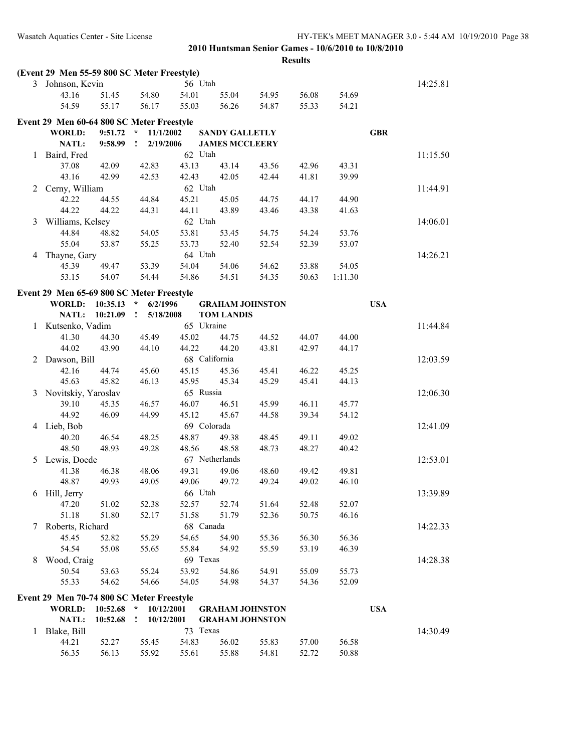## 2010 Huntsman Senior Games - 10/6/2010 to 10/8/2010

### Results

**(Event 29 Men 55-59 800 SC Meter Freestyle)**

3 Johnson, Kevin — 56 Utah — 14:25.81

| | | | | | | | |
|---|---|---|---|---|---|---|---|
| 43.16 | 51.45 | 54.80 | 54.01 | 55.04 | 54.95 | 56.08 | 54.69 |
| 54.59 | 55.17 | 56.17 | 55.03 | 56.26 | 54.87 | 55.33 | 54.21 |

**Event 29 Men 60-64 800 SC Meter Freestyle**

**WORLD: 9:51.72 * 11/1/2002 SANDY GALLETLY GBR**
**NATL: 9:58.99 ! 2/19/2006 JAMES MCCLEERY**

1 Baird, Fred — 62 Utah — 11:15.50

| | | | | | | | |
|---|---|---|---|---|---|---|---|
| 37.08 | 42.09 | 42.83 | 43.13 | 43.14 | 43.56 | 42.96 | 43.31 |
| 43.16 | 42.99 | 42.53 | 42.43 | 42.05 | 42.44 | 41.81 | 39.99 |

2 Cerny, William — 62 Utah — 11:44.91

| | | | | | | | |
|---|---|---|---|---|---|---|---|
| 42.22 | 44.55 | 44.84 | 45.21 | 45.05 | 44.75 | 44.17 | 44.90 |
| 44.22 | 44.22 | 44.31 | 44.11 | 43.89 | 43.46 | 43.38 | 41.63 |

3 Williams, Kelsey — 62 Utah — 14:06.01

| | | | | | | | |
|---|---|---|---|---|---|---|---|
| 44.84 | 48.82 | 54.05 | 53.81 | 53.45 | 54.75 | 54.24 | 53.76 |
| 55.04 | 53.87 | 55.25 | 53.73 | 52.40 | 52.54 | 52.39 | 53.07 |

4 Thayne, Gary — 64 Utah — 14:26.21

| | | | | | | | |
|---|---|---|---|---|---|---|---|
| 45.39 | 49.47 | 53.39 | 54.04 | 54.06 | 54.62 | 53.88 | 54.05 |
| 53.15 | 54.07 | 54.44 | 54.86 | 54.51 | 54.35 | 50.63 | 1:11.30 |

**Event 29 Men 65-69 800 SC Meter Freestyle**

**WORLD: 10:35.13 * 6/2/1996 GRAHAM JOHNSTON USA**
**NATL: 10:21.09 ! 5/18/2008 TOM LANDIS**

1 Kutsenko, Vadim — 65 Ukraine — 11:44.84

| | | | | | | | |
|---|---|---|---|---|---|---|---|
| 41.30 | 44.30 | 45.49 | 45.02 | 44.75 | 44.52 | 44.07 | 44.00 |
| 44.02 | 43.90 | 44.10 | 44.22 | 44.20 | 43.81 | 42.97 | 44.17 |

2 Dawson, Bill — 68 California — 12:03.59

| | | | | | | | |
|---|---|---|---|---|---|---|---|
| 42.16 | 44.74 | 45.60 | 45.15 | 45.36 | 45.41 | 46.22 | 45.25 |
| 45.63 | 45.82 | 46.13 | 45.95 | 45.34 | 45.29 | 45.41 | 44.13 |

3 Novitskiy, Yaroslav — 65 Russia — 12:06.30

| | | | | | | | |
|---|---|---|---|---|---|---|---|
| 39.10 | 45.35 | 46.57 | 46.07 | 46.51 | 45.99 | 46.11 | 45.77 |
| 44.92 | 46.09 | 44.99 | 45.12 | 45.67 | 44.58 | 39.34 | 54.12 |

4 Lieb, Bob — 69 Colorado — 12:41.09

| | | | | | | | |
|---|---|---|---|---|---|---|---|
| 40.20 | 46.54 | 48.25 | 48.87 | 49.38 | 48.45 | 49.11 | 49.02 |
| 48.50 | 48.93 | 49.28 | 48.56 | 48.58 | 48.73 | 48.27 | 40.42 |

5 Lewis, Doede — 67 Netherlands — 12:53.01

| | | | | | | | |
|---|---|---|---|---|---|---|---|
| 41.38 | 46.38 | 48.06 | 49.31 | 49.06 | 48.60 | 49.42 | 49.81 |
| 48.87 | 49.93 | 49.05 | 49.06 | 49.72 | 49.24 | 49.02 | 46.10 |

6 Hill, Jerry — 66 Utah — 13:39.89

| | | | | | | | |
|---|---|---|---|---|---|---|---|
| 47.20 | 51.02 | 52.38 | 52.57 | 52.74 | 51.64 | 52.48 | 52.07 |
| 51.18 | 51.80 | 52.17 | 51.58 | 51.79 | 52.36 | 50.75 | 46.16 |

7 Roberts, Richard — 68 Canada — 14:22.33

| | | | | | | | |
|---|---|---|---|---|---|---|---|
| 45.45 | 52.82 | 55.29 | 54.65 | 54.90 | 55.36 | 56.30 | 56.36 |
| 54.54 | 55.08 | 55.65 | 55.84 | 54.92 | 55.59 | 53.19 | 46.39 |

8 Wood, Craig — 69 Texas — 14:28.38

| | | | | | | | |
|---|---|---|---|---|---|---|---|
| 50.54 | 53.63 | 55.24 | 53.92 | 54.86 | 54.91 | 55.09 | 55.73 |
| 55.33 | 54.62 | 54.66 | 54.05 | 54.98 | 54.37 | 54.36 | 52.09 |

**Event 29 Men 70-74 800 SC Meter Freestyle**

**WORLD: 10:52.68 * 10/12/2001 GRAHAM JOHNSTON USA**
**NATL: 10:52.68 ! 10/12/2001 GRAHAM JOHNSTON**

1 Blake, Bill — 73 Texas — 14:30.49

| | | | | | | | |
|---|---|---|---|---|---|---|---|
| 44.21 | 52.27 | 55.45 | 54.83 | 56.02 | 55.83 | 57.00 | 56.58 |
| 56.35 | 56.13 | 55.92 | 55.61 | 55.88 | 54.81 | 52.72 | 50.88 |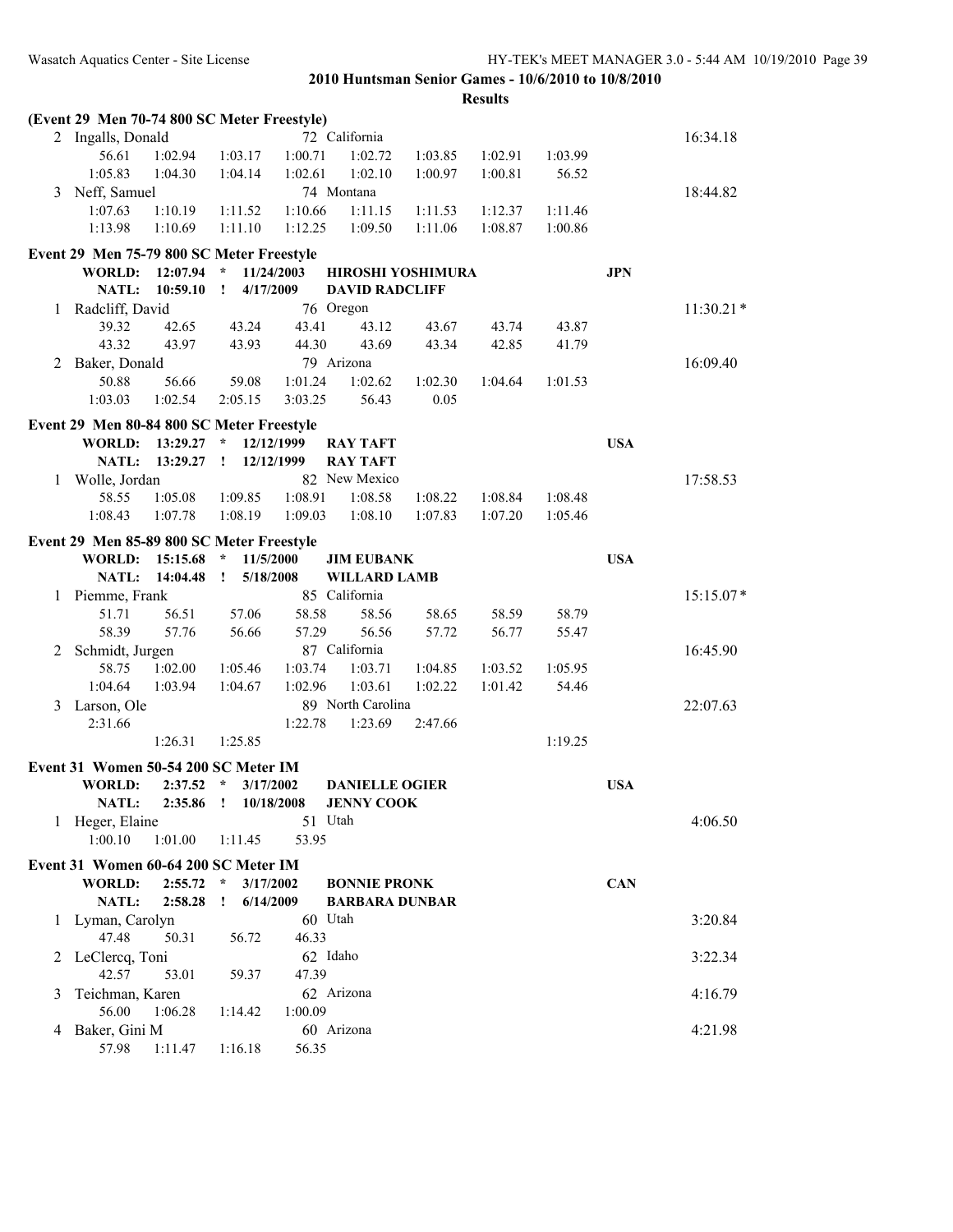**2010 Huntsman Senior Games - 10/6/2010 to 10/8/2010**

**Results**

**(Event 29 Men 70-74 800 SC Meter Freestyle)**

| | Name | Age | Team | | | | | | Finals Time |
|---|---|---|---|---|---|---|---|---|---|
| 2 | Ingalls, Donald | 72 | California | | | | | | 16:34.18 |
| | 56.61 | 1:02.94 | 1:03.17 | 1:00.71 | 1:02.72 | 1:03.85 | 1:02.91 | 1:03.99 | |
| | 1:05.83 | 1:04.30 | 1:04.14 | 1:02.61 | 1:02.10 | 1:00.97 | 1:00.81 | 56.52 | |
| 3 | Neff, Samuel | 74 | Montana | | | | | | 18:44.82 |
| | 1:07.63 | 1:10.19 | 1:11.52 | 1:10.66 | 1:11.15 | 1:11.53 | 1:12.37 | 1:11.46 | |
| | 1:13.98 | 1:10.69 | 1:11.10 | 1:12.25 | 1:09.50 | 1:11.06 | 1:08.87 | 1:00.86 | |

**Event 29 Men 75-79 800 SC Meter Freestyle**

WORLD: 12:07.94 * 11/24/2003 HIROSHI YOSHIMURA JPN
NATL: 10:59.10 ! 4/17/2009 DAVID RADCLIFF

| | Name | Age | Team | | | | | | Finals Time |
|---|---|---|---|---|---|---|---|---|---|
| 1 | Radcliff, David | 76 | Oregon | | | | | | 11:30.21* |
| | 39.32 | 42.65 | 43.24 | 43.41 | 43.12 | 43.67 | 43.74 | 43.87 | |
| | 43.32 | 43.97 | 43.93 | 44.30 | 43.69 | 43.34 | 42.85 | 41.79 | |
| 2 | Baker, Donald | 79 | Arizona | | | | | | 16:09.40 |
| | 50.88 | 56.66 | 59.08 | 1:01.24 | 1:02.62 | 1:02.30 | 1:04.64 | 1:01.53 | |
| | 1:03.03 | 1:02.54 | 2:05.15 | 3:03.25 | 56.43 | 0.05 | | | |

**Event 29 Men 80-84 800 SC Meter Freestyle**

WORLD: 13:29.27 * 12/12/1999 RAY TAFT USA
NATL: 13:29.27 ! 12/12/1999 RAY TAFT

| | Name | Age | Team | | | | | | Finals Time |
|---|---|---|---|---|---|---|---|---|---|
| 1 | Wolle, Jordan | 82 | New Mexico | | | | | | 17:58.53 |
| | 58.55 | 1:05.08 | 1:09.85 | 1:08.91 | 1:08.58 | 1:08.22 | 1:08.84 | 1:08.48 | |
| | 1:08.43 | 1:07.78 | 1:08.19 | 1:09.03 | 1:08.10 | 1:07.83 | 1:07.20 | 1:05.46 | |

**Event 29 Men 85-89 800 SC Meter Freestyle**

WORLD: 15:15.68 * 11/5/2000 JIM EUBANK USA
NATL: 14:04.48 ! 5/18/2008 WILLARD LAMB

| | Name | Age | Team | | | | | | Finals Time |
|---|---|---|---|---|---|---|---|---|---|
| 1 | Piemme, Frank | 85 | California | | | | | | 15:15.07* |
| | 51.71 | 56.51 | 57.06 | 58.58 | 58.56 | 58.65 | 58.59 | 58.79 | |
| | 58.39 | 57.76 | 56.66 | 57.29 | 56.56 | 57.72 | 56.77 | 55.47 | |
| 2 | Schmidt, Jurgen | 87 | California | | | | | | 16:45.90 |
| | 58.75 | 1:02.00 | 1:05.46 | 1:03.74 | 1:03.71 | 1:04.85 | 1:03.52 | 1:05.95 | |
| | 1:04.64 | 1:03.94 | 1:04.67 | 1:02.96 | 1:03.61 | 1:02.22 | 1:01.42 | 54.46 | |
| 3 | Larson, Ole | 89 | North Carolina | | | | | | 22:07.63 |
| | 2:31.66 | | | 1:22.78 | 1:23.69 | 2:47.66 | | | |
| | | 1:26.31 | 1:25.85 | | | | | 1:19.25 | |

**Event 31 Women 50-54 200 SC Meter IM**

WORLD: 2:37.52 * 3/17/2002 DANIELLE OGIER USA
NATL: 2:35.86 ! 10/18/2008 JENNY COOK

| | Name | Age | Team | | Finals Time |
|---|---|---|---|---|---|
| 1 | Heger, Elaine | 51 | Utah | | 4:06.50 |
| | 1:00.10 | 1:01.00 | 1:11.45 | 53.95 | |

**Event 31 Women 60-64 200 SC Meter IM**

WORLD: 2:55.72 * 3/17/2002 BONNIE PRONK CAN
NATL: 2:58.28 ! 6/14/2009 BARBARA DUNBAR

| | Name | Age | Team | | Finals Time |
|---|---|---|---|---|---|
| 1 | Lyman, Carolyn | 60 | Utah | | 3:20.84 |
| | 47.48 | 50.31 | 56.72 | 46.33 | |
| 2 | LeClercq, Toni | 62 | Idaho | | 3:22.34 |
| | 42.57 | 53.01 | 59.37 | 47.39 | |
| 3 | Teichman, Karen | 62 | Arizona | | 4:16.79 |
| | 56.00 | 1:06.28 | 1:14.42 | 1:00.09 | |
| 4 | Baker, Gini M | 60 | Arizona | | 4:21.98 |
| | 57.98 | 1:11.47 | 1:16.18 | 56.35 | |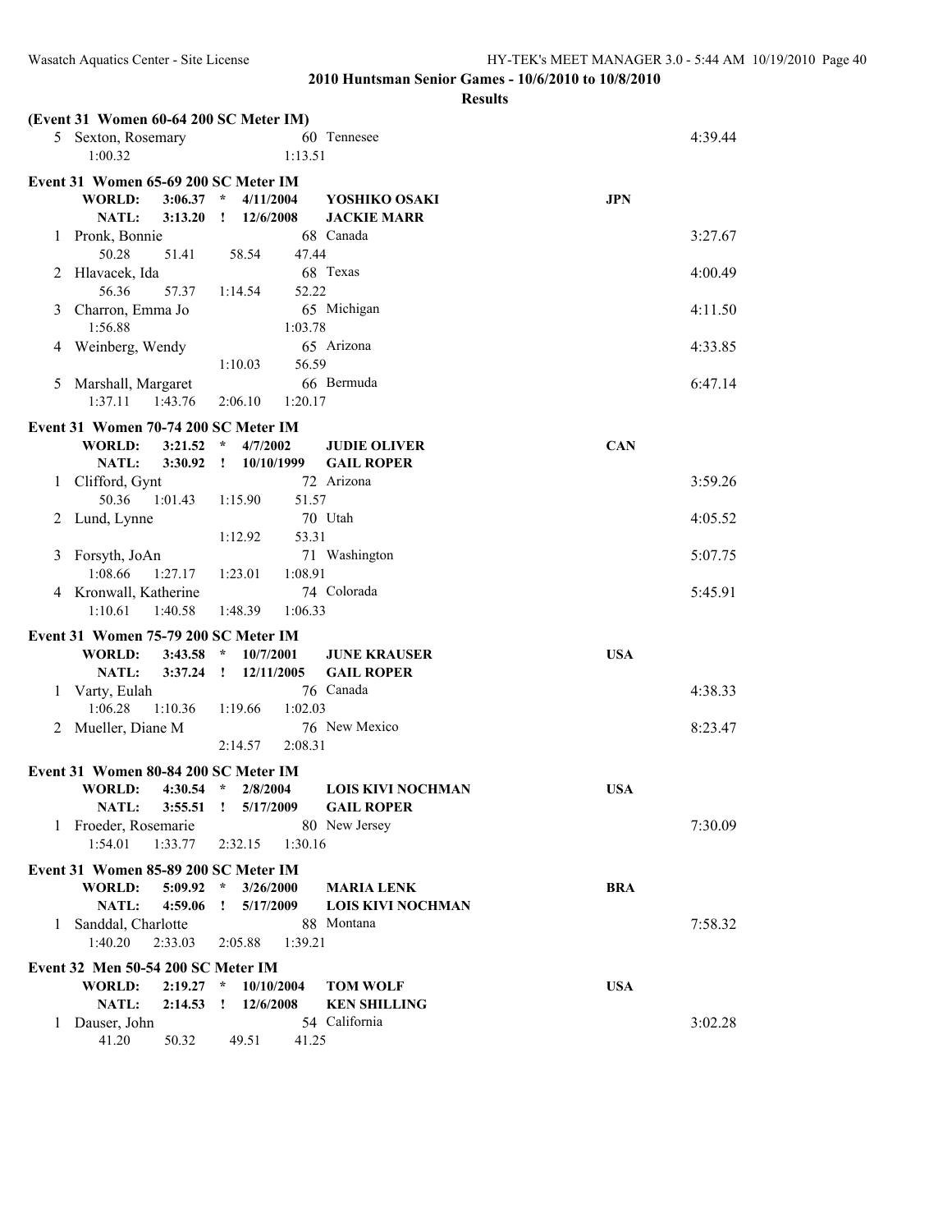## 2010 Huntsman Senior Games - 10/6/2010 to 10/8/2010

### Results

**(Event 31 Women 60-64 200 SC Meter IM)**

| Place | Name | Age | Team | Time |
|---|---|---|---|---|
| 5 | Sexton, Rosemary | 60 | Tennesee | 4:39.44 |
| | 1:00.32 1:13.51 | | | |

**Event 31 Women 65-69 200 SC Meter IM**

WORLD: 3:06.37 * 4/11/2004 YOSHIKO OSAKI JPN
NATL: 3:13.20 ! 12/6/2008 JACKIE MARR

| Place | Name | Age | Team | Time |
|---|---|---|---|---|
| 1 | Pronk, Bonnie | 68 | Canada | 3:27.67 |
| | 50.28 51.41 58.54 47.44 | | | |
| 2 | Hlavacek, Ida | 68 | Texas | 4:00.49 |
| | 56.36 57.37 1:14.54 52.22 | | | |
| 3 | Charron, Emma Jo | 65 | Michigan | 4:11.50 |
| | 1:56.88 1:03.78 | | | |
| 4 | Weinberg, Wendy | 65 | Arizona | 4:33.85 |
| | 1:10.03 56.59 | | | |
| 5 | Marshall, Margaret | 66 | Bermuda | 6:47.14 |
| | 1:37.11 1:43.76 2:06.10 1:20.17 | | | |

**Event 31 Women 70-74 200 SC Meter IM**

WORLD: 3:21.52 * 4/7/2002 JUDIE OLIVER CAN
NATL: 3:30.92 ! 10/10/1999 GAIL ROPER

| Place | Name | Age | Team | Time |
|---|---|---|---|---|
| 1 | Clifford, Gynt | 72 | Arizona | 3:59.26 |
| | 50.36 1:01.43 1:15.90 51.57 | | | |
| 2 | Lund, Lynne | 70 | Utah | 4:05.52 |
| | 1:12.92 53.31 | | | |
| 3 | Forsyth, JoAn | 71 | Washington | 5:07.75 |
| | 1:08.66 1:27.17 1:23.01 1:08.91 | | | |
| 4 | Kronwall, Katherine | 74 | Colorado | 5:45.91 |
| | 1:10.61 1:40.58 1:48.39 1:06.33 | | | |

**Event 31 Women 75-79 200 SC Meter IM**

WORLD: 3:43.58 * 10/7/2001 JUNE KRAUSER USA
NATL: 3:37.24 ! 12/11/2005 GAIL ROPER

| Place | Name | Age | Team | Time |
|---|---|---|---|---|
| 1 | Varty, Eulah | 76 | Canada | 4:38.33 |
| | 1:06.28 1:10.36 1:19.66 1:02.03 | | | |
| 2 | Mueller, Diane M | 76 | New Mexico | 8:23.47 |
| | 2:14.57 2:08.31 | | | |

**Event 31 Women 80-84 200 SC Meter IM**

WORLD: 4:30.54 * 2/8/2004 LOIS KIVI NOCHMAN USA
NATL: 3:55.51 ! 5/17/2009 GAIL ROPER

| Place | Name | Age | Team | Time |
|---|---|---|---|---|
| 1 | Froeder, Rosemarie | 80 | New Jersey | 7:30.09 |
| | 1:54.01 1:33.77 2:32.15 1:30.16 | | | |

**Event 31 Women 85-89 200 SC Meter IM**

WORLD: 5:09.92 * 3/26/2000 MARIA LENK BRA
NATL: 4:59.06 ! 5/17/2009 LOIS KIVI NOCHMAN

| Place | Name | Age | Team | Time |
|---|---|---|---|---|
| 1 | Sanddal, Charlotte | 88 | Montana | 7:58.32 |
| | 1:40.20 2:33.03 2:05.88 1:39.21 | | | |

**Event 32 Men 50-54 200 SC Meter IM**

WORLD: 2:19.27 * 10/10/2004 TOM WOLF USA
NATL: 2:14.53 ! 12/6/2008 KEN SHILLING

| Place | Name | Age | Team | Time |
|---|---|---|---|---|
| 1 | Dauser, John | 54 | California | 3:02.28 |
| | 41.20 50.32 49.51 41.25 | | | |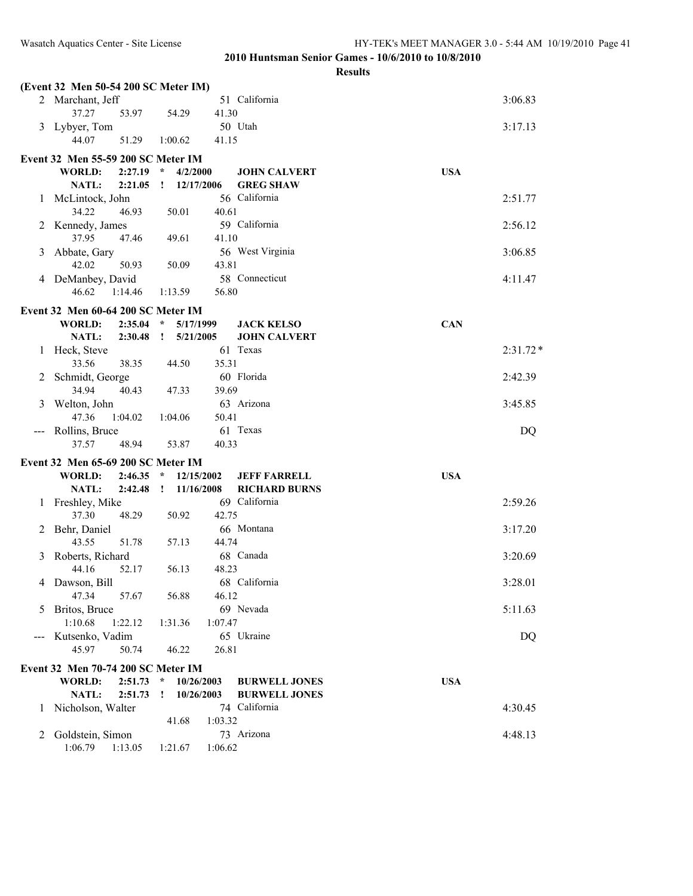**2010 Huntsman Senior Games - 10/6/2010 to 10/8/2010**

**Results**

**(Event 32 Men 50-54 200 SC Meter IM)**

| Place | Name | Age | Team | Time |
|---|---|---|---|---|
| 2 | Marchant, Jeff | 51 | California | 3:06.83 |
| | 37.27 53.97 54.29 41.30 | | | |
| 3 | Lybyer, Tom | 50 | Utah | 3:17.13 |
| | 44.07 51.29 1:00.62 41.15 | | | |

**Event 32 Men 55-59 200 SC Meter IM**

**WORLD: 2:27.19 * 4/2/2000 JOHN CALVERT USA**
**NATL: 2:21.05 ! 12/17/2006 GREG SHAW**

| Place | Name | Age | Team | Time |
|---|---|---|---|---|
| 1 | McLintock, John | 56 | California | 2:51.77 |
| | 34.22 46.93 50.01 40.61 | | | |
| 2 | Kennedy, James | 59 | California | 2:56.12 |
| | 37.95 47.46 49.61 41.10 | | | |
| 3 | Abbate, Gary | 56 | West Virginia | 3:06.85 |
| | 42.02 50.93 50.09 43.81 | | | |
| 4 | DeManbey, David | 58 | Connecticut | 4:11.47 |
| | 46.62 1:14.46 1:13.59 56.80 | | | |

**Event 32 Men 60-64 200 SC Meter IM**

**WORLD: 2:35.04 * 5/17/1999 JACK KELSO CAN**
**NATL: 2:30.48 ! 5/21/2005 JOHN CALVERT**

| Place | Name | Age | Team | Time |
|---|---|---|---|---|
| 1 | Heck, Steve | 61 | Texas | 2:31.72* |
| | 33.56 38.35 44.50 35.31 | | | |
| 2 | Schmidt, George | 60 | Florida | 2:42.39 |
| | 34.94 40.43 47.33 39.69 | | | |
| 3 | Welton, John | 63 | Arizona | 3:45.85 |
| | 47.36 1:04.02 1:04.06 50.41 | | | |
| --- | Rollins, Bruce | 61 | Texas | DQ |
| | 37.57 48.94 53.87 40.33 | | | |

**Event 32 Men 65-69 200 SC Meter IM**

**WORLD: 2:46.35 * 12/15/2002 JEFF FARRELL USA**
**NATL: 2:42.48 ! 11/16/2008 RICHARD BURNS**

| Place | Name | Age | Team | Time |
|---|---|---|---|---|
| 1 | Freshley, Mike | 69 | California | 2:59.26 |
| | 37.30 48.29 50.92 42.75 | | | |
| 2 | Behr, Daniel | 66 | Montana | 3:17.20 |
| | 43.55 51.78 57.13 44.74 | | | |
| 3 | Roberts, Richard | 68 | Canada | 3:20.69 |
| | 44.16 52.17 56.13 48.23 | | | |
| 4 | Dawson, Bill | 68 | California | 3:28.01 |
| | 47.34 57.67 56.88 46.12 | | | |
| 5 | Britos, Bruce | 69 | Nevada | 5:11.63 |
| | 1:10.68 1:22.12 1:31.36 1:07.47 | | | |
| --- | Kutsenko, Vadim | 65 | Ukraine | DQ |
| | 45.97 50.74 46.22 26.81 | | | |

**Event 32 Men 70-74 200 SC Meter IM**

**WORLD: 2:51.73 * 10/26/2003 BURWELL JONES USA**
**NATL: 2:51.73 ! 10/26/2003 BURWELL JONES**

| Place | Name | Age | Team | Time |
|---|---|---|---|---|
| 1 | Nicholson, Walter | 74 | California | 4:30.45 |
| | 41.68 1:03.32 | | | |
| 2 | Goldstein, Simon | 73 | Arizona | 4:48.13 |
| | 1:06.79 1:13.05 1:21.67 1:06.62 | | | |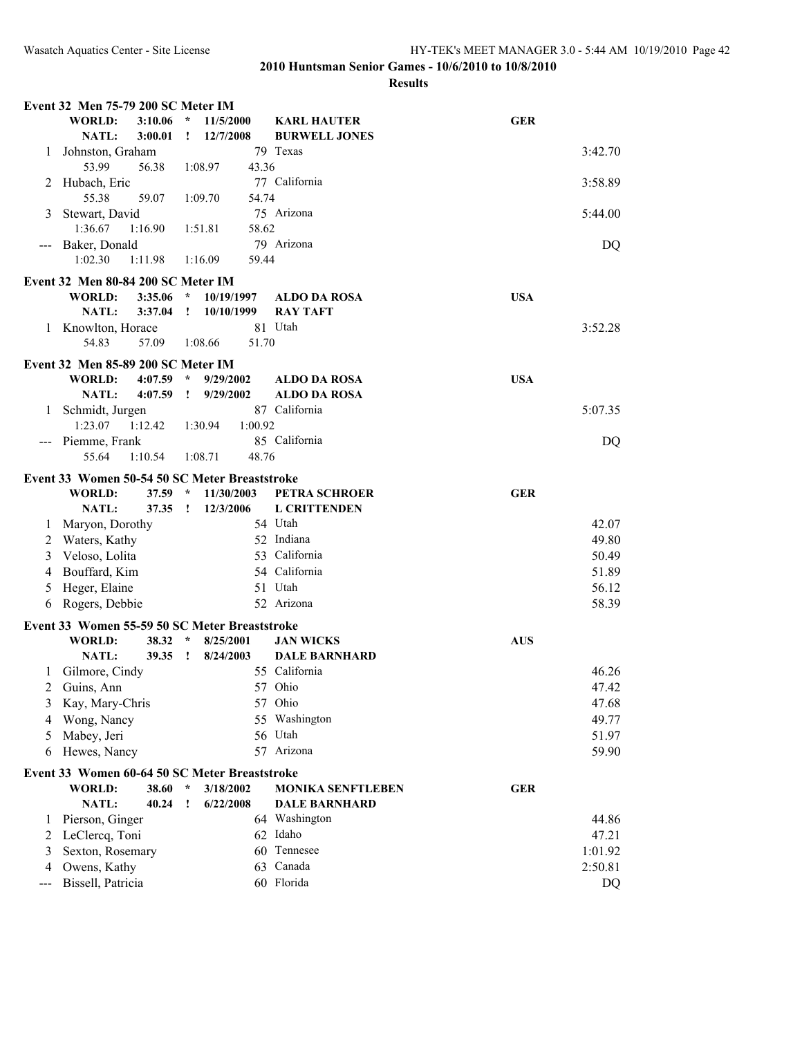## 2010 Huntsman Senior Games - 10/6/2010 to 10/8/2010

### Results

#### Event 32 Men 75-79 200 SC Meter IM

| | | | | | |
|---|---|---|---|---|---|
| **WORLD:** | **3:10.06** | * 11/5/2000 | **KARL HAUTER** | **GER** | |
| **NATL:** | **3:00.01** | ! 12/7/2008 | **BURWELL JONES** | | |

| Place | Name | Age | Team | Time |
|---|---|---|---|---|
| 1 | Johnston, Graham | 79 | Texas | 3:42.70 |
| | 53.99 56.38 1:08.97 43.36 | | | |
| 2 | Hubach, Eric | 77 | California | 3:58.89 |
| | 55.38 59.07 1:09.70 54.74 | | | |
| 3 | Stewart, David | 75 | Arizona | 5:44.00 |
| | 1:36.67 1:16.90 1:51.81 58.62 | | | |
| --- | Baker, Donald | 79 | Arizona | DQ |
| | 1:02.30 1:11.98 1:16.09 59.44 | | | |

#### Event 32 Men 80-84 200 SC Meter IM

| | | | | | |
|---|---|---|---|---|---|
| **WORLD:** | **3:35.06** | * 10/19/1997 | **ALDO DA ROSA** | **USA** | |
| **NATL:** | **3:37.04** | ! 10/10/1999 | **RAY TAFT** | | |

| Place | Name | Age | Team | Time |
|---|---|---|---|---|
| 1 | Knowlton, Horace | 81 | Utah | 3:52.28 |
| | 54.83 57.09 1:08.66 51.70 | | | |

#### Event 32 Men 85-89 200 SC Meter IM

| | | | | | |
|---|---|---|---|---|---|
| **WORLD:** | **4:07.59** | * 9/29/2002 | **ALDO DA ROSA** | **USA** | |
| **NATL:** | **4:07.59** | ! 9/29/2002 | **ALDO DA ROSA** | | |

| Place | Name | Age | Team | Time |
|---|---|---|---|---|
| 1 | Schmidt, Jurgen | 87 | California | 5:07.35 |
| | 1:23.07 1:12.42 1:30.94 1:00.92 | | | |
| --- | Piemme, Frank | 85 | California | DQ |
| | 55.64 1:10.54 1:08.71 48.76 | | | |

#### Event 33 Women 50-54 50 SC Meter Breaststroke

| | | | | | |
|---|---|---|---|---|---|
| **WORLD:** | **37.59** | * 11/30/2003 | **PETRA SCHROER** | **GER** | |
| **NATL:** | **37.35** | ! 12/3/2006 | **L CRITTENDEN** | | |

| Place | Name | Age | Team | Time |
|---|---|---|---|---|
| 1 | Maryon, Dorothy | 54 | Utah | 42.07 |
| 2 | Waters, Kathy | 52 | Indiana | 49.80 |
| 3 | Veloso, Lolita | 53 | California | 50.49 |
| 4 | Bouffard, Kim | 54 | California | 51.89 |
| 5 | Heger, Elaine | 51 | Utah | 56.12 |
| 6 | Rogers, Debbie | 52 | Arizona | 58.39 |

#### Event 33 Women 55-59 50 SC Meter Breaststroke

| | | | | | |
|---|---|---|---|---|---|
| **WORLD:** | **38.32** | * 8/25/2001 | **JAN WICKS** | **AUS** | |
| **NATL:** | **39.35** | ! 8/24/2003 | **DALE BARNHARD** | | |

| Place | Name | Age | Team | Time |
|---|---|---|---|---|
| 1 | Gilmore, Cindy | 55 | California | 46.26 |
| 2 | Guins, Ann | 57 | Ohio | 47.42 |
| 3 | Kay, Mary-Chris | 57 | Ohio | 47.68 |
| 4 | Wong, Nancy | 55 | Washington | 49.77 |
| 5 | Mabey, Jeri | 56 | Utah | 51.97 |
| 6 | Hewes, Nancy | 57 | Arizona | 59.90 |

#### Event 33 Women 60-64 50 SC Meter Breaststroke

| | | | | | |
|---|---|---|---|---|---|
| **WORLD:** | **38.60** | * 3/18/2002 | **MONIKA SENFTLEBEN** | **GER** | |
| **NATL:** | **40.24** | ! 6/22/2008 | **DALE BARNHARD** | | |

| Place | Name | Age | Team | Time |
|---|---|---|---|---|
| 1 | Pierson, Ginger | 64 | Washington | 44.86 |
| 2 | LeClercq, Toni | 62 | Idaho | 47.21 |
| 3 | Sexton, Rosemary | 60 | Tennesee | 1:01.92 |
| 4 | Owens, Kathy | 63 | Canada | 2:50.81 |
| --- | Bissell, Patricia | 60 | Florida | DQ |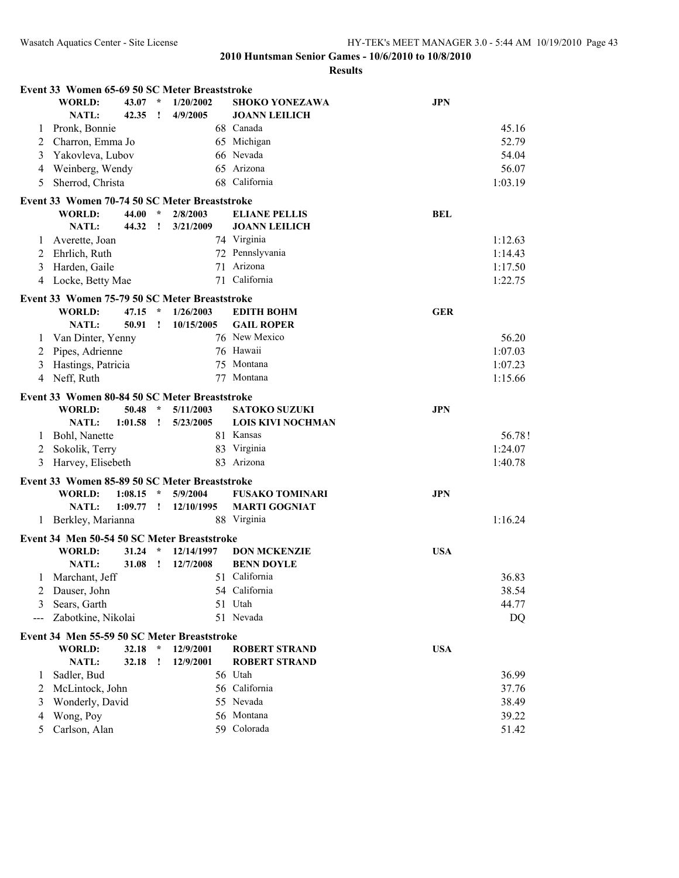## 2010 Huntsman Senior Games - 10/6/2010 to 10/8/2010

### Results

**Event 33 Women 65-69 50 SC Meter Breaststroke**

| | Name | | Age | Team | | Time |
|---|---|---|---|---|---|---|
| | **WORLD:** | **43.07 * 1/20/2002** | | **SHOKO YONEZAWA** | **JPN** | |
| | **NATL:** | **42.35 ! 4/9/2005** | | **JOANN LEILICH** | | |
| 1 | Pronk, Bonnie | | 68 | Canada | | 45.16 |
| 2 | Charron, Emma Jo | | 65 | Michigan | | 52.79 |
| 3 | Yakovleva, Lubov | | 66 | Nevada | | 54.04 |
| 4 | Weinberg, Wendy | | 65 | Arizona | | 56.07 |
| 5 | Sherrod, Christa | | 68 | California | | 1:03.19 |

**Event 33 Women 70-74 50 SC Meter Breaststroke**

| | Name | | Age | Team | | Time |
|---|---|---|---|---|---|---|
| | **WORLD:** | **44.00 * 2/8/2003** | | **ELIANE PELLIS** | **BEL** | |
| | **NATL:** | **44.32 ! 3/21/2009** | | **JOANN LEILICH** | | |
| 1 | Averette, Joan | | 74 | Virginia | | 1:12.63 |
| 2 | Ehrlich, Ruth | | 72 | Pennslyvania | | 1:14.43 |
| 3 | Harden, Gaile | | 71 | Arizona | | 1:17.50 |
| 4 | Locke, Betty Mae | | 71 | California | | 1:22.75 |

**Event 33 Women 75-79 50 SC Meter Breaststroke**

| | Name | | Age | Team | | Time |
|---|---|---|---|---|---|---|
| | **WORLD:** | **47.15 * 1/26/2003** | | **EDITH BOHM** | **GER** | |
| | **NATL:** | **50.91 ! 10/15/2005** | | **GAIL ROPER** | | |
| 1 | Van Dinter, Yenny | | 76 | New Mexico | | 56.20 |
| 2 | Pipes, Adrienne | | 76 | Hawaii | | 1:07.03 |
| 3 | Hastings, Patricia | | 75 | Montana | | 1:07.23 |
| 4 | Neff, Ruth | | 77 | Montana | | 1:15.66 |

**Event 33 Women 80-84 50 SC Meter Breaststroke**

| | Name | | Age | Team | | Time |
|---|---|---|---|---|---|---|
| | **WORLD:** | **50.48 * 5/11/2003** | | **SATOKO SUZUKI** | **JPN** | |
| | **NATL:** | **1:01.58 ! 5/23/2005** | | **LOIS KIVI NOCHMAN** | | |
| 1 | Bohl, Nanette | | 81 | Kansas | | 56.78! |
| 2 | Sokolik, Terry | | 83 | Virginia | | 1:24.07 |
| 3 | Harvey, Elisebeth | | 83 | Arizona | | 1:40.78 |

**Event 33 Women 85-89 50 SC Meter Breaststroke**

| | Name | | Age | Team | | Time |
|---|---|---|---|---|---|---|
| | **WORLD:** | **1:08.15 * 5/9/2004** | | **FUSAKO TOMINARI** | **JPN** | |
| | **NATL:** | **1:09.77 ! 12/10/1995** | | **MARTI GOGNIAT** | | |
| 1 | Berkley, Marianna | | 88 | Virginia | | 1:16.24 |

**Event 34 Men 50-54 50 SC Meter Breaststroke**

| | Name | | Age | Team | | Time |
|---|---|---|---|---|---|---|
| | **WORLD:** | **31.24 * 12/14/1997** | | **DON MCKENZIE** | **USA** | |
| | **NATL:** | **31.08 ! 12/7/2008** | | **BENN DOYLE** | | |
| 1 | Marchant, Jeff | | 51 | California | | 36.83 |
| 2 | Dauser, John | | 54 | California | | 38.54 |
| 3 | Sears, Garth | | 51 | Utah | | 44.77 |
| --- | Zabotkine, Nikolai | | 51 | Nevada | | DQ |

**Event 34 Men 55-59 50 SC Meter Breaststroke**

| | Name | | Age | Team | | Time |
|---|---|---|---|---|---|---|
| | **WORLD:** | **32.18 * 12/9/2001** | | **ROBERT STRAND** | **USA** | |
| | **NATL:** | **32.18 ! 12/9/2001** | | **ROBERT STRAND** | | |
| 1 | Sadler, Bud | | 56 | Utah | | 36.99 |
| 2 | McLintock, John | | 56 | California | | 37.76 |
| 3 | Wonderly, David | | 55 | Nevada | | 38.49 |
| 4 | Wong, Poy | | 56 | Montana | | 39.22 |
| 5 | Carlson, Alan | | 59 | Colorada | | 51.42 |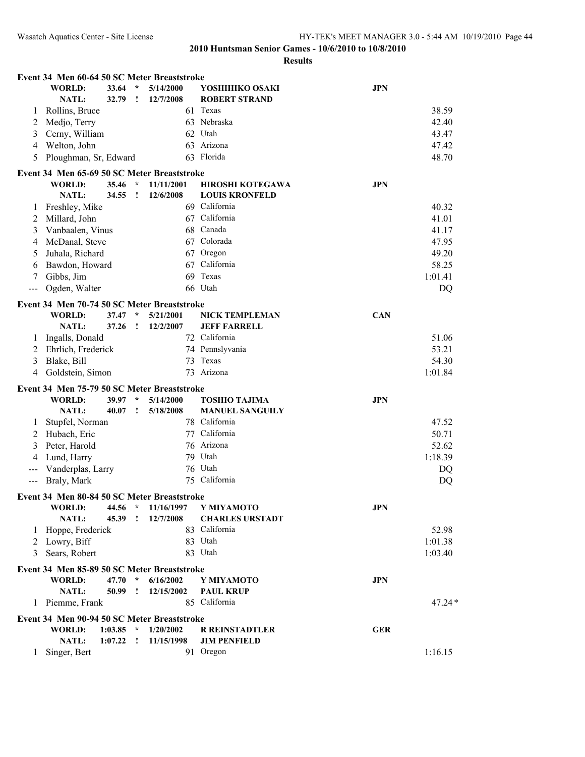## 2010 Huntsman Senior Games - 10/6/2010 to 10/8/2010

### Results

**Event 34 Men 60-64 50 SC Meter Breaststroke**

| | | | | |
|---|---|---|---|---|
| **WORLD:** | **33.64 \*** | **5/14/2000** | **YOSHIHIKO OSAKI** | **JPN** |
| **NATL:** | **32.79 !** | **12/7/2008** | **ROBERT STRAND** | |

| Place | Name | Age | Team | Time |
|---|---|---|---|---|
| 1 | Rollins, Bruce | 61 | Texas | 38.59 |
| 2 | Medjo, Terry | 63 | Nebraska | 42.40 |
| 3 | Cerny, William | 62 | Utah | 43.47 |
| 4 | Welton, John | 63 | Arizona | 47.42 |
| 5 | Ploughman, Sr, Edward | 63 | Florida | 48.70 |

**Event 34 Men 65-69 50 SC Meter Breaststroke**

| | | | | |
|---|---|---|---|---|
| **WORLD:** | **35.46 \*** | **11/11/2001** | **HIROSHI KOTEGAWA** | **JPN** |
| **NATL:** | **34.55 !** | **12/6/2008** | **LOUIS KRONFELD** | |

| Place | Name | Age | Team | Time |
|---|---|---|---|---|
| 1 | Freshley, Mike | 69 | California | 40.32 |
| 2 | Millard, John | 67 | California | 41.01 |
| 3 | Vanbaalen, Vinus | 68 | Canada | 41.17 |
| 4 | McDanal, Steve | 67 | Colorada | 47.95 |
| 5 | Juhala, Richard | 67 | Oregon | 49.20 |
| 6 | Bawdon, Howard | 67 | California | 58.25 |
| 7 | Gibbs, Jim | 69 | Texas | 1:01.41 |
| --- | Ogden, Walter | 66 | Utah | DQ |

**Event 34 Men 70-74 50 SC Meter Breaststroke**

| | | | | |
|---|---|---|---|---|
| **WORLD:** | **37.47 \*** | **5/21/2001** | **NICK TEMPLEMAN** | **CAN** |
| **NATL:** | **37.26 !** | **12/2/2007** | **JEFF FARRELL** | |

| Place | Name | Age | Team | Time |
|---|---|---|---|---|
| 1 | Ingalls, Donald | 72 | California | 51.06 |
| 2 | Ehrlich, Frederick | 74 | Pennslyvania | 53.21 |
| 3 | Blake, Bill | 73 | Texas | 54.30 |
| 4 | Goldstein, Simon | 73 | Arizona | 1:01.84 |

**Event 34 Men 75-79 50 SC Meter Breaststroke**

| | | | | |
|---|---|---|---|---|
| **WORLD:** | **39.97 \*** | **5/14/2000** | **TOSHIO TAJIMA** | **JPN** |
| **NATL:** | **40.07 !** | **5/18/2008** | **MANUEL SANGUILY** | |

| Place | Name | Age | Team | Time |
|---|---|---|---|---|
| 1 | Stupfel, Norman | 78 | California | 47.52 |
| 2 | Hubach, Eric | 77 | California | 50.71 |
| 3 | Peter, Harold | 76 | Arizona | 52.62 |
| 4 | Lund, Harry | 79 | Utah | 1:18.39 |
| --- | Vanderplas, Larry | 76 | Utah | DQ |
| --- | Braly, Mark | 75 | California | DQ |

**Event 34 Men 80-84 50 SC Meter Breaststroke**

| | | | | |
|---|---|---|---|---|
| **WORLD:** | **44.56 \*** | **11/16/1997** | **Y MIYAMOTO** | **JPN** |
| **NATL:** | **45.39 !** | **12/7/2008** | **CHARLES URSTADT** | |

| Place | Name | Age | Team | Time |
|---|---|---|---|---|
| 1 | Hoppe, Frederick | 83 | California | 52.98 |
| 2 | Lowry, Biff | 83 | Utah | 1:01.38 |
| 3 | Sears, Robert | 83 | Utah | 1:03.40 |

**Event 34 Men 85-89 50 SC Meter Breaststroke**

| | | | | |
|---|---|---|---|---|
| **WORLD:** | **47.70 \*** | **6/16/2002** | **Y MIYAMOTO** | **JPN** |
| **NATL:** | **50.99 !** | **12/15/2002** | **PAUL KRUP** | |

| Place | Name | Age | Team | Time |
|---|---|---|---|---|
| 1 | Piemme, Frank | 85 | California | 47.24* |

**Event 34 Men 90-94 50 SC Meter Breaststroke**

| | | | | |
|---|---|---|---|---|
| **WORLD:** | **1:03.85 \*** | **1/20/2002** | **R REINSTADTLER** | **GER** |
| **NATL:** | **1:07.22 !** | **11/15/1998** | **JIM PENFIELD** | |

| Place | Name | Age | Team | Time |
|---|---|---|---|---|
| 1 | Singer, Bert | 91 | Oregon | 1:16.15 |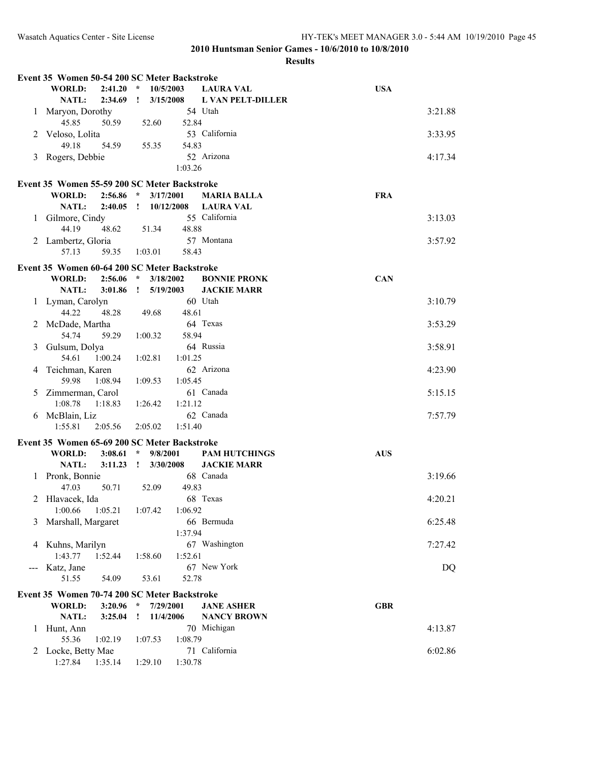## 2010 Huntsman Senior Games - 10/6/2010 to 10/8/2010

### Results

**Event 35 Women 50-54 200 SC Meter Backstroke**

| | | | |
|---|---|---|---|
| **WORLD:** | **2:41.20 * 10/5/2003** | **LAURA VAL** | **USA** |
| **NATL:** | **2:34.69 ! 3/15/2008** | **L VAN PELT-DILLER** | |

| Place | Name | Age | Team | Time |
|---|---|---|---|---|
| 1 | Maryon, Dorothy | 54 | Utah | 3:21.88 |
| | 45.85  50.59  52.60  52.84 | | | |
| 2 | Veloso, Lolita | 53 | California | 3:33.95 |
| | 49.18  54.59  55.35  54.83 | | | |
| 3 | Rogers, Debbie | 52 | Arizona | 4:17.34 |
| | 1:03.26 | | | |

**Event 35 Women 55-59 200 SC Meter Backstroke**

| | | | |
|---|---|---|---|
| **WORLD:** | **2:56.86 * 3/17/2001** | **MARIA BALLA** | **FRA** |
| **NATL:** | **2:40.05 ! 10/12/2008** | **LAURA VAL** | |

| Place | Name | Age | Team | Time |
|---|---|---|---|---|
| 1 | Gilmore, Cindy | 55 | California | 3:13.03 |
| | 44.19  48.62  51.34  48.88 | | | |
| 2 | Lambertz, Gloria | 57 | Montana | 3:57.92 |
| | 57.13  59.35  1:03.01  58.43 | | | |

**Event 35 Women 60-64 200 SC Meter Backstroke**

| | | | |
|---|---|---|---|
| **WORLD:** | **2:56.06 * 3/18/2002** | **BONNIE PRONK** | **CAN** |
| **NATL:** | **3:01.86 ! 5/19/2003** | **JACKIE MARR** | |

| Place | Name | Age | Team | Time |
|---|---|---|---|---|
| 1 | Lyman, Carolyn | 60 | Utah | 3:10.79 |
| | 44.22  48.28  49.68  48.61 | | | |
| 2 | McDade, Martha | 64 | Texas | 3:53.29 |
| | 54.74  59.29  1:00.32  58.94 | | | |
| 3 | Gulsum, Dolya | 64 | Russia | 3:58.91 |
| | 54.61  1:00.24  1:02.81  1:01.25 | | | |
| 4 | Teichman, Karen | 62 | Arizona | 4:23.90 |
| | 59.98  1:08.94  1:09.53  1:05.45 | | | |
| 5 | Zimmerman, Carol | 61 | Canada | 5:15.15 |
| | 1:08.78  1:18.83  1:26.42  1:21.12 | | | |
| 6 | McBlain, Liz | 62 | Canada | 7:57.79 |
| | 1:55.81  2:05.56  2:05.02  1:51.40 | | | |

**Event 35 Women 65-69 200 SC Meter Backstroke**

| | | | |
|---|---|---|---|
| **WORLD:** | **3:08.61 * 9/8/2001** | **PAM HUTCHINGS** | **AUS** |
| **NATL:** | **3:11.23 ! 3/30/2008** | **JACKIE MARR** | |

| Place | Name | Age | Team | Time |
|---|---|---|---|---|
| 1 | Pronk, Bonnie | 68 | Canada | 3:19.66 |
| | 47.03  50.71  52.09  49.83 | | | |
| 2 | Hlavacek, Ida | 68 | Texas | 4:20.21 |
| | 1:00.66  1:05.21  1:07.42  1:06.92 | | | |
| 3 | Marshall, Margaret | 66 | Bermuda | 6:25.48 |
| | 1:37.94 | | | |
| 4 | Kuhns, Marilyn | 67 | Washington | 7:27.42 |
| | 1:43.77  1:52.44  1:58.60  1:52.61 | | | |
| --- | Katz, Jane | 67 | New York | DQ |
| | 51.55  54.09  53.61  52.78 | | | |

**Event 35 Women 70-74 200 SC Meter Backstroke**

| | | | |
|---|---|---|---|
| **WORLD:** | **3:20.96 * 7/29/2001** | **JANE ASHER** | **GBR** |
| **NATL:** | **3:25.04 ! 11/4/2006** | **NANCY BROWN** | |

| Place | Name | Age | Team | Time |
|---|---|---|---|---|
| 1 | Hunt, Ann | 70 | Michigan | 4:13.87 |
| | 55.36  1:02.19  1:07.53  1:08.79 | | | |
| 2 | Locke, Betty Mae | 71 | California | 6:02.86 |
| | 1:27.84  1:35.14  1:29.10  1:30.78 | | | |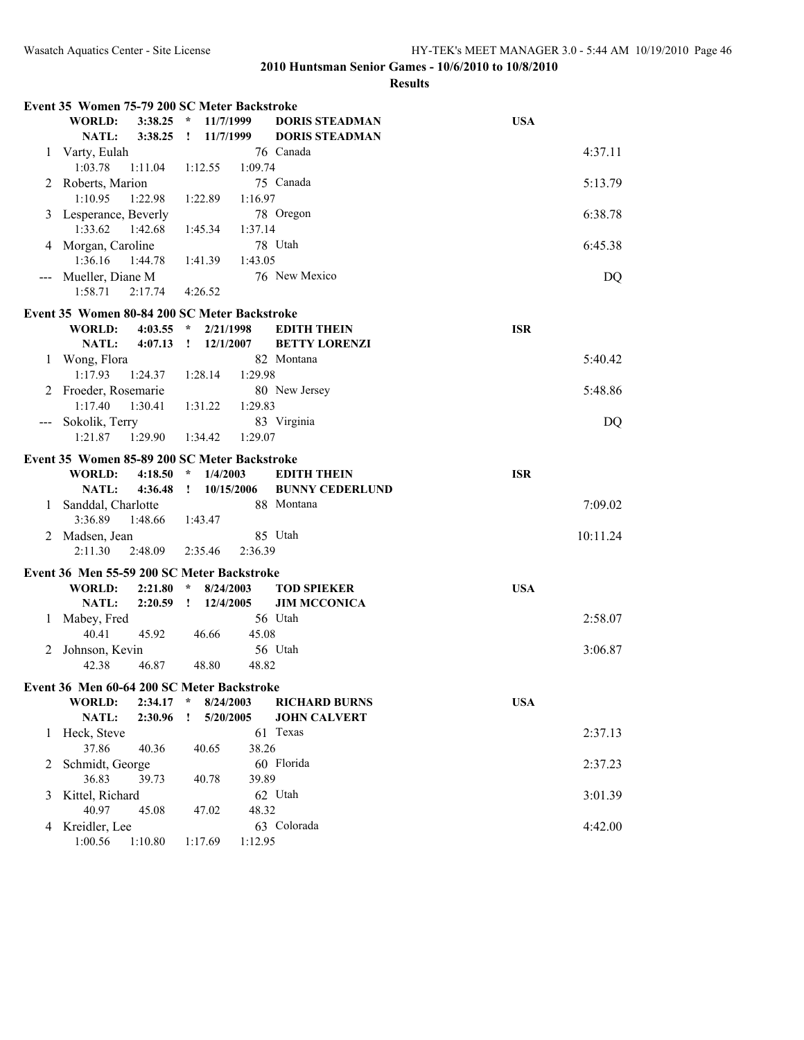**2010 Huntsman Senior Games - 10/6/2010 to 10/8/2010**

**Results**

### Event 35 Women 75-79 200 SC Meter Backstroke

**WORLD:** 3:38.25 * 11/7/1999 **DORIS STEADMAN** **USA**
**NATL:** 3:38.25 ! 11/7/1999 **DORIS STEADMAN**

| Place | Name | Age | Team | Finals Time |
|---|---|---|---|---|
| 1 | Varty, Eulah | 76 | Canada | 4:37.11 |
| | 1:03.78 1:11.04 1:12.55 1:09.74 | | | |
| 2 | Roberts, Marion | 75 | Canada | 5:13.79 |
| | 1:10.95 1:22.98 1:22.89 1:16.97 | | | |
| 3 | Lesperance, Beverly | 78 | Oregon | 6:38.78 |
| | 1:33.62 1:42.68 1:45.34 1:37.14 | | | |
| 4 | Morgan, Caroline | 78 | Utah | 6:45.38 |
| | 1:36.16 1:44.78 1:41.39 1:43.05 | | | |
| --- | Mueller, Diane M | 76 | New Mexico | DQ |
| | 1:58.71 2:17.74 4:26.52 | | | |

### Event 35 Women 80-84 200 SC Meter Backstroke

**WORLD:** 4:03.55 * 2/21/1998 **EDITH THEIN** **ISR**
**NATL:** 4:07.13 ! 12/1/2007 **BETTY LORENZI**

| Place | Name | Age | Team | Finals Time |
|---|---|---|---|---|
| 1 | Wong, Flora | 82 | Montana | 5:40.42 |
| | 1:17.93 1:24.37 1:28.14 1:29.98 | | | |
| 2 | Froeder, Rosemarie | 80 | New Jersey | 5:48.86 |
| | 1:17.40 1:30.41 1:31.22 1:29.83 | | | |
| --- | Sokolik, Terry | 83 | Virginia | DQ |
| | 1:21.87 1:29.90 1:34.42 1:29.07 | | | |

### Event 35 Women 85-89 200 SC Meter Backstroke

**WORLD:** 4:18.50 * 1/4/2003 **EDITH THEIN** **ISR**
**NATL:** 4:36.48 ! 10/15/2006 **BUNNY CEDERLUND**

| Place | Name | Age | Team | Finals Time |
|---|---|---|---|---|
| 1 | Sanddal, Charlotte | 88 | Montana | 7:09.02 |
| | 3:36.89 1:48.66 1:43.47 | | | |
| 2 | Madsen, Jean | 85 | Utah | 10:11.24 |
| | 2:11.30 2:48.09 2:35.46 2:36.39 | | | |

### Event 36 Men 55-59 200 SC Meter Backstroke

**WORLD:** 2:21.80 * 8/24/2003 **TOD SPIEKER** **USA**
**NATL:** 2:20.59 ! 12/4/2005 **JIM MCCONICA**

| Place | Name | Age | Team | Finals Time |
|---|---|---|---|---|
| 1 | Mabey, Fred | 56 | Utah | 2:58.07 |
| | 40.41 45.92 46.66 45.08 | | | |
| 2 | Johnson, Kevin | 56 | Utah | 3:06.87 |
| | 42.38 46.87 48.80 48.82 | | | |

### Event 36 Men 60-64 200 SC Meter Backstroke

**WORLD:** 2:34.17 * 8/24/2003 **RICHARD BURNS** **USA**
**NATL:** 2:30.96 ! 5/20/2005 **JOHN CALVERT**

| Place | Name | Age | Team | Finals Time |
|---|---|---|---|---|
| 1 | Heck, Steve | 61 | Texas | 2:37.13 |
| | 37.86 40.36 40.65 38.26 | | | |
| 2 | Schmidt, George | 60 | Florida | 2:37.23 |
| | 36.83 39.73 40.78 39.89 | | | |
| 3 | Kittel, Richard | 62 | Utah | 3:01.39 |
| | 40.97 45.08 47.02 48.32 | | | |
| 4 | Kreidler, Lee | 63 | Colorada | 4:42.00 |
| | 1:00.56 1:10.80 1:17.69 1:12.95 | | | |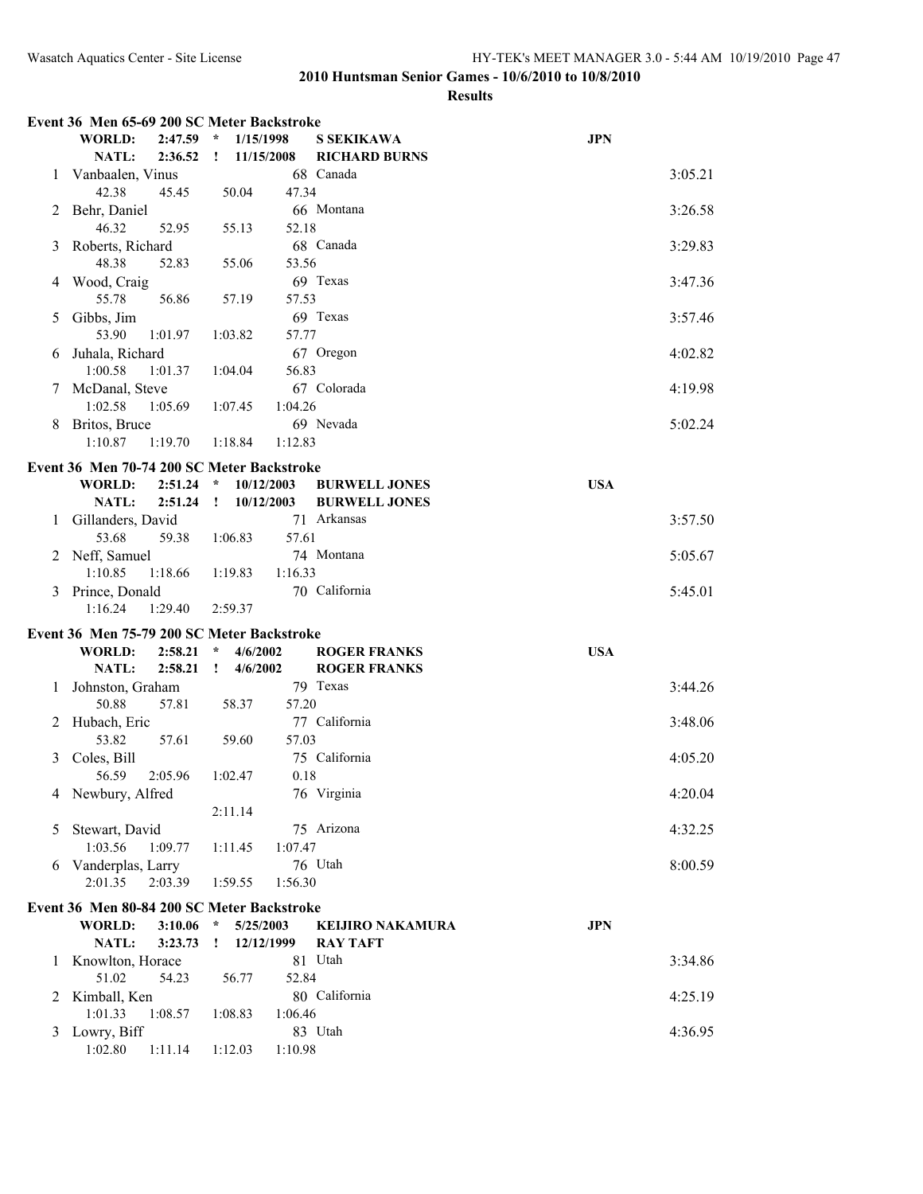**2010 Huntsman Senior Games - 10/6/2010 to 10/8/2010**

**Results**

### Event 36 Men 65-69 200 SC Meter Backstroke

| | Name | Age | Team | Finals Time |
|---|---|---|---|---|
| **WORLD:** | **2:47.59 * 1/15/1998** | | **S SEKIKAWA** | **JPN** |
| **NATL:** | **2:36.52 ! 11/15/2008** | | **RICHARD BURNS** | |
| 1 | Vanbaalen, Vinus | 68 | Canada | 3:05.21 |
| | 42.38 45.45 50.04 47.34 | | | |
| 2 | Behr, Daniel | 66 | Montana | 3:26.58 |
| | 46.32 52.95 55.13 52.18 | | | |
| 3 | Roberts, Richard | 68 | Canada | 3:29.83 |
| | 48.38 52.83 55.06 53.56 | | | |
| 4 | Wood, Craig | 69 | Texas | 3:47.36 |
| | 55.78 56.86 57.19 57.53 | | | |
| 5 | Gibbs, Jim | 69 | Texas | 3:57.46 |
| | 53.90 1:01.97 1:03.82 57.77 | | | |
| 6 | Juhala, Richard | 67 | Oregon | 4:02.82 |
| | 1:00.58 1:01.37 1:04.04 56.83 | | | |
| 7 | McDanal, Steve | 67 | Colorada | 4:19.98 |
| | 1:02.58 1:05.69 1:07.45 1:04.26 | | | |
| 8 | Britos, Bruce | 69 | Nevada | 5:02.24 |
| | 1:10.87 1:19.70 1:18.84 1:12.83 | | | |

### Event 36 Men 70-74 200 SC Meter Backstroke

| | Name | Age | Team | Finals Time |
|---|---|---|---|---|
| **WORLD:** | **2:51.24 * 10/12/2003** | | **BURWELL JONES** | **USA** |
| **NATL:** | **2:51.24 ! 10/12/2003** | | **BURWELL JONES** | |
| 1 | Gillanders, David | 71 | Arkansas | 3:57.50 |
| | 53.68 59.38 1:06.83 57.61 | | | |
| 2 | Neff, Samuel | 74 | Montana | 5:05.67 |
| | 1:10.85 1:18.66 1:19.83 1:16.33 | | | |
| 3 | Prince, Donald | 70 | California | 5:45.01 |
| | 1:16.24 1:29.40 2:59.37 | | | |

### Event 36 Men 75-79 200 SC Meter Backstroke

| | Name | Age | Team | Finals Time |
|---|---|---|---|---|
| **WORLD:** | **2:58.21 * 4/6/2002** | | **ROGER FRANKS** | **USA** |
| **NATL:** | **2:58.21 ! 4/6/2002** | | **ROGER FRANKS** | |
| 1 | Johnston, Graham | 79 | Texas | 3:44.26 |
| | 50.88 57.81 58.37 57.20 | | | |
| 2 | Hubach, Eric | 77 | California | 3:48.06 |
| | 53.82 57.61 59.60 57.03 | | | |
| 3 | Coles, Bill | 75 | California | 4:05.20 |
| | 56.59 2:05.96 1:02.47 0.18 | | | |
| 4 | Newbury, Alfred | 76 | Virginia | 4:20.04 |
| | 2:11.14 | | | |
| 5 | Stewart, David | 75 | Arizona | 4:32.25 |
| | 1:03.56 1:09.77 1:11.45 1:07.47 | | | |
| 6 | Vanderplas, Larry | 76 | Utah | 8:00.59 |
| | 2:01.35 2:03.39 1:59.55 1:56.30 | | | |

### Event 36 Men 80-84 200 SC Meter Backstroke

| | Name | Age | Team | Finals Time |
|---|---|---|---|---|
| **WORLD:** | **3:10.06 * 5/25/2003** | | **KEIJIRO NAKAMURA** | **JPN** |
| **NATL:** | **3:23.73 ! 12/12/1999** | | **RAY TAFT** | |
| 1 | Knowlton, Horace | 81 | Utah | 3:34.86 |
| | 51.02 54.23 56.77 52.84 | | | |
| 2 | Kimball, Ken | 80 | California | 4:25.19 |
| | 1:01.33 1:08.57 1:08.83 1:06.46 | | | |
| 3 | Lowry, Biff | 83 | Utah | 4:36.95 |
| | 1:02.80 1:11.14 1:12.03 1:10.98 | | | |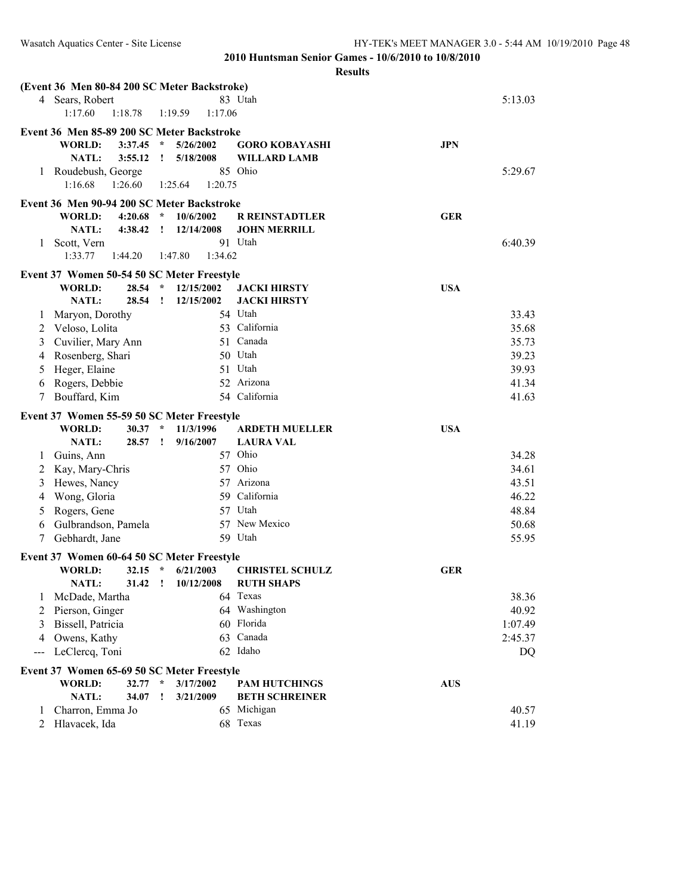## 2010 Huntsman Senior Games - 10/6/2010 to 10/8/2010

### Results

**(Event 36 Men 80-84 200 SC Meter Backstroke)**

| Place | Name | Age | Team | Time |
|---|---|---|---|---|
| 4 | Sears, Robert | 83 | Utah | 5:13.03 |
| | 1:17.60 1:18.78 1:19.59 1:17.06 | | | |

**Event 36 Men 85-89 200 SC Meter Backstroke**

| | | | | |
|---|---|---|---|---|
| WORLD: | 3:37.45 * | 5/26/2002 | GORO KOBAYASHI | JPN |
| NATL: | 3:55.12 ! | 5/18/2008 | WILLARD LAMB | |

| Place | Name | Age | Team | Time |
|---|---|---|---|---|
| 1 | Roudebush, George | 85 | Ohio | 5:29.67 |
| | 1:16.68 1:26.60 1:25.64 1:20.75 | | | |

**Event 36 Men 90-94 200 SC Meter Backstroke**

| | | | | |
|---|---|---|---|---|
| WORLD: | 4:20.68 * | 10/6/2002 | R REINSTADTLER | GER |
| NATL: | 4:38.42 ! | 12/14/2008 | JOHN MERRILL | |

| Place | Name | Age | Team | Time |
|---|---|---|---|---|
| 1 | Scott, Vern | 91 | Utah | 6:40.39 |
| | 1:33.77 1:44.20 1:47.80 1:34.62 | | | |

**Event 37 Women 50-54 50 SC Meter Freestyle**

| | | | | |
|---|---|---|---|---|
| WORLD: | 28.54 * | 12/15/2002 | JACKI HIRSTY | USA |
| NATL: | 28.54 ! | 12/15/2002 | JACKI HIRSTY | |

| Place | Name | Age | Team | Time |
|---|---|---|---|---|
| 1 | Maryon, Dorothy | 54 | Utah | 33.43 |
| 2 | Veloso, Lolita | 53 | California | 35.68 |
| 3 | Cuvilier, Mary Ann | 51 | Canada | 35.73 |
| 4 | Rosenberg, Shari | 50 | Utah | 39.23 |
| 5 | Heger, Elaine | 51 | Utah | 39.93 |
| 6 | Rogers, Debbie | 52 | Arizona | 41.34 |
| 7 | Bouffard, Kim | 54 | California | 41.63 |

**Event 37 Women 55-59 50 SC Meter Freestyle**

| | | | | |
|---|---|---|---|---|
| WORLD: | 30.37 * | 11/3/1996 | ARDETH MUELLER | USA |
| NATL: | 28.57 ! | 9/16/2007 | LAURA VAL | |

| Place | Name | Age | Team | Time |
|---|---|---|---|---|
| 1 | Guins, Ann | 57 | Ohio | 34.28 |
| 2 | Kay, Mary-Chris | 57 | Ohio | 34.61 |
| 3 | Hewes, Nancy | 57 | Arizona | 43.51 |
| 4 | Wong, Gloria | 59 | California | 46.22 |
| 5 | Rogers, Gene | 57 | Utah | 48.84 |
| 6 | Gulbrandson, Pamela | 57 | New Mexico | 50.68 |
| 7 | Gebhardt, Jane | 59 | Utah | 55.95 |

**Event 37 Women 60-64 50 SC Meter Freestyle**

| | | | | |
|---|---|---|---|---|
| WORLD: | 32.15 * | 6/21/2003 | CHRISTEL SCHULZ | GER |
| NATL: | 31.42 ! | 10/12/2008 | RUTH SHAPS | |

| Place | Name | Age | Team | Time |
|---|---|---|---|---|
| 1 | McDade, Martha | 64 | Texas | 38.36 |
| 2 | Pierson, Ginger | 64 | Washington | 40.92 |
| 3 | Bissell, Patricia | 60 | Florida | 1:07.49 |
| 4 | Owens, Kathy | 63 | Canada | 2:45.37 |
| --- | LeClercq, Toni | 62 | Idaho | DQ |

**Event 37 Women 65-69 50 SC Meter Freestyle**

| | | | | |
|---|---|---|---|---|
| WORLD: | 32.77 * | 3/17/2002 | PAM HUTCHINGS | AUS |
| NATL: | 34.07 ! | 3/21/2009 | BETH SCHREINER | |

| Place | Name | Age | Team | Time |
|---|---|---|---|---|
| 1 | Charron, Emma Jo | 65 | Michigan | 40.57 |
| 2 | Hlavacek, Ida | 68 | Texas | 41.19 |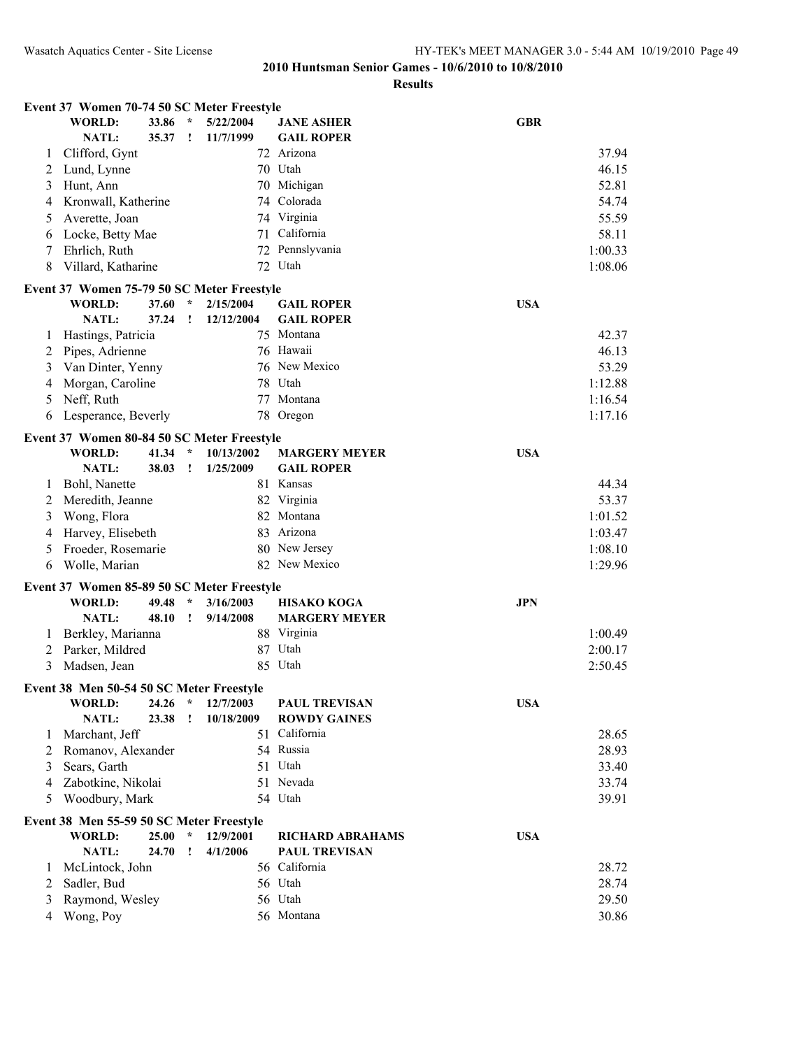**2010 Huntsman Senior Games - 10/6/2010 to 10/8/2010**

**Results**

### Event 37 Women 70-74 50 SC Meter Freestyle

**WORLD:** 33.86 * 5/22/2004 **JANE ASHER** **GBR**
**NATL:** 35.37 ! 11/7/1999 **GAIL ROPER**

| Place | Name | Age | Team | Time |
|---|---|---|---|---|
| 1 | Clifford, Gynt | 72 | Arizona | 37.94 |
| 2 | Lund, Lynne | 70 | Utah | 46.15 |
| 3 | Hunt, Ann | 70 | Michigan | 52.81 |
| 4 | Kronwall, Katherine | 74 | Colorado | 54.74 |
| 5 | Averette, Joan | 74 | Virginia | 55.59 |
| 6 | Locke, Betty Mae | 71 | California | 58.11 |
| 7 | Ehrlich, Ruth | 72 | Pennslyvania | 1:00.33 |
| 8 | Villard, Katharine | 72 | Utah | 1:08.06 |

### Event 37 Women 75-79 50 SC Meter Freestyle

**WORLD:** 37.60 * 2/15/2004 **GAIL ROPER** **USA**
**NATL:** 37.24 ! 12/12/2004 **GAIL ROPER**

| Place | Name | Age | Team | Time |
|---|---|---|---|---|
| 1 | Hastings, Patricia | 75 | Montana | 42.37 |
| 2 | Pipes, Adrienne | 76 | Hawaii | 46.13 |
| 3 | Van Dinter, Yenny | 76 | New Mexico | 53.29 |
| 4 | Morgan, Caroline | 78 | Utah | 1:12.88 |
| 5 | Neff, Ruth | 77 | Montana | 1:16.54 |
| 6 | Lesperance, Beverly | 78 | Oregon | 1:17.16 |

### Event 37 Women 80-84 50 SC Meter Freestyle

**WORLD:** 41.34 * 10/13/2002 **MARGERY MEYER** **USA**
**NATL:** 38.03 ! 1/25/2009 **GAIL ROPER**

| Place | Name | Age | Team | Time |
|---|---|---|---|---|
| 1 | Bohl, Nanette | 81 | Kansas | 44.34 |
| 2 | Meredith, Jeanne | 82 | Virginia | 53.37 |
| 3 | Wong, Flora | 82 | Montana | 1:01.52 |
| 4 | Harvey, Elisebeth | 83 | Arizona | 1:03.47 |
| 5 | Froeder, Rosemarie | 80 | New Jersey | 1:08.10 |
| 6 | Wolle, Marian | 82 | New Mexico | 1:29.96 |

### Event 37 Women 85-89 50 SC Meter Freestyle

**WORLD:** 49.48 * 3/16/2003 **HISAKO KOGA** **JPN**
**NATL:** 48.10 ! 9/14/2008 **MARGERY MEYER**

| Place | Name | Age | Team | Time |
|---|---|---|---|---|
| 1 | Berkley, Marianna | 88 | Virginia | 1:00.49 |
| 2 | Parker, Mildred | 87 | Utah | 2:00.17 |
| 3 | Madsen, Jean | 85 | Utah | 2:50.45 |

### Event 38 Men 50-54 50 SC Meter Freestyle

**WORLD:** 24.26 * 12/7/2003 **PAUL TREVISAN** **USA**
**NATL:** 23.38 ! 10/18/2009 **ROWDY GAINES**

| Place | Name | Age | Team | Time |
|---|---|---|---|---|
| 1 | Marchant, Jeff | 51 | California | 28.65 |
| 2 | Romanov, Alexander | 54 | Russia | 28.93 |
| 3 | Sears, Garth | 51 | Utah | 33.40 |
| 4 | Zabotkine, Nikolai | 51 | Nevada | 33.74 |
| 5 | Woodbury, Mark | 54 | Utah | 39.91 |

### Event 38 Men 55-59 50 SC Meter Freestyle

**WORLD:** 25.00 * 12/9/2001 **RICHARD ABRAHAMS** **USA**
**NATL:** 24.70 ! 4/1/2006 **PAUL TREVISAN**

| Place | Name | Age | Team | Time |
|---|---|---|---|---|
| 1 | McLintock, John | 56 | California | 28.72 |
| 2 | Sadler, Bud | 56 | Utah | 28.74 |
| 3 | Raymond, Wesley | 56 | Utah | 29.50 |
| 4 | Wong, Poy | 56 | Montana | 30.86 |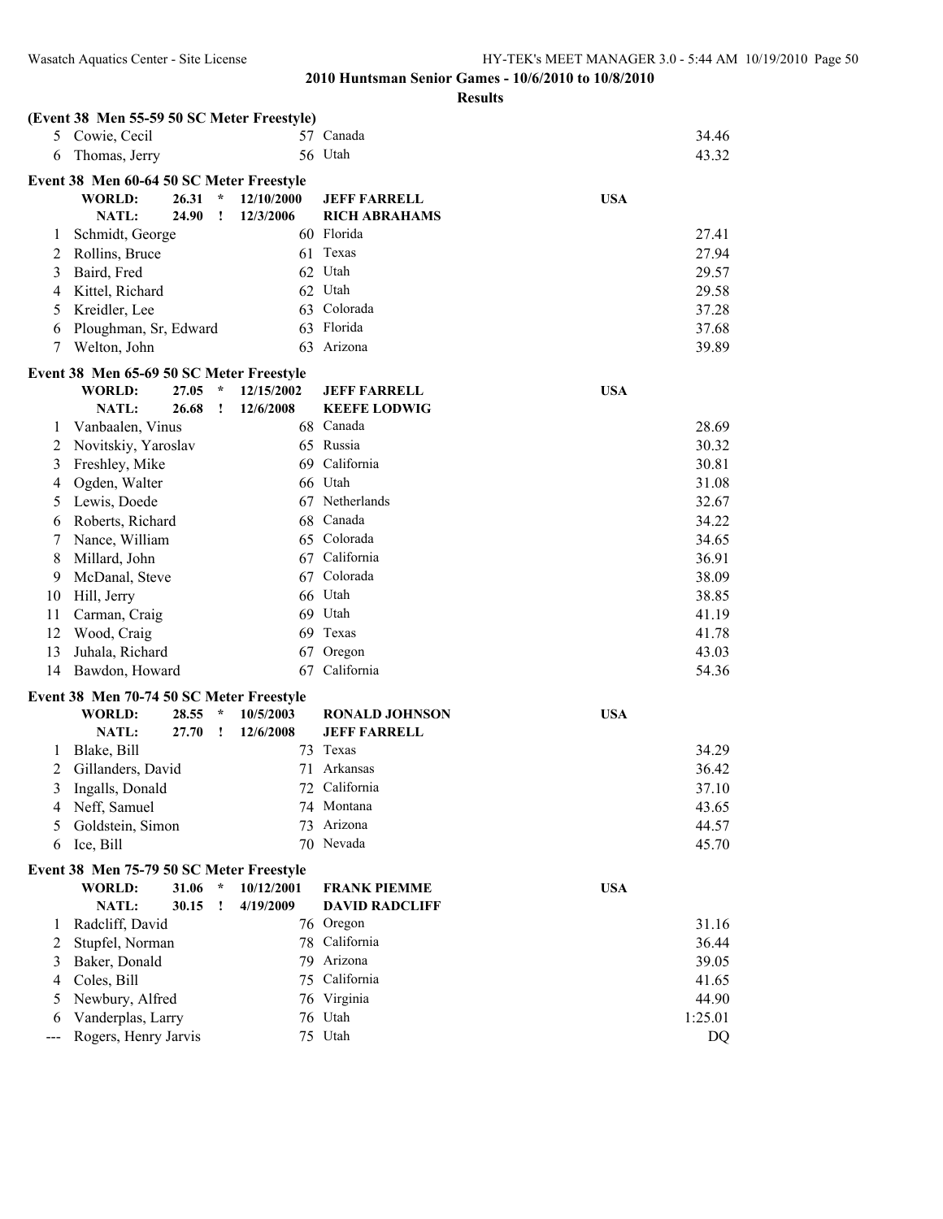## 2010 Huntsman Senior Games - 10/6/2010 to 10/8/2010

### Results

**(Event 38 Men 55-59 50 SC Meter Freestyle)**

| | Name | Age | Team | Time |
|---|---|---|---|---|
| 5 | Cowie, Cecil | 57 | Canada | 34.46 |
| 6 | Thomas, Jerry | 56 | Utah | 43.32 |

**Event 38 Men 60-64 50 SC Meter Freestyle**

| | | | | | |
|---|---|---|---|---|---|
| WORLD: | 26.31 | * | 12/10/2000 | JEFF FARRELL | USA |
| NATL: | 24.90 | ! | 12/3/2006 | RICH ABRAHAMS | |

| | Name | Age | Team | Time |
|---|---|---|---|---|
| 1 | Schmidt, George | 60 | Florida | 27.41 |
| 2 | Rollins, Bruce | 61 | Texas | 27.94 |
| 3 | Baird, Fred | 62 | Utah | 29.57 |
| 4 | Kittel, Richard | 62 | Utah | 29.58 |
| 5 | Kreidler, Lee | 63 | Colorada | 37.28 |
| 6 | Ploughman, Sr, Edward | 63 | Florida | 37.68 |
| 7 | Welton, John | 63 | Arizona | 39.89 |

**Event 38 Men 65-69 50 SC Meter Freestyle**

| | | | | | |
|---|---|---|---|---|---|
| WORLD: | 27.05 | * | 12/15/2002 | JEFF FARRELL | USA |
| NATL: | 26.68 | ! | 12/6/2008 | KEEFE LODWIG | |

| | Name | Age | Team | Time |
|---|---|---|---|---|
| 1 | Vanbaalen, Vinus | 68 | Canada | 28.69 |
| 2 | Novitskiy, Yaroslav | 65 | Russia | 30.32 |
| 3 | Freshley, Mike | 69 | California | 30.81 |
| 4 | Ogden, Walter | 66 | Utah | 31.08 |
| 5 | Lewis, Doede | 67 | Netherlands | 32.67 |
| 6 | Roberts, Richard | 68 | Canada | 34.22 |
| 7 | Nance, William | 65 | Colorada | 34.65 |
| 8 | Millard, John | 67 | California | 36.91 |
| 9 | McDanal, Steve | 67 | Colorada | 38.09 |
| 10 | Hill, Jerry | 66 | Utah | 38.85 |
| 11 | Carman, Craig | 69 | Utah | 41.19 |
| 12 | Wood, Craig | 69 | Texas | 41.78 |
| 13 | Juhala, Richard | 67 | Oregon | 43.03 |
| 14 | Bawdon, Howard | 67 | California | 54.36 |

**Event 38 Men 70-74 50 SC Meter Freestyle**

| | | | | | |
|---|---|---|---|---|---|
| WORLD: | 28.55 | * | 10/5/2003 | RONALD JOHNSON | USA |
| NATL: | 27.70 | ! | 12/6/2008 | JEFF FARRELL | |

| | Name | Age | Team | Time |
|---|---|---|---|---|
| 1 | Blake, Bill | 73 | Texas | 34.29 |
| 2 | Gillanders, David | 71 | Arkansas | 36.42 |
| 3 | Ingalls, Donald | 72 | California | 37.10 |
| 4 | Neff, Samuel | 74 | Montana | 43.65 |
| 5 | Goldstein, Simon | 73 | Arizona | 44.57 |
| 6 | Ice, Bill | 70 | Nevada | 45.70 |

**Event 38 Men 75-79 50 SC Meter Freestyle**

| | | | | | |
|---|---|---|---|---|---|
| WORLD: | 31.06 | * | 10/12/2001 | FRANK PIEMME | USA |
| NATL: | 30.15 | ! | 4/19/2009 | DAVID RADCLIFF | |

| | Name | Age | Team | Time |
|---|---|---|---|---|
| 1 | Radcliff, David | 76 | Oregon | 31.16 |
| 2 | Stupfel, Norman | 78 | California | 36.44 |
| 3 | Baker, Donald | 79 | Arizona | 39.05 |
| 4 | Coles, Bill | 75 | California | 41.65 |
| 5 | Newbury, Alfred | 76 | Virginia | 44.90 |
| 6 | Vanderplas, Larry | 76 | Utah | 1:25.01 |
| --- | Rogers, Henry Jarvis | 75 | Utah | DQ |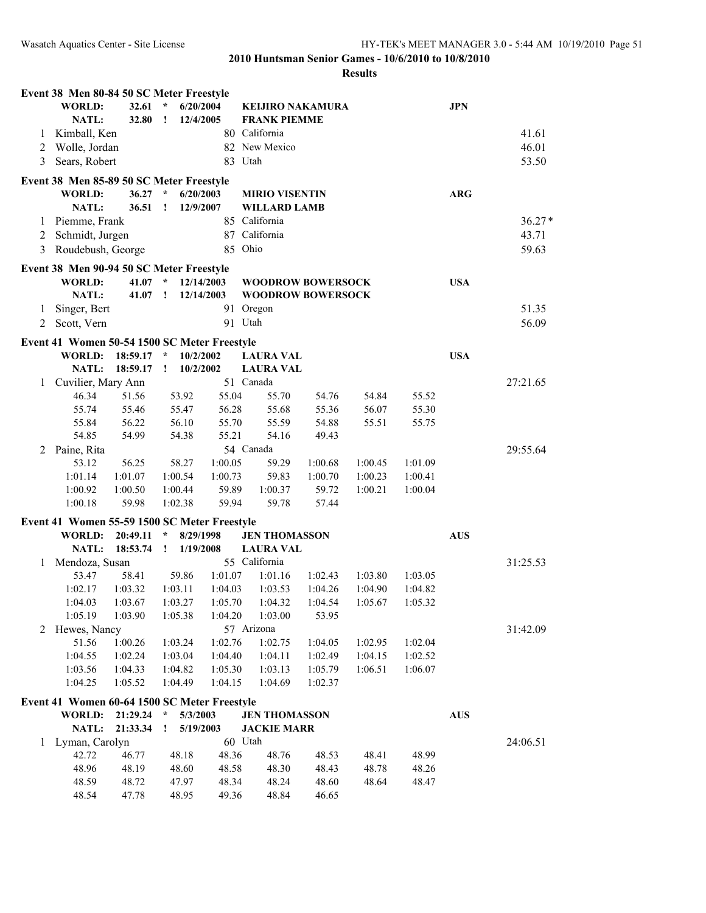## 2010 Huntsman Senior Games - 10/6/2010 to 10/8/2010

### Results

**Event 38 Men 80-84 50 SC Meter Freestyle**

| | | | | | |
|---|---|---|---|---|---|
| WORLD: | 32.61 * | 6/20/2004 | KEIJIRO NAKAMURA | JPN | |
| NATL: | 32.80 ! | 12/4/2005 | FRANK PIEMME | | |
| 1 | Kimball, Ken | 80 | California | | 41.61 |
| 2 | Wolle, Jordan | 82 | New Mexico | | 46.01 |
| 3 | Sears, Robert | 83 | Utah | | 53.50 |

**Event 38 Men 85-89 50 SC Meter Freestyle**

| | | | | | |
|---|---|---|---|---|---|
| WORLD: | 36.27 * | 6/20/2003 | MIRIO VISENTIN | ARG | |
| NATL: | 36.51 ! | 12/9/2007 | WILLARD LAMB | | |
| 1 | Piemme, Frank | 85 | California | | 36.27* |
| 2 | Schmidt, Jurgen | 87 | California | | 43.71 |
| 3 | Roudebush, George | 85 | Ohio | | 59.63 |

**Event 38 Men 90-94 50 SC Meter Freestyle**

| | | | | | |
|---|---|---|---|---|---|
| WORLD: | 41.07 * | 12/14/2003 | WOODROW BOWERSOCK | USA | |
| NATL: | 41.07 ! | 12/14/2003 | WOODROW BOWERSOCK | | |
| 1 | Singer, Bert | 91 | Oregon | | 51.35 |
| 2 | Scott, Vern | 91 | Utah | | 56.09 |

**Event 41 Women 50-54 1500 SC Meter Freestyle**

WORLD: 18:59.17 * 10/2/2002 LAURA VAL USA
NATL: 18:59.17 ! 10/2/2002 LAURA VAL

1 Cuvilier, Mary Ann — 51 Canada — 27:21.65

| | | | | | | | |
|---|---|---|---|---|---|---|---|
| 46.34 | 51.56 | 53.92 | 55.04 | 55.70 | 54.76 | 54.84 | 55.52 |
| 55.74 | 55.46 | 55.47 | 56.28 | 55.68 | 55.36 | 56.07 | 55.30 |
| 55.84 | 56.22 | 56.10 | 55.70 | 55.59 | 54.88 | 55.51 | 55.75 |
| 54.85 | 54.99 | 54.38 | 55.21 | 54.16 | 49.43 | | |

2 Paine, Rita — 54 Canada — 29:55.64

| | | | | | | | |
|---|---|---|---|---|---|---|---|
| 53.12 | 56.25 | 58.27 | 1:00.05 | 59.29 | 1:00.68 | 1:00.45 | 1:01.09 |
| 1:01.14 | 1:01.07 | 1:00.54 | 1:00.73 | 59.83 | 1:00.70 | 1:00.23 | 1:00.41 |
| 1:00.92 | 1:00.50 | 1:00.44 | 59.89 | 1:00.37 | 59.72 | 1:00.21 | 1:00.04 |
| 1:00.18 | 59.98 | 1:02.38 | 59.94 | 59.78 | 57.44 | | |

**Event 41 Women 55-59 1500 SC Meter Freestyle**

WORLD: 20:49.11 * 8/29/1998 JEN THOMASSON AUS
NATL: 18:53.74 ! 1/19/2008 LAURA VAL

1 Mendoza, Susan — 55 California — 31:25.53

| | | | | | | | |
|---|---|---|---|---|---|---|---|
| 53.47 | 58.41 | 59.86 | 1:01.07 | 1:01.16 | 1:02.43 | 1:03.80 | 1:03.05 |
| 1:02.17 | 1:03.32 | 1:03.11 | 1:04.03 | 1:03.53 | 1:04.26 | 1:04.90 | 1:04.82 |
| 1:04.03 | 1:03.67 | 1:03.27 | 1:05.70 | 1:04.32 | 1:04.54 | 1:05.67 | 1:05.32 |
| 1:05.19 | 1:03.90 | 1:05.38 | 1:04.20 | 1:03.00 | 53.95 | | |

2 Hewes, Nancy — 57 Arizona — 31:42.09

| | | | | | | | |
|---|---|---|---|---|---|---|---|
| 51.56 | 1:00.26 | 1:03.24 | 1:02.76 | 1:02.75 | 1:04.05 | 1:02.95 | 1:02.04 |
| 1:04.55 | 1:02.24 | 1:03.04 | 1:04.40 | 1:04.11 | 1:02.49 | 1:04.15 | 1:02.52 |
| 1:03.56 | 1:04.33 | 1:04.82 | 1:05.30 | 1:03.13 | 1:05.79 | 1:06.51 | 1:06.07 |
| 1:04.25 | 1:05.52 | 1:04.49 | 1:04.15 | 1:04.69 | 1:02.37 | | |

**Event 41 Women 60-64 1500 SC Meter Freestyle**

WORLD: 21:29.24 * 5/3/2003 JEN THOMASSON AUS
NATL: 21:33.34 ! 5/19/2003 JACKIE MARR

1 Lyman, Carolyn — 60 Utah — 24:06.51

| | | | | | | | |
|---|---|---|---|---|---|---|---|
| 42.72 | 46.77 | 48.18 | 48.36 | 48.76 | 48.53 | 48.41 | 48.99 |
| 48.96 | 48.19 | 48.60 | 48.58 | 48.30 | 48.43 | 48.78 | 48.26 |
| 48.59 | 48.72 | 47.97 | 48.34 | 48.24 | 48.60 | 48.64 | 48.47 |
| 48.54 | 47.78 | 48.95 | 49.36 | 48.84 | 46.65 | | |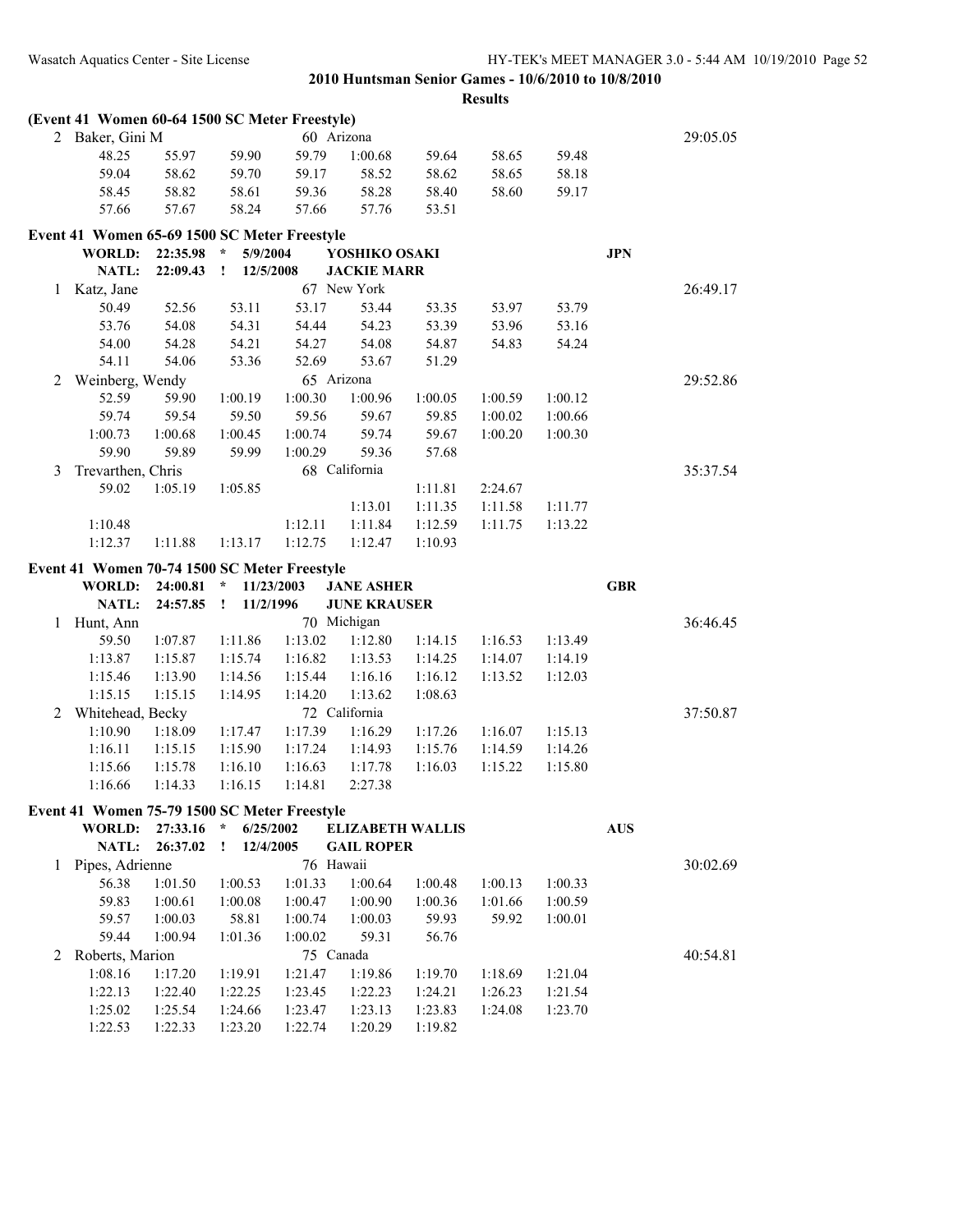**2010 Huntsman Senior Games - 10/6/2010 to 10/8/2010**

**Results**

### (Event 41 Women 60-64 1500 SC Meter Freestyle)

2 Baker, Gini M — 60 Arizona — 29:05.05

| | | | | | | | |
|---|---|---|---|---|---|---|---|
| 48.25 | 55.97 | 59.90 | 59.79 | 1:00.68 | 59.64 | 58.65 | 59.48 |
| 59.04 | 58.62 | 59.70 | 59.17 | 58.52 | 58.62 | 58.65 | 58.18 |
| 58.45 | 58.82 | 58.61 | 59.36 | 58.28 | 58.40 | 58.60 | 59.17 |
| 57.66 | 57.67 | 58.24 | 57.66 | 57.76 | 53.51 | | |

### Event 41 Women 65-69 1500 SC Meter Freestyle

**WORLD: 22:35.98 * 5/9/2004 YOSHIKO OSAKI JPN**
**NATL: 22:09.43 ! 12/5/2008 JACKIE MARR**

1 Katz, Jane — 67 New York — 26:49.17

| | | | | | | | |
|---|---|---|---|---|---|---|---|
| 50.49 | 52.56 | 53.11 | 53.17 | 53.44 | 53.35 | 53.97 | 53.79 |
| 53.76 | 54.08 | 54.31 | 54.44 | 54.23 | 53.39 | 53.96 | 53.16 |
| 54.00 | 54.28 | 54.21 | 54.27 | 54.08 | 54.87 | 54.83 | 54.24 |
| 54.11 | 54.06 | 53.36 | 52.69 | 53.67 | 51.29 | | |

2 Weinberg, Wendy — 65 Arizona — 29:52.86

| | | | | | | | |
|---|---|---|---|---|---|---|---|
| 52.59 | 59.90 | 1:00.19 | 1:00.30 | 1:00.96 | 1:00.05 | 1:00.59 | 1:00.12 |
| 59.74 | 59.54 | 59.50 | 59.56 | 59.67 | 59.85 | 1:00.02 | 1:00.66 |
| 1:00.73 | 1:00.68 | 1:00.45 | 1:00.74 | 59.74 | 59.67 | 1:00.20 | 1:00.30 |
| 59.90 | 59.89 | 59.99 | 1:00.29 | 59.36 | 57.68 | | |

3 Trevarthen, Chris — 68 California — 35:37.54

| | | | | | | | |
|---|---|---|---|---|---|---|---|
| 59.02 | 1:05.19 | 1:05.85 | | | 1:11.81 | 2:24.67 | |
| | | | | 1:13.01 | 1:11.35 | 1:11.58 | 1:11.77 |
| 1:10.48 | | | 1:12.11 | 1:11.84 | 1:12.59 | 1:11.75 | 1:13.22 |
| 1:12.37 | 1:11.88 | 1:13.17 | 1:12.75 | 1:12.47 | 1:10.93 | | |

### Event 41 Women 70-74 1500 SC Meter Freestyle

**WORLD: 24:00.81 * 11/23/2003 JANE ASHER GBR**
**NATL: 24:57.85 ! 11/2/1996 JUNE KRAUSER**

1 Hunt, Ann — 70 Michigan — 36:46.45

| | | | | | | | |
|---|---|---|---|---|---|---|---|
| 59.50 | 1:07.87 | 1:11.86 | 1:13.02 | 1:12.80 | 1:14.15 | 1:16.53 | 1:13.49 |
| 1:13.87 | 1:15.87 | 1:15.74 | 1:16.82 | 1:13.53 | 1:14.25 | 1:14.07 | 1:14.19 |
| 1:15.46 | 1:13.90 | 1:14.56 | 1:15.44 | 1:16.16 | 1:16.12 | 1:13.52 | 1:12.03 |
| 1:15.15 | 1:15.15 | 1:14.95 | 1:14.20 | 1:13.62 | 1:08.63 | | |

2 Whitehead, Becky — 72 California — 37:50.87

| | | | | | | | |
|---|---|---|---|---|---|---|---|
| 1:10.90 | 1:18.09 | 1:17.47 | 1:17.39 | 1:16.29 | 1:17.26 | 1:16.07 | 1:15.13 |
| 1:16.11 | 1:15.15 | 1:15.90 | 1:17.24 | 1:14.93 | 1:15.76 | 1:14.59 | 1:14.26 |
| 1:15.66 | 1:15.78 | 1:16.10 | 1:16.63 | 1:17.78 | 1:16.03 | 1:15.22 | 1:15.80 |
| 1:16.66 | 1:14.33 | 1:16.15 | 1:14.81 | 2:27.38 | | | |

### Event 41 Women 75-79 1500 SC Meter Freestyle

**WORLD: 27:33.16 * 6/25/2002 ELIZABETH WALLIS AUS**
**NATL: 26:37.02 ! 12/4/2005 GAIL ROPER**

1 Pipes, Adrienne — 76 Hawaii — 30:02.69

| | | | | | | | |
|---|---|---|---|---|---|---|---|
| 56.38 | 1:01.50 | 1:00.53 | 1:01.33 | 1:00.64 | 1:00.48 | 1:00.13 | 1:00.33 |
| 59.83 | 1:00.61 | 1:00.08 | 1:00.47 | 1:00.90 | 1:00.36 | 1:01.66 | 1:00.59 |
| 59.57 | 1:00.03 | 58.81 | 1:00.74 | 1:00.03 | 59.93 | 59.92 | 1:00.01 |
| 59.44 | 1:00.94 | 1:01.36 | 1:00.02 | 59.31 | 56.76 | | |

2 Roberts, Marion — 75 Canada — 40:54.81

| | | | | | | | |
|---|---|---|---|---|---|---|---|
| 1:08.16 | 1:17.20 | 1:19.91 | 1:21.47 | 1:19.86 | 1:19.70 | 1:18.69 | 1:21.04 |
| 1:22.13 | 1:22.40 | 1:22.25 | 1:23.45 | 1:22.23 | 1:24.21 | 1:26.23 | 1:21.54 |
| 1:25.02 | 1:25.54 | 1:24.66 | 1:23.47 | 1:23.13 | 1:23.83 | 1:24.08 | 1:23.70 |
| 1:22.53 | 1:22.33 | 1:23.20 | 1:22.74 | 1:20.29 | 1:19.82 | | |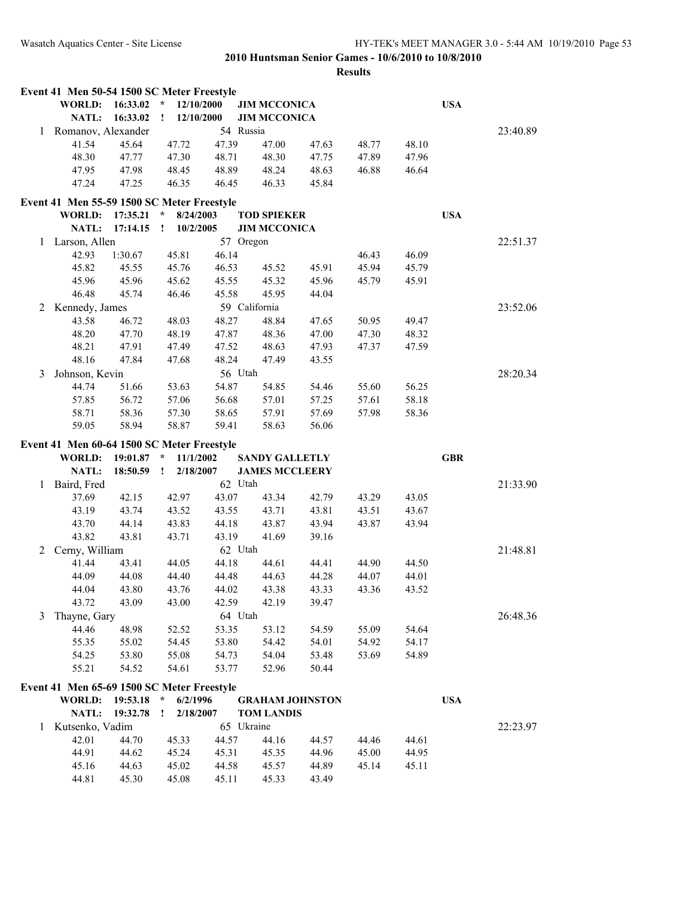## 2010 Huntsman Senior Games - 10/6/2010 to 10/8/2010

### Results

**Event 41 Men 50-54 1500 SC Meter Freestyle**

WORLD: 16:33.02 * 12/10/2000 JIM MCCONICA USA
NATL: 16:33.02 ! 12/10/2000 JIM MCCONICA

| | Name | Age | Team | | | | | | | Finals Time |
|---|---|---|---|---|---|---|---|---|---|---|
| 1 | Romanov, Alexander | 54 | Russia | | | | | | | 23:40.89 |
| | 41.54 | 45.64 | 47.72 | 47.39 | 47.00 | 47.63 | 48.77 | 48.10 | | |
| | 48.30 | 47.77 | 47.30 | 48.71 | 48.30 | 47.75 | 47.89 | 47.96 | | |
| | 47.95 | 47.98 | 48.45 | 48.89 | 48.24 | 48.63 | 46.88 | 46.64 | | |
| | 47.24 | 47.25 | 46.35 | 46.45 | 46.33 | 45.84 | | | | |

**Event 41 Men 55-59 1500 SC Meter Freestyle**

WORLD: 17:35.21 * 8/24/2003 TOD SPIEKER USA
NATL: 17:14.15 ! 10/2/2005 JIM MCCONICA

| | Name | Age | Team | | | | | | | Finals Time |
|---|---|---|---|---|---|---|---|---|---|---|
| 1 | Larson, Allen | 57 | Oregon | | | | | | | 22:51.37 |
| | 42.93 | 1:30.67 | 45.81 | 46.14 | | | 46.43 | 46.09 | | |
| | 45.82 | 45.55 | 45.76 | 46.53 | 45.52 | 45.91 | 45.94 | 45.79 | | |
| | 45.96 | 45.96 | 45.62 | 45.55 | 45.32 | 45.96 | 45.79 | 45.91 | | |
| | 46.48 | 45.74 | 46.46 | 45.58 | 45.95 | 44.04 | | | | |
| 2 | Kennedy, James | 59 | California | | | | | | | 23:52.06 |
| | 43.58 | 46.72 | 48.03 | 48.27 | 48.84 | 47.65 | 50.95 | 49.47 | | |
| | 48.20 | 47.70 | 48.19 | 47.87 | 48.36 | 47.00 | 47.30 | 48.32 | | |
| | 48.21 | 47.91 | 47.49 | 47.52 | 48.63 | 47.93 | 47.37 | 47.59 | | |
| | 48.16 | 47.84 | 47.68 | 48.24 | 47.49 | 43.55 | | | | |
| 3 | Johnson, Kevin | 56 | Utah | | | | | | | 28:20.34 |
| | 44.74 | 51.66 | 53.63 | 54.87 | 54.85 | 54.46 | 55.60 | 56.25 | | |
| | 57.85 | 56.72 | 57.06 | 56.68 | 57.01 | 57.25 | 57.61 | 58.18 | | |
| | 58.71 | 58.36 | 57.30 | 58.65 | 57.91 | 57.69 | 57.98 | 58.36 | | |
| | 59.05 | 58.94 | 58.87 | 59.41 | 58.63 | 56.06 | | | | |

**Event 41 Men 60-64 1500 SC Meter Freestyle**

WORLD: 19:01.87 * 11/1/2002 SANDY GALLETLY GBR
NATL: 18:50.59 ! 2/18/2007 JAMES MCCLEERY

| | Name | Age | Team | | | | | | | Finals Time |
|---|---|---|---|---|---|---|---|---|---|---|
| 1 | Baird, Fred | 62 | Utah | | | | | | | 21:33.90 |
| | 37.69 | 42.15 | 42.97 | 43.07 | 43.34 | 42.79 | 43.29 | 43.05 | | |
| | 43.19 | 43.74 | 43.52 | 43.55 | 43.71 | 43.81 | 43.51 | 43.67 | | |
| | 43.70 | 44.14 | 43.83 | 44.18 | 43.87 | 43.94 | 43.87 | 43.94 | | |
| | 43.82 | 43.81 | 43.71 | 43.19 | 41.69 | 39.16 | | | | |
| 2 | Cerny, William | 62 | Utah | | | | | | | 21:48.81 |
| | 41.44 | 43.41 | 44.05 | 44.18 | 44.61 | 44.41 | 44.90 | 44.50 | | |
| | 44.09 | 44.08 | 44.40 | 44.48 | 44.63 | 44.28 | 44.07 | 44.01 | | |
| | 44.04 | 43.80 | 43.76 | 44.02 | 43.38 | 43.33 | 43.36 | 43.52 | | |
| | 43.72 | 43.09 | 43.00 | 42.59 | 42.19 | 39.47 | | | | |
| 3 | Thayne, Gary | 64 | Utah | | | | | | | 26:48.36 |
| | 44.46 | 48.98 | 52.52 | 53.35 | 53.12 | 54.59 | 55.09 | 54.64 | | |
| | 55.35 | 55.02 | 54.45 | 53.80 | 54.42 | 54.01 | 54.92 | 54.17 | | |
| | 54.25 | 53.80 | 55.08 | 54.73 | 54.04 | 53.48 | 53.69 | 54.89 | | |
| | 55.21 | 54.52 | 54.61 | 53.77 | 52.96 | 50.44 | | | | |

**Event 41 Men 65-69 1500 SC Meter Freestyle**

WORLD: 19:53.18 * 6/2/1996 GRAHAM JOHNSTON USA
NATL: 19:32.78 ! 2/18/2007 TOM LANDIS

| | Name | Age | Team | | | | | | | Finals Time |
|---|---|---|---|---|---|---|---|---|---|---|
| 1 | Kutsenko, Vadim | 65 | Ukraine | | | | | | | 22:23.97 |
| | 42.01 | 44.70 | 45.33 | 44.57 | 44.16 | 44.57 | 44.46 | 44.61 | | |
| | 44.91 | 44.62 | 45.24 | 45.31 | 45.35 | 44.96 | 45.00 | 44.95 | | |
| | 45.16 | 44.63 | 45.02 | 44.58 | 45.57 | 44.89 | 45.14 | 45.11 | | |
| | 44.81 | 45.30 | 45.08 | 45.11 | 45.33 | 43.49 | | | | |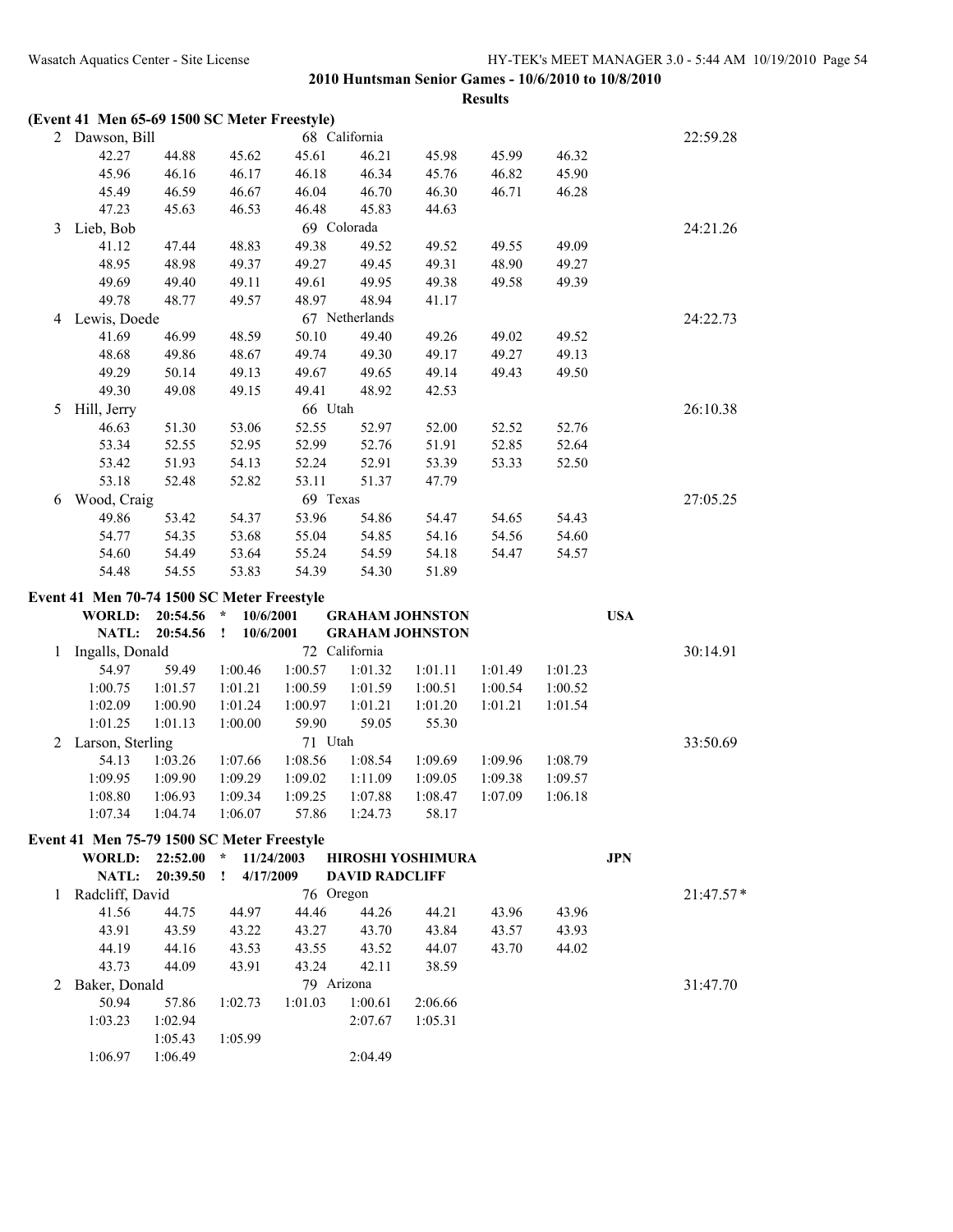**(Event 41 Men 65-69 1500 SC Meter Freestyle)**

| | | | | | | | | Finals Time |
|---|---|---|---|---|---|---|---|---|
| 2 Dawson, Bill | | | 68 California | | | | | 22:59.28 |
| 42.27 | 44.88 | 45.62 | 45.61 | 46.21 | 45.98 | 45.99 | 46.32 | |
| 45.96 | 46.16 | 46.17 | 46.18 | 46.34 | 45.76 | 46.82 | 45.90 | |
| 45.49 | 46.59 | 46.67 | 46.04 | 46.70 | 46.30 | 46.71 | 46.28 | |
| 47.23 | 45.63 | 46.53 | 46.48 | 45.83 | 44.63 | | | |
| 3 Lieb, Bob | | | 69 Colorado | | | | | 24:21.26 |
| 41.12 | 47.44 | 48.83 | 49.38 | 49.52 | 49.52 | 49.55 | 49.09 | |
| 48.95 | 48.98 | 49.37 | 49.27 | 49.45 | 49.31 | 48.90 | 49.27 | |
| 49.69 | 49.40 | 49.11 | 49.61 | 49.95 | 49.38 | 49.58 | 49.39 | |
| 49.78 | 48.77 | 49.57 | 48.97 | 48.94 | 41.17 | | | |
| 4 Lewis, Doede | | | 67 Netherlands | | | | | 24:22.73 |
| 41.69 | 46.99 | 48.59 | 50.10 | 49.40 | 49.26 | 49.02 | 49.52 | |
| 48.68 | 49.86 | 48.67 | 49.74 | 49.30 | 49.17 | 49.27 | 49.13 | |
| 49.29 | 50.14 | 49.13 | 49.67 | 49.65 | 49.14 | 49.43 | 49.50 | |
| 49.30 | 49.08 | 49.15 | 49.41 | 48.92 | 42.53 | | | |
| 5 Hill, Jerry | | | 66 Utah | | | | | 26:10.38 |
| 46.63 | 51.30 | 53.06 | 52.55 | 52.97 | 52.00 | 52.52 | 52.76 | |
| 53.34 | 52.55 | 52.95 | 52.99 | 52.76 | 51.91 | 52.85 | 52.64 | |
| 53.42 | 51.93 | 54.13 | 52.24 | 52.91 | 53.39 | 53.33 | 52.50 | |
| 53.18 | 52.48 | 52.82 | 53.11 | 51.37 | 47.79 | | | |
| 6 Wood, Craig | | | 69 Texas | | | | | 27:05.25 |
| 49.86 | 53.42 | 54.37 | 53.96 | 54.86 | 54.47 | 54.65 | 54.43 | |
| 54.77 | 54.35 | 53.68 | 55.04 | 54.85 | 54.16 | 54.56 | 54.60 | |
| 54.60 | 54.49 | 53.64 | 55.24 | 54.59 | 54.18 | 54.47 | 54.57 | |
| 54.48 | 54.55 | 53.83 | 54.39 | 54.30 | 51.89 | | | |

**Event 41 Men 70-74 1500 SC Meter Freestyle**

WORLD: 20:54.56 * 10/6/2001 GRAHAM JOHNSTON USA
NATL: 20:54.56 ! 10/6/2001 GRAHAM JOHNSTON

| | | | | | | | | Finals Time |
|---|---|---|---|---|---|---|---|---|
| 1 Ingalls, Donald | | | 72 California | | | | | 30:14.91 |
| 54.97 | 59.49 | 1:00.46 | 1:00.57 | 1:01.32 | 1:01.11 | 1:01.49 | 1:01.23 | |
| 1:00.75 | 1:01.57 | 1:01.21 | 1:00.59 | 1:01.59 | 1:00.51 | 1:00.54 | 1:00.52 | |
| 1:02.09 | 1:00.90 | 1:01.24 | 1:00.97 | 1:01.21 | 1:01.20 | 1:01.21 | 1:01.54 | |
| 1:01.25 | 1:01.13 | 1:00.00 | 59.90 | 59.05 | 55.30 | | | |
| 2 Larson, Sterling | | | 71 Utah | | | | | 33:50.69 |
| 54.13 | 1:03.26 | 1:07.66 | 1:08.56 | 1:08.54 | 1:09.69 | 1:09.96 | 1:08.79 | |
| 1:09.95 | 1:09.90 | 1:09.29 | 1:09.02 | 1:11.09 | 1:09.05 | 1:09.38 | 1:09.57 | |
| 1:08.80 | 1:06.93 | 1:09.34 | 1:09.25 | 1:07.88 | 1:08.47 | 1:07.09 | 1:06.18 | |
| 1:07.34 | 1:04.74 | 1:06.07 | 57.86 | 1:24.73 | 58.17 | | | |

**Event 41 Men 75-79 1500 SC Meter Freestyle**

WORLD: 22:52.00 * 11/24/2003 HIROSHI YOSHIMURA JPN
NATL: 20:39.50 ! 4/17/2009 DAVID RADCLIFF

| | | | | | | | | Finals Time |
|---|---|---|---|---|---|---|---|---|
| 1 Radcliff, David | | | 76 Oregon | | | | | 21:47.57* |
| 41.56 | 44.75 | 44.97 | 44.46 | 44.26 | 44.21 | 43.96 | 43.96 | |
| 43.91 | 43.59 | 43.22 | 43.27 | 43.70 | 43.84 | 43.57 | 43.93 | |
| 44.19 | 44.16 | 43.53 | 43.55 | 43.52 | 44.07 | 43.70 | 44.02 | |
| 43.73 | 44.09 | 43.91 | 43.24 | 42.11 | 38.59 | | | |
| 2 Baker, Donald | | | 79 Arizona | | | | | 31:47.70 |
| 50.94 | 57.86 | 1:02.73 | 1:01.03 | 1:00.61 | 2:06.66 | | | |
| 1:03.23 | 1:02.94 | | | 2:07.67 | 1:05.31 | | | |
| | 1:05.43 | 1:05.99 | | | | | | |
| 1:06.97 | 1:06.49 | | | 2:04.49 | | | | |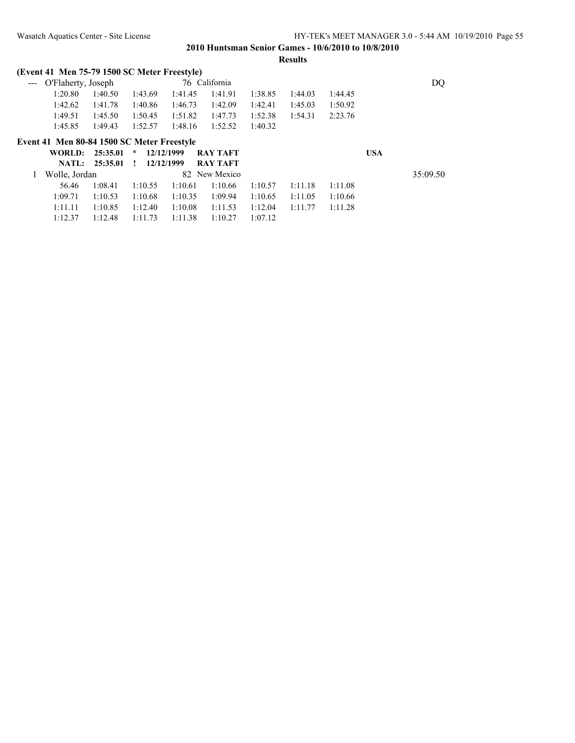**2010 Huntsman Senior Games - 10/6/2010 to 10/8/2010**

**Results**

**(Event 41 Men 75-79 1500 SC Meter Freestyle)**

| | | | | | | | | | |
|---|---|---|---|---|---|---|---|---|---|
| --- | O'Flaherty, Joseph | | | 76 California | | | | | DQ |
| | 1:20.80 | 1:40.50 | 1:43.69 | 1:41.45 | 1:41.91 | 1:38.85 | 1:44.03 | 1:44.45 | |
| | 1:42.62 | 1:41.78 | 1:40.86 | 1:46.73 | 1:42.09 | 1:42.41 | 1:45.03 | 1:50.92 | |
| | 1:49.51 | 1:45.50 | 1:50.45 | 1:51.82 | 1:47.73 | 1:52.38 | 1:54.31 | 2:23.76 | |
| | 1:45.85 | 1:49.43 | 1:52.57 | 1:48.16 | 1:52.52 | 1:40.32 | | | |

**Event 41 Men 80-84 1500 SC Meter Freestyle**

| | | | | |
|---|---|---|---|---|
| **WORLD:** | **25:35.01** | * **12/12/1999** | **RAY TAFT** | **USA** |
| **NATL:** | **25:35.01** | ! **12/12/1999** | **RAY TAFT** | |

| | | | | | | | | | |
|---|---|---|---|---|---|---|---|---|---|
| 1 | Wolle, Jordan | | | 82 New Mexico | | | | | 35:09.50 |
| | 56.46 | 1:08.41 | 1:10.55 | 1:10.61 | 1:10.66 | 1:10.57 | 1:11.18 | 1:11.08 | |
| | 1:09.71 | 1:10.53 | 1:10.68 | 1:10.35 | 1:09.94 | 1:10.65 | 1:11.05 | 1:10.66 | |
| | 1:11.11 | 1:10.85 | 1:12.40 | 1:10.08 | 1:11.53 | 1:12.04 | 1:11.77 | 1:11.28 | |
| | 1:12.37 | 1:12.48 | 1:11.73 | 1:11.38 | 1:10.27 | 1:07.12 | | | |